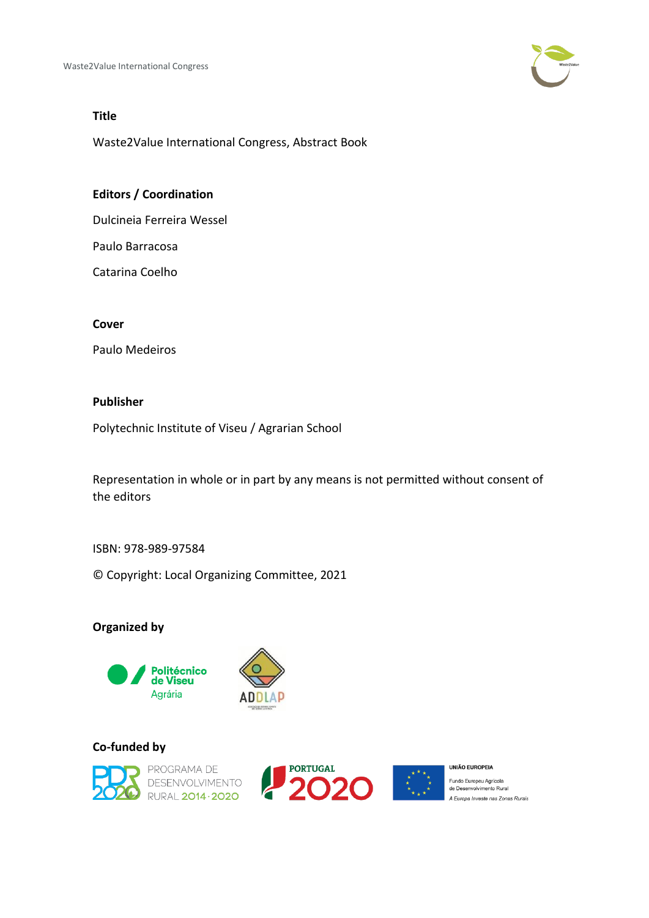**Title**

Waste2Value International Congress, Abstract Book

**Editors / Coordination**

Dulcineia Ferreira Wessel

Paulo Barracosa

Catarina Coelho

**Cover**

Paulo Medeiros

**Publisher**

Polytechnic Institute of Viseu / Agrarian School

Representation in whole or in part by any means is not permitted without consent of the editors

ISBN: 978-989-97584

© Copyright: Local Organizing Committee, 2021

**Organized by**

**Co-funded by**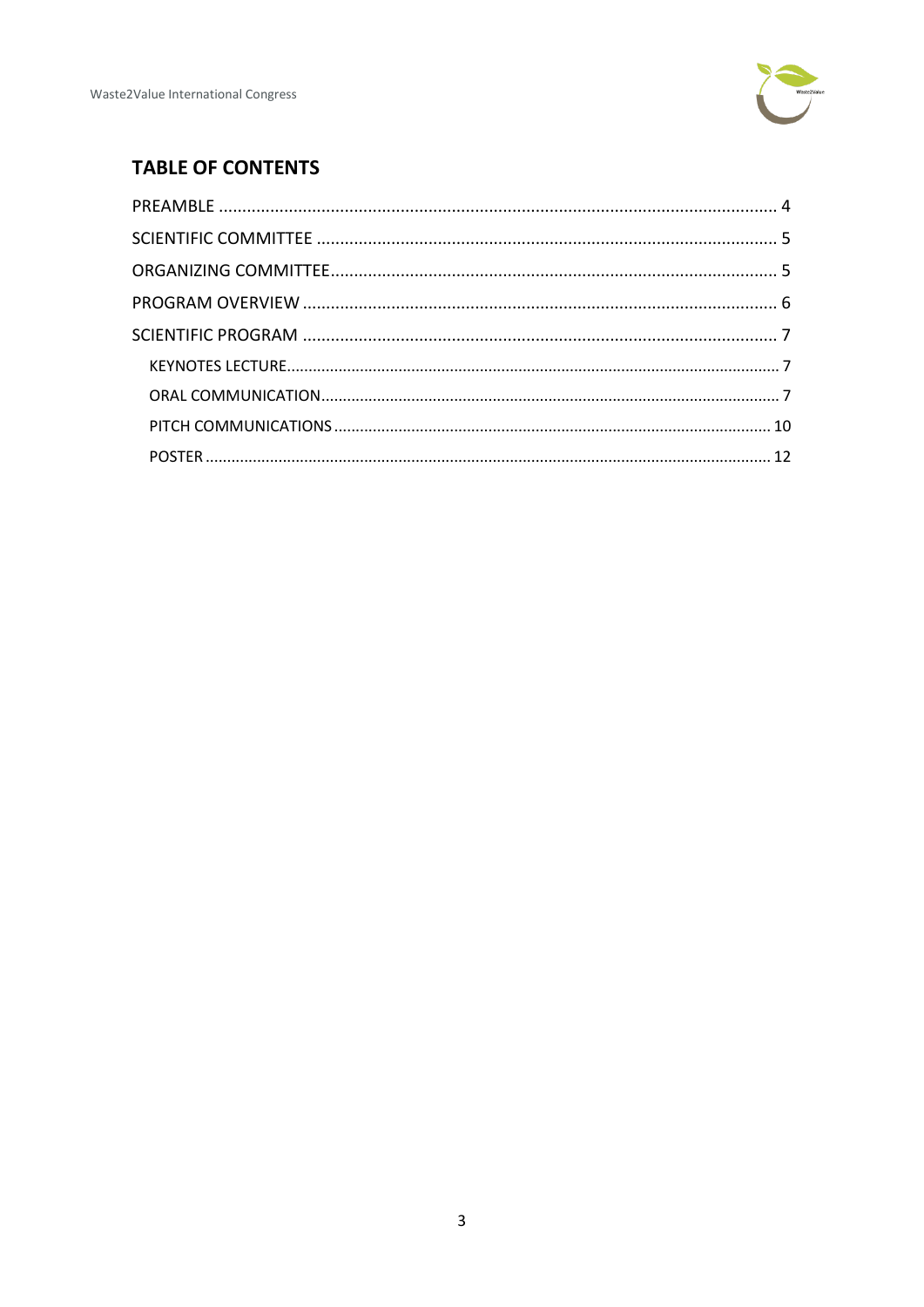## TABLE OF CONTENTS

PREAMBLE .................................................. 4

SCIENTIFIC COMMITTEE .................................................. 5

ORGANIZING COMMITTEE .................................................. 5

PROGRAM OVERVIEW .................................................. 6

SCIENTIFIC PROGRAM .................................................. 7

- KEYNOTES LECTURE .................................................. 7
- ORAL COMMUNICATION .................................................. 7
- PITCH COMMUNICATIONS .................................................. 10
- POSTER .................................................. 12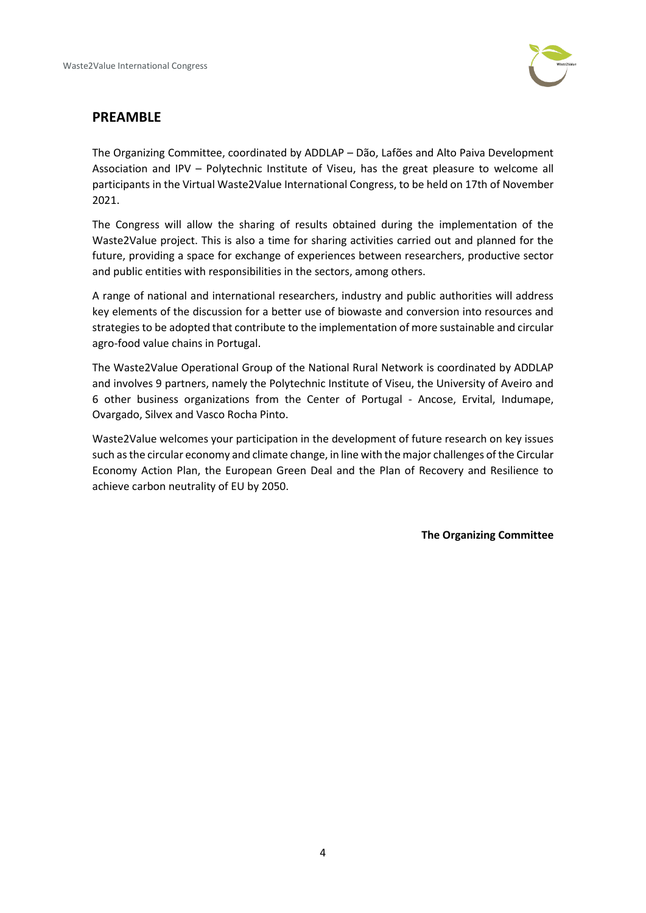## PREAMBLE

The Organizing Committee, coordinated by ADDLAP – Dão, Lafões and Alto Paiva Development Association and IPV – Polytechnic Institute of Viseu, has the great pleasure to welcome all participants in the Virtual Waste2Value International Congress, to be held on 17th of November 2021.

The Congress will allow the sharing of results obtained during the implementation of the Waste2Value project. This is also a time for sharing activities carried out and planned for the future, providing a space for exchange of experiences between researchers, productive sector and public entities with responsibilities in the sectors, among others.

A range of national and international researchers, industry and public authorities will address key elements of the discussion for a better use of biowaste and conversion into resources and strategies to be adopted that contribute to the implementation of more sustainable and circular agro-food value chains in Portugal.

The Waste2Value Operational Group of the National Rural Network is coordinated by ADDLAP and involves 9 partners, namely the Polytechnic Institute of Viseu, the University of Aveiro and 6 other business organizations from the Center of Portugal - Ancose, Ervital, Indumape, Ovargado, Silvex and Vasco Rocha Pinto.

Waste2Value welcomes your participation in the development of future research on key issues such as the circular economy and climate change, in line with the major challenges of the Circular Economy Action Plan, the European Green Deal and the Plan of Recovery and Resilience to achieve carbon neutrality of EU by 2050.

**The Organizing Committee**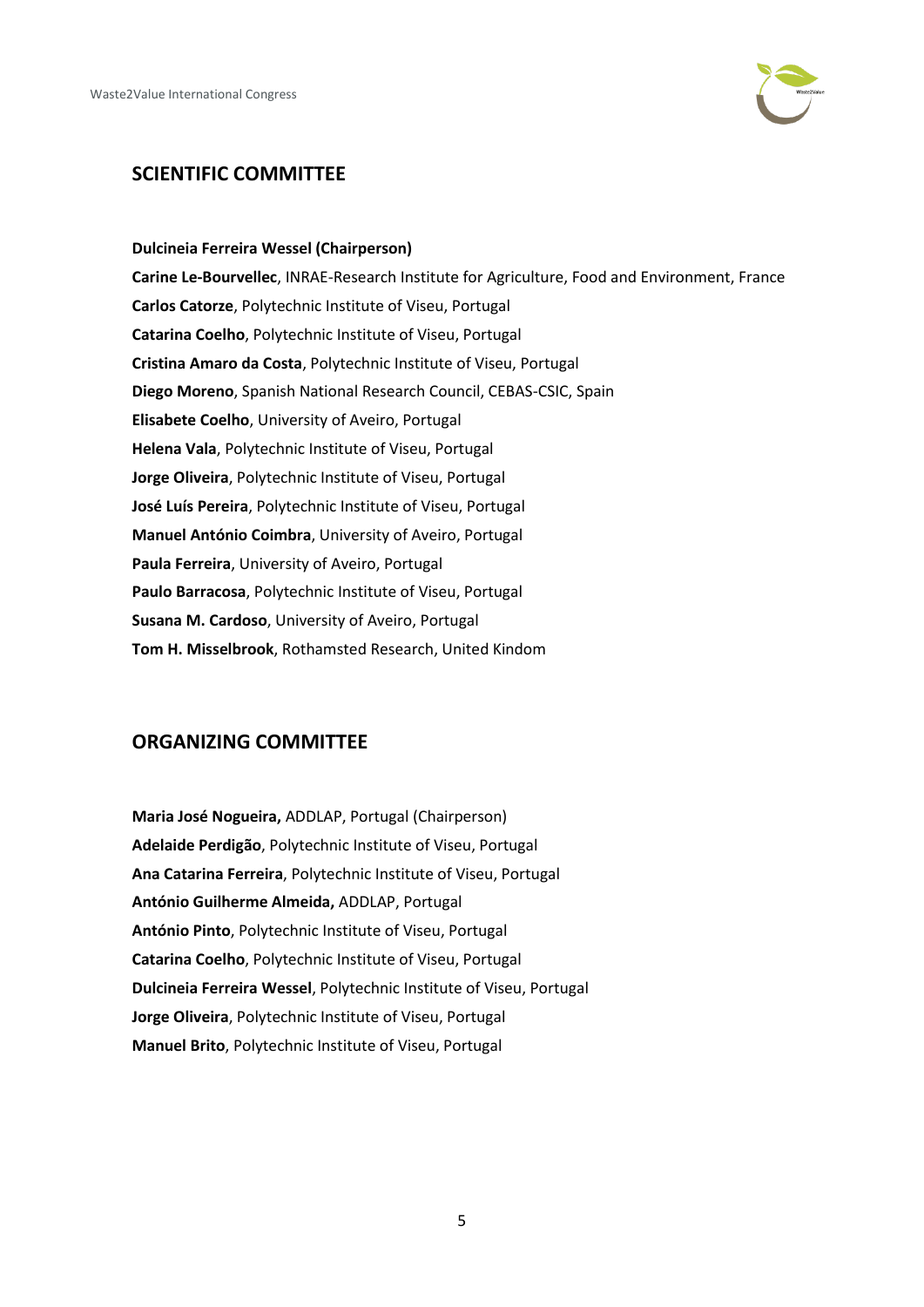## SCIENTIFIC COMMITTEE

**Dulcineia Ferreira Wessel (Chairperson)**
**Carine Le-Bourvellec**, INRAE-Research Institute for Agriculture, Food and Environment, France
**Carlos Catorze**, Polytechnic Institute of Viseu, Portugal
**Catarina Coelho**, Polytechnic Institute of Viseu, Portugal
**Cristina Amaro da Costa**, Polytechnic Institute of Viseu, Portugal
**Diego Moreno**, Spanish National Research Council, CEBAS-CSIC, Spain
**Elisabete Coelho**, University of Aveiro, Portugal
**Helena Vala**, Polytechnic Institute of Viseu, Portugal
**Jorge Oliveira**, Polytechnic Institute of Viseu, Portugal
**José Luís Pereira**, Polytechnic Institute of Viseu, Portugal
**Manuel António Coimbra**, University of Aveiro, Portugal
**Paula Ferreira**, University of Aveiro, Portugal
**Paulo Barracosa**, Polytechnic Institute of Viseu, Portugal
**Susana M. Cardoso**, University of Aveiro, Portugal
**Tom H. Misselbrook**, Rothamsted Research, United Kindom

## ORGANIZING COMMITTEE

**Maria José Nogueira,** ADDLAP, Portugal (Chairperson)
**Adelaide Perdigão**, Polytechnic Institute of Viseu, Portugal
**Ana Catarina Ferreira**, Polytechnic Institute of Viseu, Portugal
**António Guilherme Almeida,** ADDLAP, Portugal
**António Pinto**, Polytechnic Institute of Viseu, Portugal
**Catarina Coelho**, Polytechnic Institute of Viseu, Portugal
**Dulcineia Ferreira Wessel**, Polytechnic Institute of Viseu, Portugal
**Jorge Oliveira**, Polytechnic Institute of Viseu, Portugal
**Manuel Brito**, Polytechnic Institute of Viseu, Portugal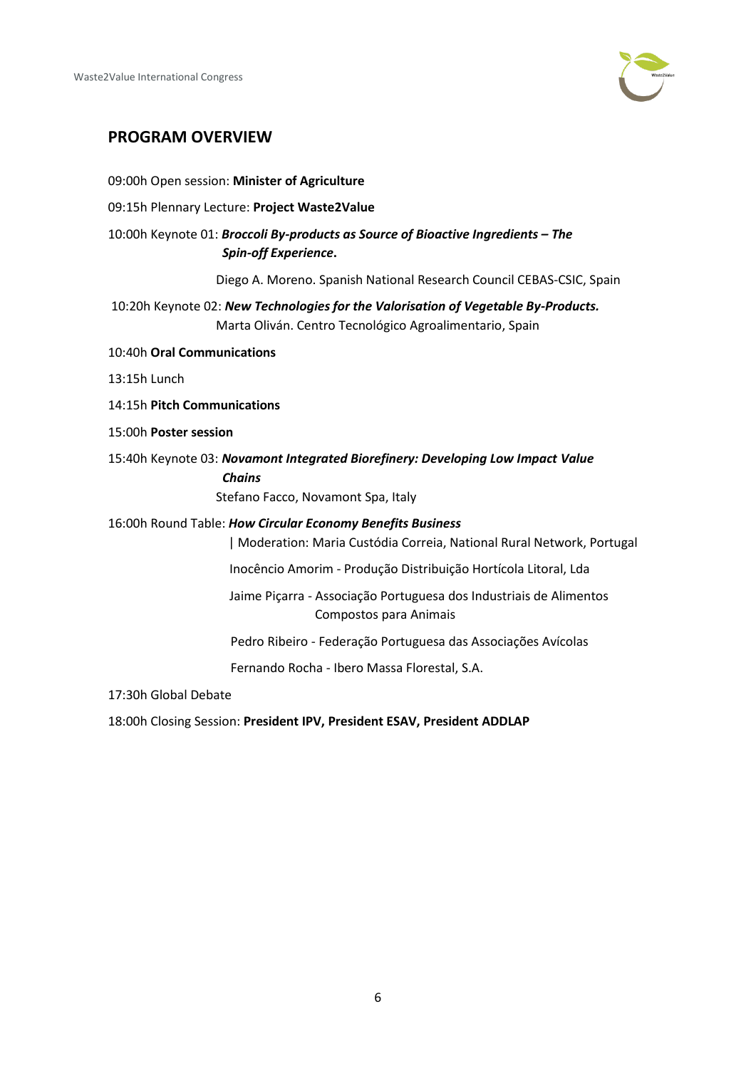## PROGRAM OVERVIEW

09:00h Open session: **Minister of Agriculture**

09:15h Plennary Lecture: **Project Waste2Value**

10:00h Keynote 01: ***Broccoli By-products as Source of Bioactive Ingredients – The Spin-off Experience*.**

Diego A. Moreno. Spanish National Research Council CEBAS-CSIC, Spain

10:20h Keynote 02: ***New Technologies for the Valorisation of Vegetable By-Products.***

Marta Oliván. Centro Tecnológico Agroalimentario, Spain

10:40h **Oral Communications**

13:15h Lunch

14:15h **Pitch Communications**

15:00h **Poster session**

15:40h Keynote 03: ***Novamont Integrated Biorefinery: Developing Low Impact Value Chains***

Stefano Facco, Novamont Spa, Italy

16:00h Round Table: ***How Circular Economy Benefits Business***

| Moderation: Maria Custódia Correia, National Rural Network, Portugal

Inocêncio Amorim - Produção Distribuição Hortícola Litoral, Lda

Jaime Piçarra - Associação Portuguesa dos Industriais de Alimentos Compostos para Animais

Pedro Ribeiro - Federação Portuguesa das Associações Avícolas

Fernando Rocha - Ibero Massa Florestal, S.A.

17:30h Global Debate

18:00h Closing Session: **President IPV, President ESAV, President ADDLAP**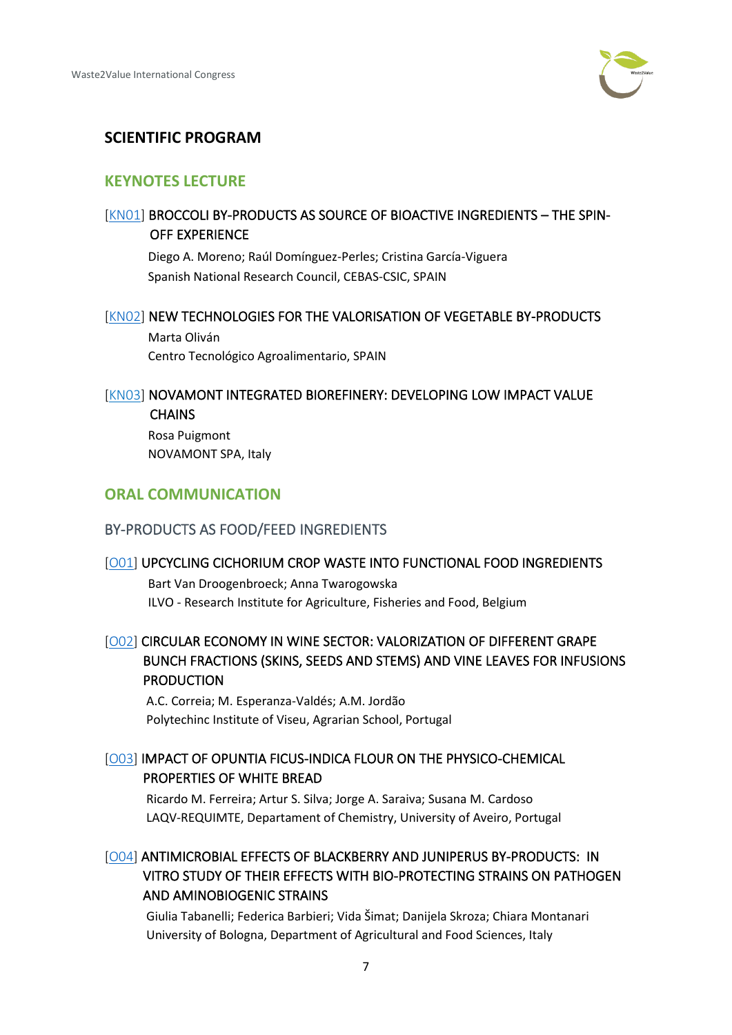## SCIENTIFIC PROGRAM

### KEYNOTES LECTURE

[KN01] BROCCOLI BY-PRODUCTS AS SOURCE OF BIOACTIVE INGREDIENTS – THE SPIN-OFF EXPERIENCE

Diego A. Moreno; Raúl Domínguez-Perles; Cristina García-Viguera
Spanish National Research Council, CEBAS-CSIC, SPAIN

[KN02] NEW TECHNOLOGIES FOR THE VALORISATION OF VEGETABLE BY-PRODUCTS

Marta Oliván
Centro Tecnológico Agroalimentario, SPAIN

[KN03] NOVAMONT INTEGRATED BIOREFINERY: DEVELOPING LOW IMPACT VALUE CHAINS

Rosa Puigmont
NOVAMONT SPA, Italy

### ORAL COMMUNICATION

#### BY-PRODUCTS AS FOOD/FEED INGREDIENTS

[O01] UPCYCLING CICHORIUM CROP WASTE INTO FUNCTIONAL FOOD INGREDIENTS

Bart Van Droogenbroeck; Anna Twarogowska
ILVO - Research Institute for Agriculture, Fisheries and Food, Belgium

[O02] CIRCULAR ECONOMY IN WINE SECTOR: VALORIZATION OF DIFFERENT GRAPE BUNCH FRACTIONS (SKINS, SEEDS AND STEMS) AND VINE LEAVES FOR INFUSIONS PRODUCTION

A.C. Correia; M. Esperanza-Valdés; A.M. Jordão
Polytechinc Institute of Viseu, Agrarian School, Portugal

[O03] IMPACT OF OPUNTIA FICUS-INDICA FLOUR ON THE PHYSICO-CHEMICAL PROPERTIES OF WHITE BREAD

Ricardo M. Ferreira; Artur S. Silva; Jorge A. Saraiva; Susana M. Cardoso
LAQV-REQUIMTE, Departament of Chemistry, University of Aveiro, Portugal

[O04] ANTIMICROBIAL EFFECTS OF BLACKBERRY AND JUNIPERUS BY-PRODUCTS: IN VITRO STUDY OF THEIR EFFECTS WITH BIO-PROTECTING STRAINS ON PATHOGEN AND AMINOBIOGENIC STRAINS

Giulia Tabanelli; Federica Barbieri; Vida Šimat; Danijela Skroza; Chiara Montanari
University of Bologna, Department of Agricultural and Food Sciences, Italy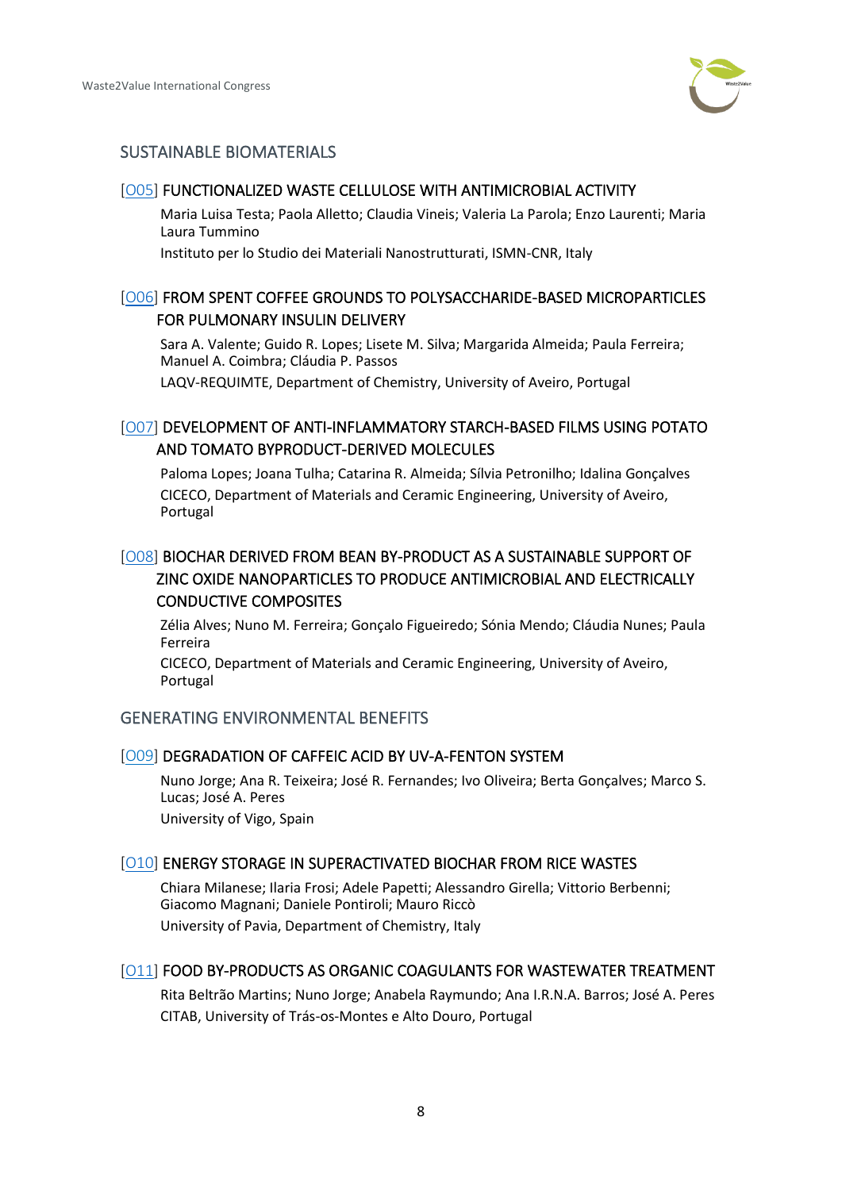## SUSTAINABLE BIOMATERIALS

### [O05] FUNCTIONALIZED WASTE CELLULOSE WITH ANTIMICROBIAL ACTIVITY

Maria Luisa Testa; Paola Alletto; Claudia Vineis; Valeria La Parola; Enzo Laurenti; Maria Laura Tummino

Instituto per lo Studio dei Materiali Nanostrutturati, ISMN-CNR, Italy

### [O06] FROM SPENT COFFEE GROUNDS TO POLYSACCHARIDE-BASED MICROPARTICLES FOR PULMONARY INSULIN DELIVERY

Sara A. Valente; Guido R. Lopes; Lisete M. Silva; Margarida Almeida; Paula Ferreira; Manuel A. Coimbra; Cláudia P. Passos

LAQV-REQUIMTE, Department of Chemistry, University of Aveiro, Portugal

### [O07] DEVELOPMENT OF ANTI-INFLAMMATORY STARCH-BASED FILMS USING POTATO AND TOMATO BYPRODUCT-DERIVED MOLECULES

Paloma Lopes; Joana Tulha; Catarina R. Almeida; Sílvia Petronilho; Idalina Gonçalves

CICECO, Department of Materials and Ceramic Engineering, University of Aveiro, Portugal

### [O08] BIOCHAR DERIVED FROM BEAN BY-PRODUCT AS A SUSTAINABLE SUPPORT OF ZINC OXIDE NANOPARTICLES TO PRODUCE ANTIMICROBIAL AND ELECTRICALLY CONDUCTIVE COMPOSITES

Zélia Alves; Nuno M. Ferreira; Gonçalo Figueiredo; Sónia Mendo; Cláudia Nunes; Paula Ferreira

CICECO, Department of Materials and Ceramic Engineering, University of Aveiro, Portugal

## GENERATING ENVIRONMENTAL BENEFITS

### [O09] DEGRADATION OF CAFFEIC ACID BY UV-A-FENTON SYSTEM

Nuno Jorge; Ana R. Teixeira; José R. Fernandes; Ivo Oliveira; Berta Gonçalves; Marco S. Lucas; José A. Peres

University of Vigo, Spain

### [O10] ENERGY STORAGE IN SUPERACTIVATED BIOCHAR FROM RICE WASTES

Chiara Milanese; Ilaria Frosi; Adele Papetti; Alessandro Girella; Vittorio Berbenni; Giacomo Magnani; Daniele Pontiroli; Mauro Riccò

University of Pavia, Department of Chemistry, Italy

### [O11] FOOD BY-PRODUCTS AS ORGANIC COAGULANTS FOR WASTEWATER TREATMENT

Rita Beltrão Martins; Nuno Jorge; Anabela Raymundo; Ana I.R.N.A. Barros; José A. Peres

CITAB, University of Trás-os-Montes e Alto Douro, Portugal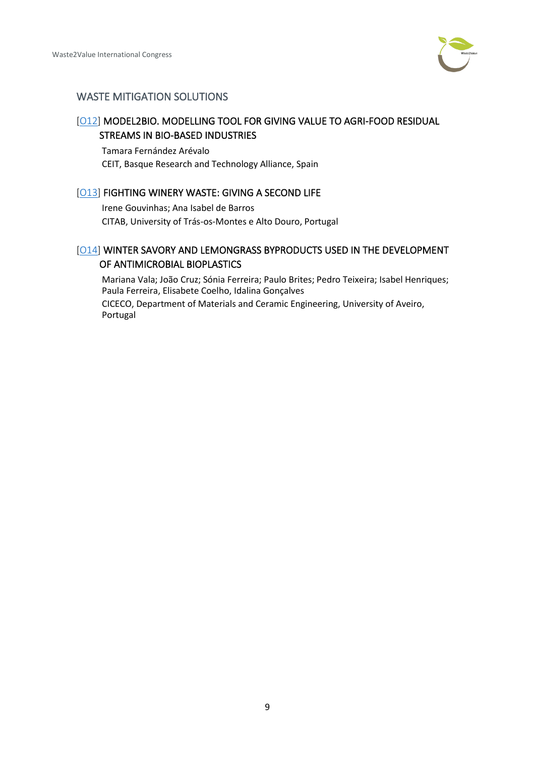## WASTE MITIGATION SOLUTIONS

### [O12] MODEL2BIO. MODELLING TOOL FOR GIVING VALUE TO AGRI-FOOD RESIDUAL STREAMS IN BIO-BASED INDUSTRIES

Tamara Fernández Arévalo
CEIT, Basque Research and Technology Alliance, Spain

### [O13] FIGHTING WINERY WASTE: GIVING A SECOND LIFE

Irene Gouvinhas; Ana Isabel de Barros
CITAB, University of Trás-os-Montes e Alto Douro, Portugal

### [O14] WINTER SAVORY AND LEMONGRASS BYPRODUCTS USED IN THE DEVELOPMENT OF ANTIMICROBIAL BIOPLASTICS

Mariana Vala; João Cruz; Sónia Ferreira; Paulo Brites; Pedro Teixeira; Isabel Henriques; Paula Ferreira, Elisabete Coelho, Idalina Gonçalves
CICECO, Department of Materials and Ceramic Engineering, University of Aveiro, Portugal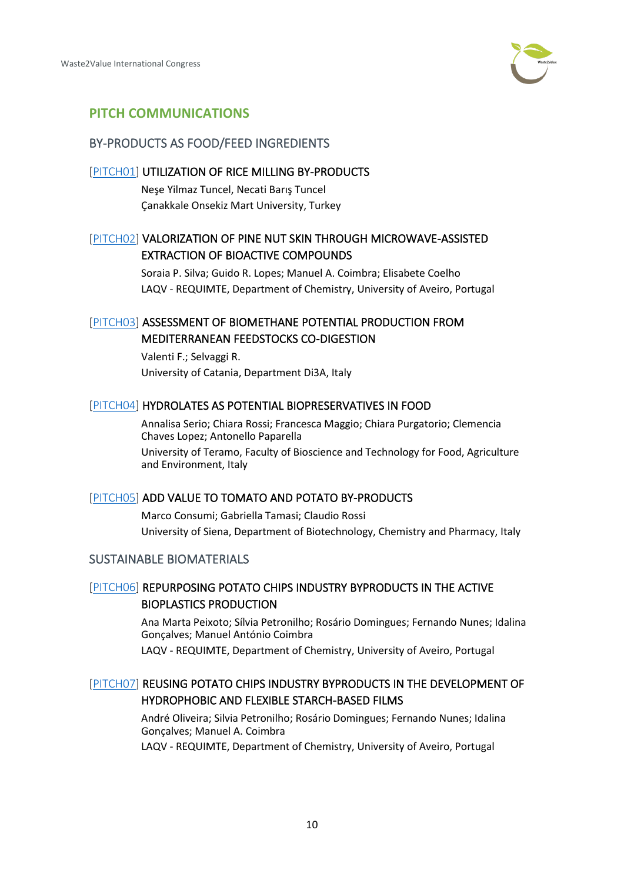## PITCH COMMUNICATIONS

### BY-PRODUCTS AS FOOD/FEED INGREDIENTS

[PITCH01] UTILIZATION OF RICE MILLING BY-PRODUCTS

Neşe Yilmaz Tuncel, Necati Barış Tuncel
Çanakkale Onsekiz Mart University, Turkey

[PITCH02] VALORIZATION OF PINE NUT SKIN THROUGH MICROWAVE-ASSISTED EXTRACTION OF BIOACTIVE COMPOUNDS

Soraia P. Silva; Guido R. Lopes; Manuel A. Coimbra; Elisabete Coelho
LAQV - REQUIMTE, Department of Chemistry, University of Aveiro, Portugal

[PITCH03] ASSESSMENT OF BIOMETHANE POTENTIAL PRODUCTION FROM MEDITERRANEAN FEEDSTOCKS CO-DIGESTION

Valenti F.; Selvaggi R.
University of Catania, Department Di3A, Italy

[PITCH04] HYDROLATES AS POTENTIAL BIOPRESERVATIVES IN FOOD

Annalisa Serio; Chiara Rossi; Francesca Maggio; Chiara Purgatorio; Clemencia Chaves Lopez; Antonello Paparella
University of Teramo, Faculty of Bioscience and Technology for Food, Agriculture and Environment, Italy

[PITCH05] ADD VALUE TO TOMATO AND POTATO BY-PRODUCTS

Marco Consumi; Gabriella Tamasi; Claudio Rossi
University of Siena, Department of Biotechnology, Chemistry and Pharmacy, Italy

### SUSTAINABLE BIOMATERIALS

[PITCH06] REPURPOSING POTATO CHIPS INDUSTRY BYPRODUCTS IN THE ACTIVE BIOPLASTICS PRODUCTION

Ana Marta Peixoto; Sílvia Petronilho; Rosário Domingues; Fernando Nunes; Idalina Gonçalves; Manuel António Coimbra
LAQV - REQUIMTE, Department of Chemistry, University of Aveiro, Portugal

[PITCH07] REUSING POTATO CHIPS INDUSTRY BYPRODUCTS IN THE DEVELOPMENT OF HYDROPHOBIC AND FLEXIBLE STARCH-BASED FILMS

André Oliveira; Silvia Petronilho; Rosário Domingues; Fernando Nunes; Idalina Gonçalves; Manuel A. Coimbra
LAQV - REQUIMTE, Department of Chemistry, University of Aveiro, Portugal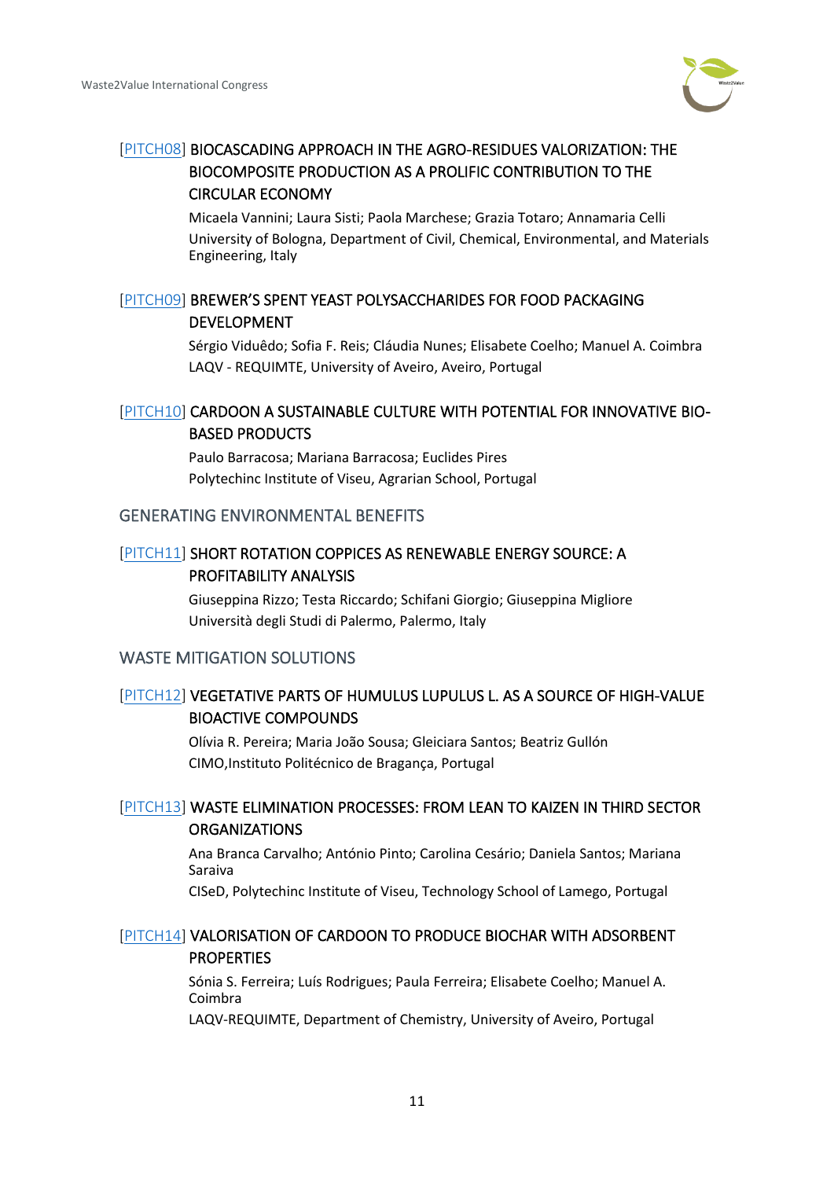### [PITCH08] BIOCASCADING APPROACH IN THE AGRO-RESIDUES VALORIZATION: THE BIOCOMPOSITE PRODUCTION AS A PROLIFIC CONTRIBUTION TO THE CIRCULAR ECONOMY

Micaela Vannini; Laura Sisti; Paola Marchese; Grazia Totaro; Annamaria Celli

University of Bologna, Department of Civil, Chemical, Environmental, and Materials Engineering, Italy

### [PITCH09] BREWER'S SPENT YEAST POLYSACCHARIDES FOR FOOD PACKAGING DEVELOPMENT

Sérgio Viduêdo; Sofia F. Reis; Cláudia Nunes; Elisabete Coelho; Manuel A. Coimbra

LAQV - REQUIMTE, University of Aveiro, Aveiro, Portugal

### [PITCH10] CARDOON A SUSTAINABLE CULTURE WITH POTENTIAL FOR INNOVATIVE BIO-BASED PRODUCTS

Paulo Barracosa; Mariana Barracosa; Euclides Pires

Polytechinc Institute of Viseu, Agrarian School, Portugal

## GENERATING ENVIRONMENTAL BENEFITS

### [PITCH11] SHORT ROTATION COPPICES AS RENEWABLE ENERGY SOURCE: A PROFITABILITY ANALYSIS

Giuseppina Rizzo; Testa Riccardo; Schifani Giorgio; Giuseppina Migliore

Università degli Studi di Palermo, Palermo, Italy

## WASTE MITIGATION SOLUTIONS

### [PITCH12] VEGETATIVE PARTS OF HUMULUS LUPULUS L. AS A SOURCE OF HIGH-VALUE BIOACTIVE COMPOUNDS

Olívia R. Pereira; Maria João Sousa; Gleiciara Santos; Beatriz Gullón

CIMO,Instituto Politécnico de Bragança, Portugal

### [PITCH13] WASTE ELIMINATION PROCESSES: FROM LEAN TO KAIZEN IN THIRD SECTOR ORGANIZATIONS

Ana Branca Carvalho; António Pinto; Carolina Cesário; Daniela Santos; Mariana Saraiva

CISeD, Polytechinc Institute of Viseu, Technology School of Lamego, Portugal

### [PITCH14] VALORISATION OF CARDOON TO PRODUCE BIOCHAR WITH ADSORBENT PROPERTIES

Sónia S. Ferreira; Luís Rodrigues; Paula Ferreira; Elisabete Coelho; Manuel A. Coimbra

LAQV-REQUIMTE, Department of Chemistry, University of Aveiro, Portugal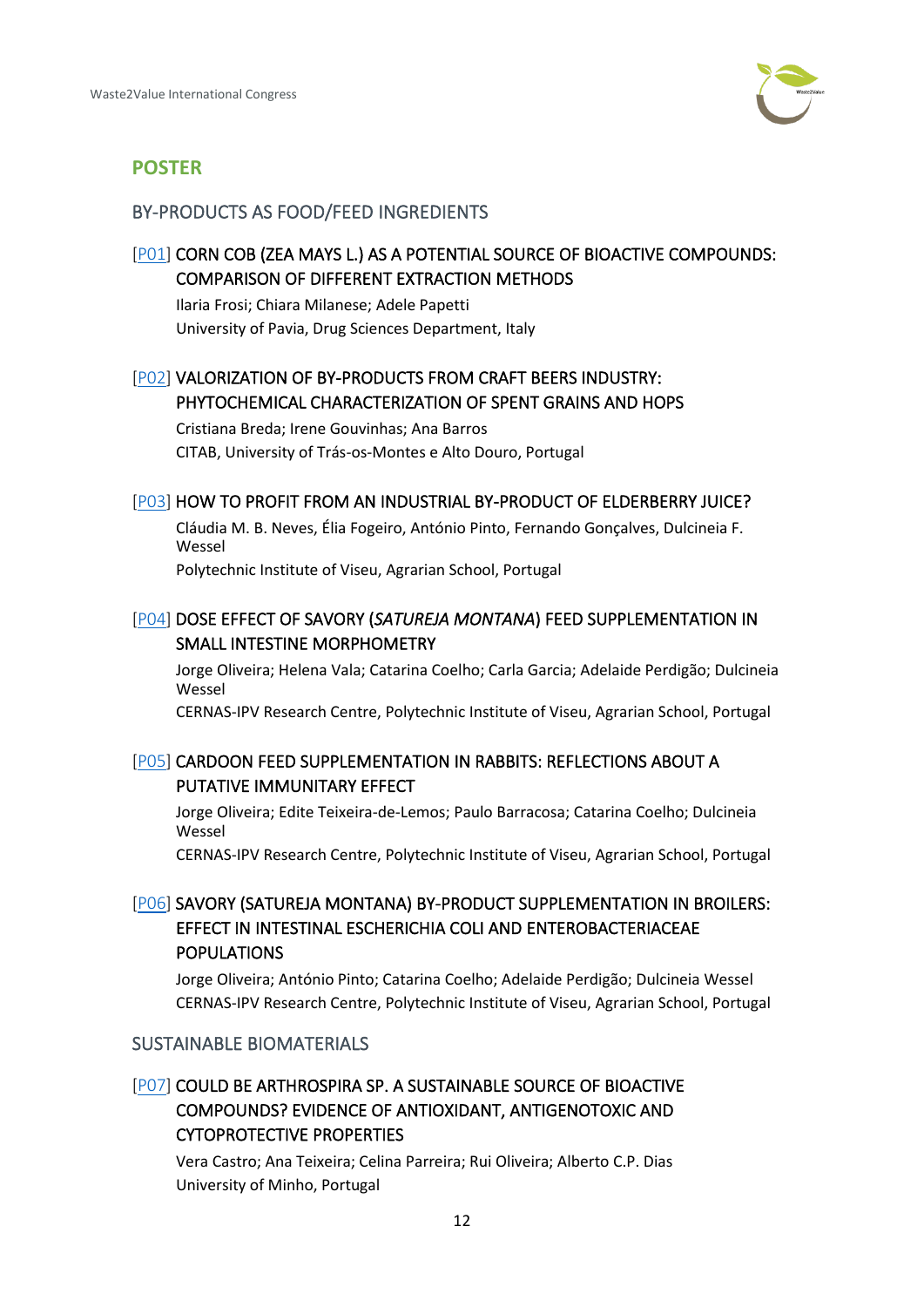## POSTER

### BY-PRODUCTS AS FOOD/FEED INGREDIENTS

[P01] CORN COB (ZEA MAYS L.) AS A POTENTIAL SOURCE OF BIOACTIVE COMPOUNDS: COMPARISON OF DIFFERENT EXTRACTION METHODS

Ilaria Frosi; Chiara Milanese; Adele Papetti
University of Pavia, Drug Sciences Department, Italy

[P02] VALORIZATION OF BY-PRODUCTS FROM CRAFT BEERS INDUSTRY: PHYTOCHEMICAL CHARACTERIZATION OF SPENT GRAINS AND HOPS

Cristiana Breda; Irene Gouvinhas; Ana Barros
CITAB, University of Trás-os-Montes e Alto Douro, Portugal

[P03] HOW TO PROFIT FROM AN INDUSTRIAL BY-PRODUCT OF ELDERBERRY JUICE?

Cláudia M. B. Neves, Élia Fogeiro, António Pinto, Fernando Gonçalves, Dulcineia F. Wessel
Polytechnic Institute of Viseu, Agrarian School, Portugal

[P04] DOSE EFFECT OF SAVORY (*SATUREJA MONTANA*) FEED SUPPLEMENTATION IN SMALL INTESTINE MORPHOMETRY

Jorge Oliveira; Helena Vala; Catarina Coelho; Carla Garcia; Adelaide Perdigão; Dulcineia Wessel
CERNAS-IPV Research Centre, Polytechnic Institute of Viseu, Agrarian School, Portugal

[P05] CARDOON FEED SUPPLEMENTATION IN RABBITS: REFLECTIONS ABOUT A PUTATIVE IMMUNITARY EFFECT

Jorge Oliveira; Edite Teixeira-de-Lemos; Paulo Barracosa; Catarina Coelho; Dulcineia Wessel
CERNAS-IPV Research Centre, Polytechnic Institute of Viseu, Agrarian School, Portugal

[P06] SAVORY (SATUREJA MONTANA) BY-PRODUCT SUPPLEMENTATION IN BROILERS: EFFECT IN INTESTINAL ESCHERICHIA COLI AND ENTEROBACTERIACEAE POPULATIONS

Jorge Oliveira; António Pinto; Catarina Coelho; Adelaide Perdigão; Dulcineia Wessel
CERNAS-IPV Research Centre, Polytechnic Institute of Viseu, Agrarian School, Portugal

### SUSTAINABLE BIOMATERIALS

[P07] COULD BE ARTHROSPIRA SP. A SUSTAINABLE SOURCE OF BIOACTIVE COMPOUNDS? EVIDENCE OF ANTIOXIDANT, ANTIGENOTOXIC AND CYTOPROTECTIVE PROPERTIES

Vera Castro; Ana Teixeira; Celina Parreira; Rui Oliveira; Alberto C.P. Dias
University of Minho, Portugal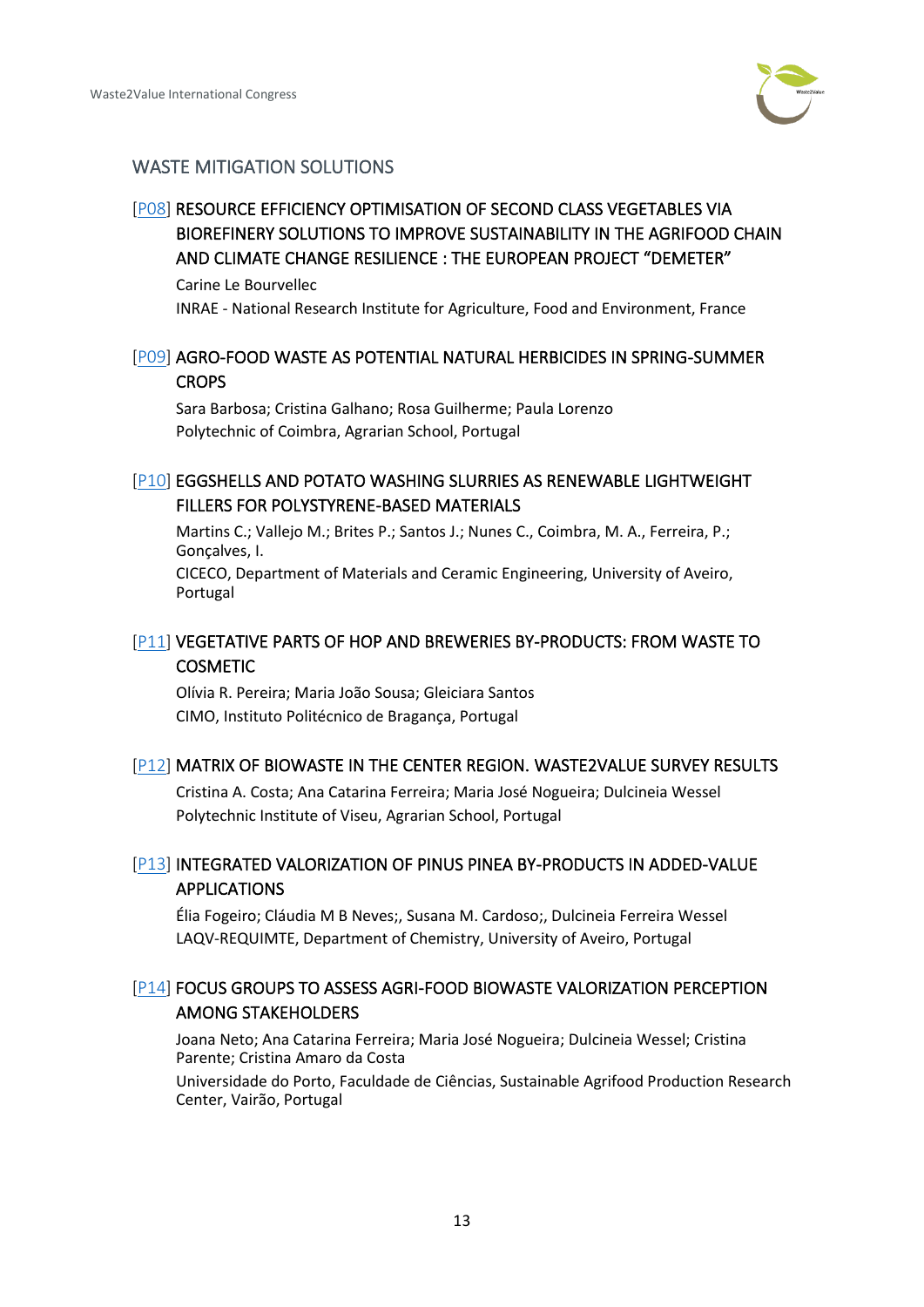## WASTE MITIGATION SOLUTIONS

### [P08] RESOURCE EFFICIENCY OPTIMISATION OF SECOND CLASS VEGETABLES VIA BIOREFINERY SOLUTIONS TO IMPROVE SUSTAINABILITY IN THE AGRIFOOD CHAIN AND CLIMATE CHANGE RESILIENCE : THE EUROPEAN PROJECT "DEMETER"

Carine Le Bourvellec

INRAE - National Research Institute for Agriculture, Food and Environment, France

### [P09] AGRO-FOOD WASTE AS POTENTIAL NATURAL HERBICIDES IN SPRING-SUMMER CROPS

Sara Barbosa; Cristina Galhano; Rosa Guilherme; Paula Lorenzo
Polytechnic of Coimbra, Agrarian School, Portugal

### [P10] EGGSHELLS AND POTATO WASHING SLURRIES AS RENEWABLE LIGHTWEIGHT FILLERS FOR POLYSTYRENE-BASED MATERIALS

Martins C.; Vallejo M.; Brites P.; Santos J.; Nunes C., Coimbra, M. A., Ferreira, P.; Gonçalves, I.

CICECO, Department of Materials and Ceramic Engineering, University of Aveiro, Portugal

### [P11] VEGETATIVE PARTS OF HOP AND BREWERIES BY-PRODUCTS: FROM WASTE TO COSMETIC

Olívia R. Pereira; Maria João Sousa; Gleiciara Santos
CIMO, Instituto Politécnico de Bragança, Portugal

### [P12] MATRIX OF BIOWASTE IN THE CENTER REGION. WASTE2VALUE SURVEY RESULTS

Cristina A. Costa; Ana Catarina Ferreira; Maria José Nogueira; Dulcineia Wessel
Polytechnic Institute of Viseu, Agrarian School, Portugal

### [P13] INTEGRATED VALORIZATION OF PINUS PINEA BY-PRODUCTS IN ADDED-VALUE APPLICATIONS

Élia Fogeiro; Cláudia M B Neves;, Susana M. Cardoso;, Dulcineia Ferreira Wessel
LAQV-REQUIMTE, Department of Chemistry, University of Aveiro, Portugal

### [P14] FOCUS GROUPS TO ASSESS AGRI-FOOD BIOWASTE VALORIZATION PERCEPTION AMONG STAKEHOLDERS

Joana Neto; Ana Catarina Ferreira; Maria José Nogueira; Dulcineia Wessel; Cristina Parente; Cristina Amaro da Costa

Universidade do Porto, Faculdade de Ciências, Sustainable Agrifood Production Research Center, Vairão, Portugal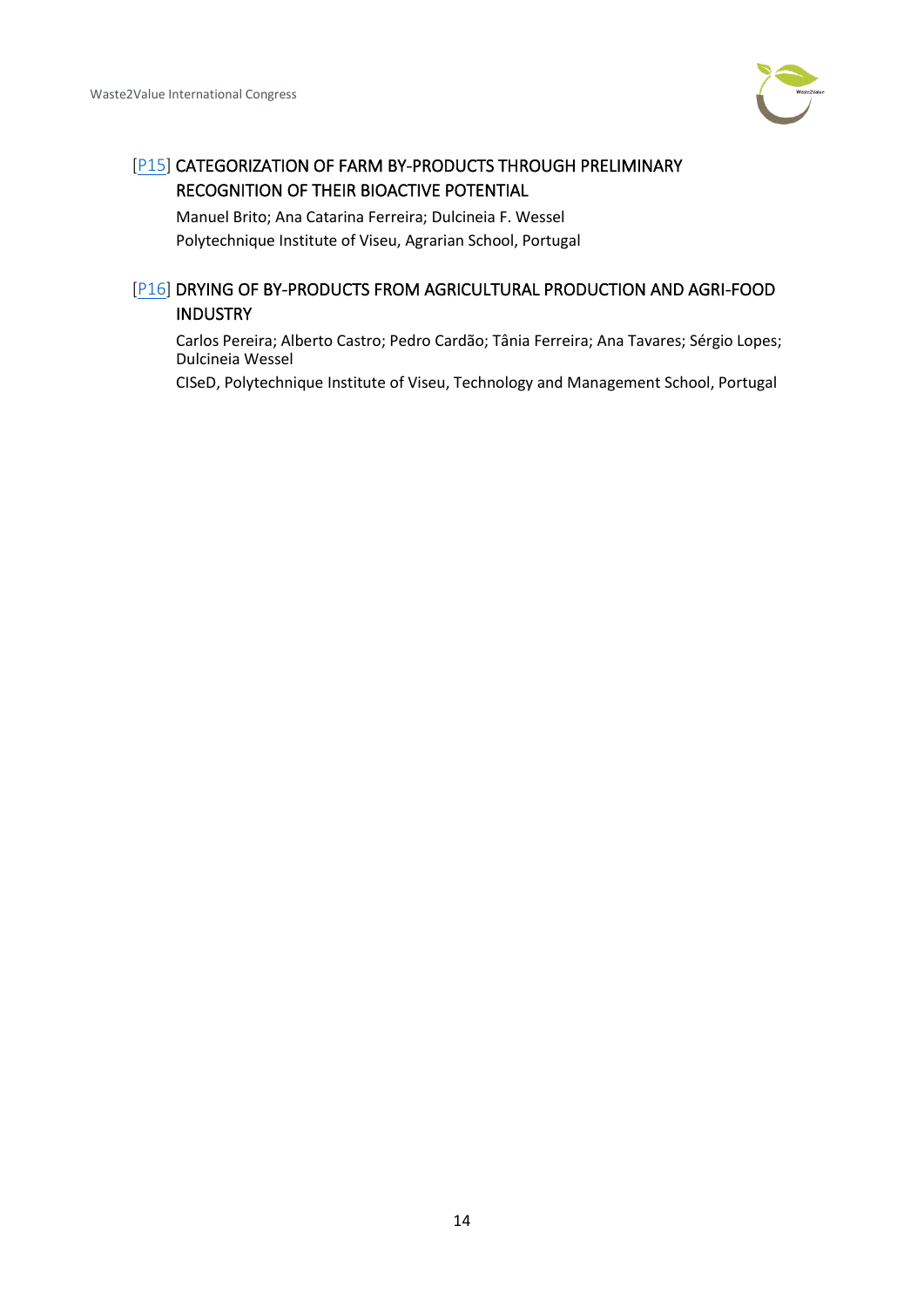### [P15] CATEGORIZATION OF FARM BY-PRODUCTS THROUGH PRELIMINARY RECOGNITION OF THEIR BIOACTIVE POTENTIAL

Manuel Brito; Ana Catarina Ferreira; Dulcineia F. Wessel

Polytechnique Institute of Viseu, Agrarian School, Portugal

### [P16] DRYING OF BY-PRODUCTS FROM AGRICULTURAL PRODUCTION AND AGRI-FOOD INDUSTRY

Carlos Pereira; Alberto Castro; Pedro Cardão; Tânia Ferreira; Ana Tavares; Sérgio Lopes; Dulcineia Wessel

CISeD, Polytechnique Institute of Viseu, Technology and Management School, Portugal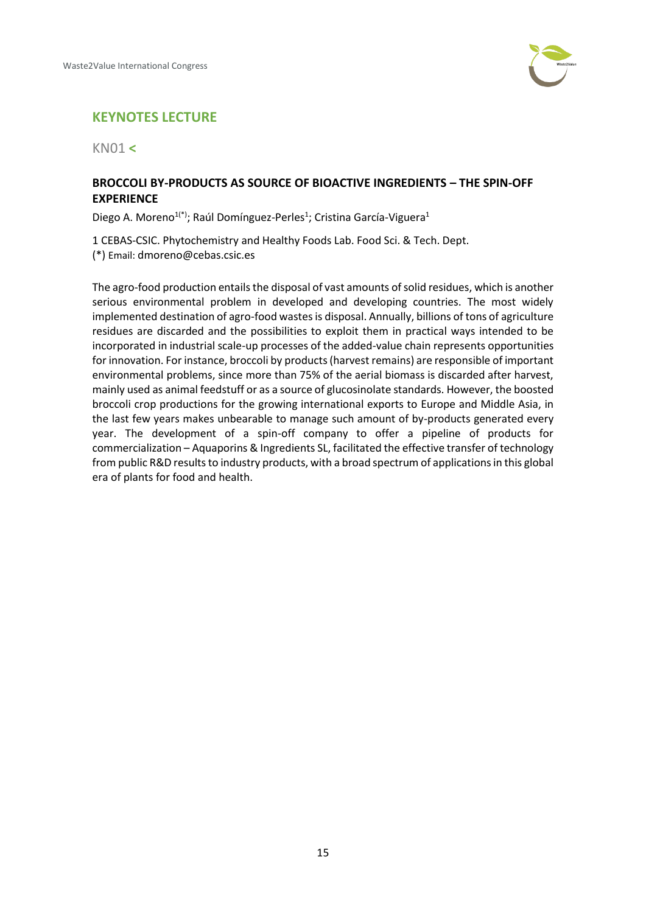## KEYNOTES LECTURE

KN01 <

### BROCCOLI BY-PRODUCTS AS SOURCE OF BIOACTIVE INGREDIENTS – THE SPIN-OFF EXPERIENCE

Diego A. Moreno[1(*)]; Raúl Domínguez-Perles[1]; Cristina García-Viguera[1]

1 CEBAS-CSIC. Phytochemistry and Healthy Foods Lab. Food Sci. & Tech. Dept.
(*) Email: dmoreno@cebas.csic.es

The agro-food production entails the disposal of vast amounts of solid residues, which is another serious environmental problem in developed and developing countries. The most widely implemented destination of agro-food wastes is disposal. Annually, billions of tons of agriculture residues are discarded and the possibilities to exploit them in practical ways intended to be incorporated in industrial scale-up processes of the added-value chain represents opportunities for innovation. For instance, broccoli by products (harvest remains) are responsible of important environmental problems, since more than 75% of the aerial biomass is discarded after harvest, mainly used as animal feedstuff or as a source of glucosinolate standards. However, the boosted broccoli crop productions for the growing international exports to Europe and Middle Asia, in the last few years makes unbearable to manage such amount of by-products generated every year. The development of a spin-off company to offer a pipeline of products for commercialization – Aquaporins & Ingredients SL, facilitated the effective transfer of technology from public R&D results to industry products, with a broad spectrum of applications in this global era of plants for food and health.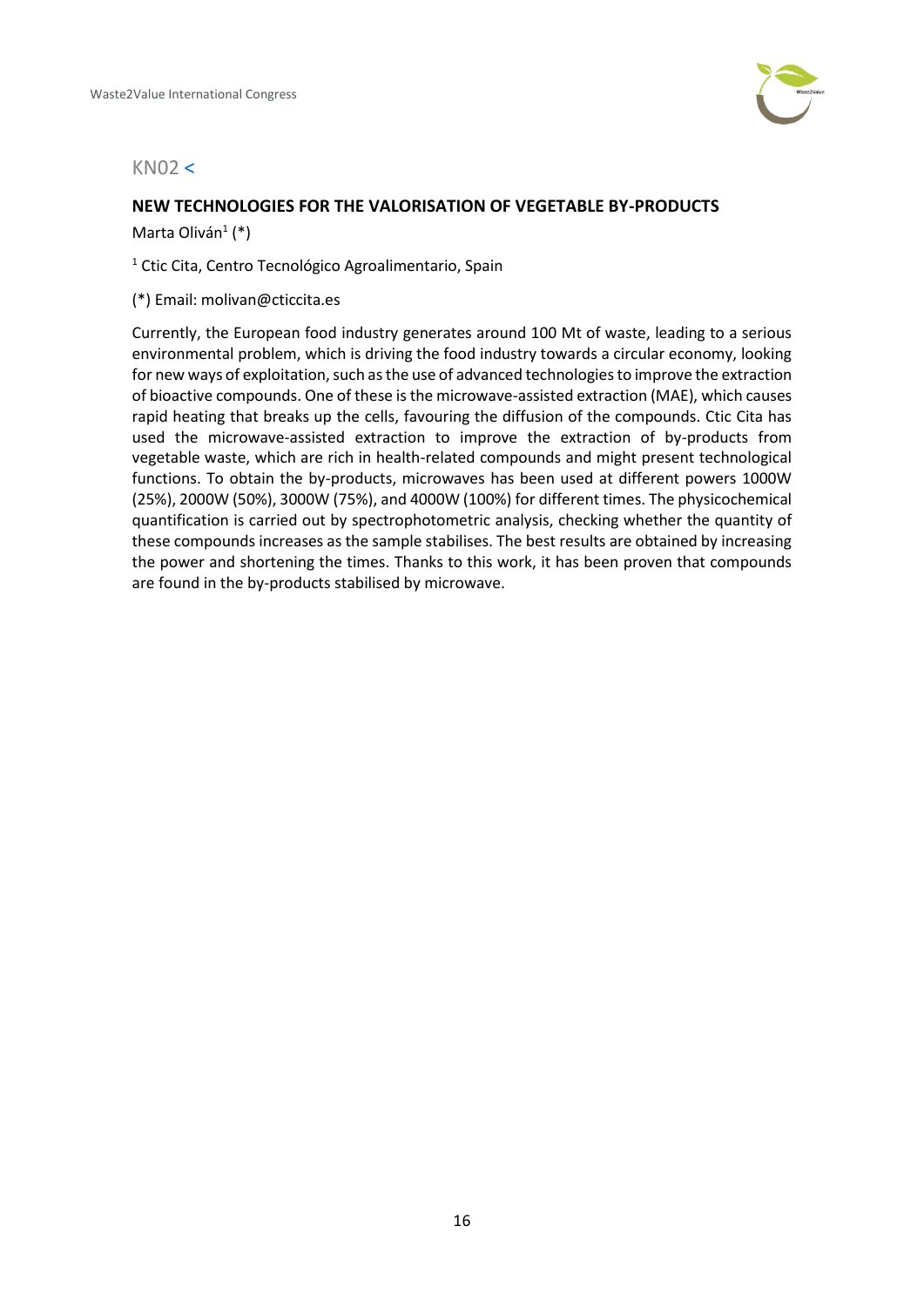KN02 <

## NEW TECHNOLOGIES FOR THE VALORISATION OF VEGETABLE BY-PRODUCTS

Marta Oliván[1] (*)

[1] Ctic Cita, Centro Tecnológico Agroalimentario, Spain

(*) Email: molivan@cticcita.es

Currently, the European food industry generates around 100 Mt of waste, leading to a serious environmental problem, which is driving the food industry towards a circular economy, looking for new ways of exploitation, such as the use of advanced technologies to improve the extraction of bioactive compounds. One of these is the microwave-assisted extraction (MAE), which causes rapid heating that breaks up the cells, favouring the diffusion of the compounds. Ctic Cita has used the microwave-assisted extraction to improve the extraction of by-products from vegetable waste, which are rich in health-related compounds and might present technological functions. To obtain the by-products, microwaves has been used at different powers 1000W (25%), 2000W (50%), 3000W (75%), and 4000W (100%) for different times. The physicochemical quantification is carried out by spectrophotometric analysis, checking whether the quantity of these compounds increases as the sample stabilises. The best results are obtained by increasing the power and shortening the times. Thanks to this work, it has been proven that compounds are found in the by-products stabilised by microwave.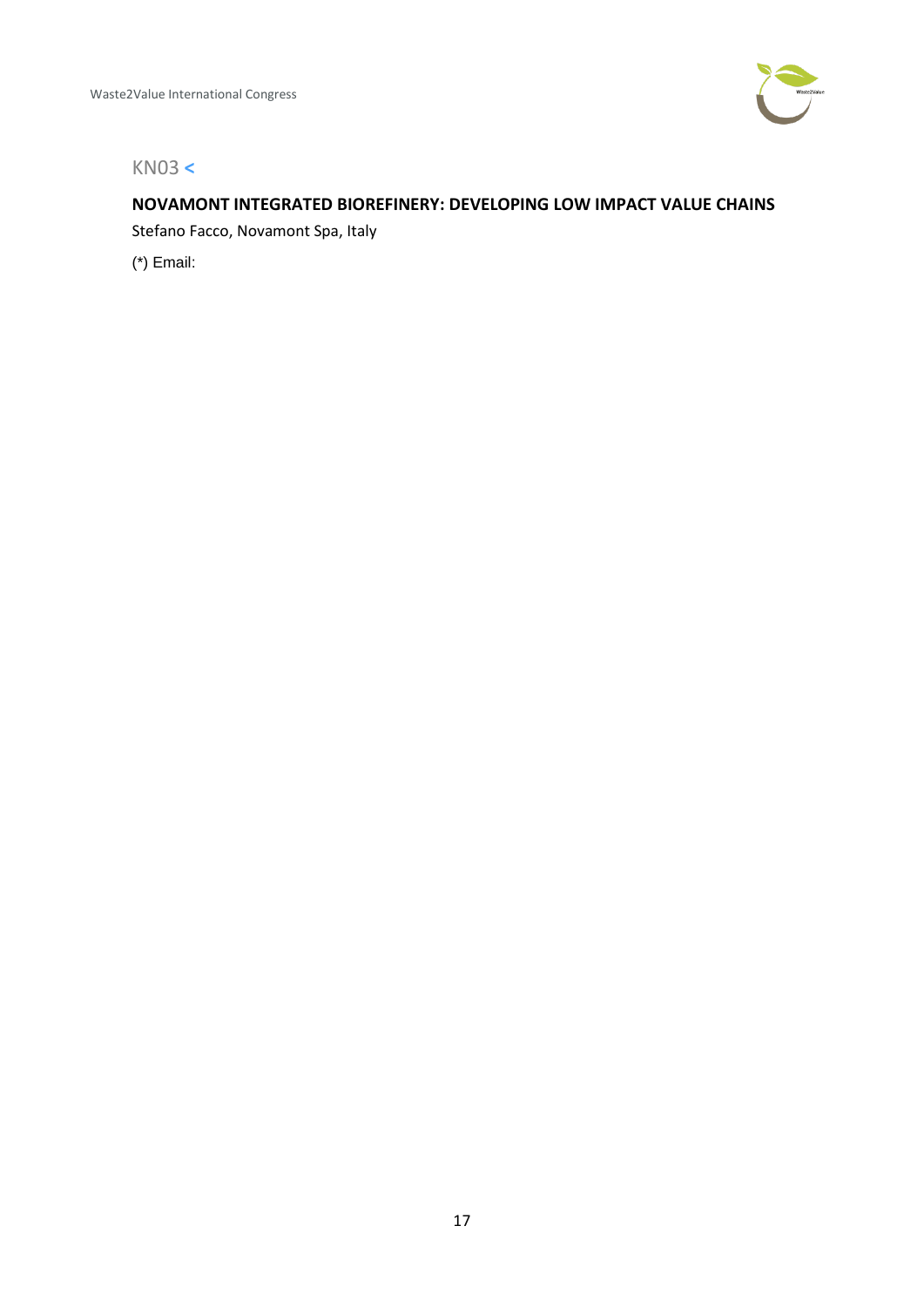KN03 <

**NOVAMONT INTEGRATED BIOREFINERY: DEVELOPING LOW IMPACT VALUE CHAINS**

Stefano Facco, Novamont Spa, Italy

(*) Email: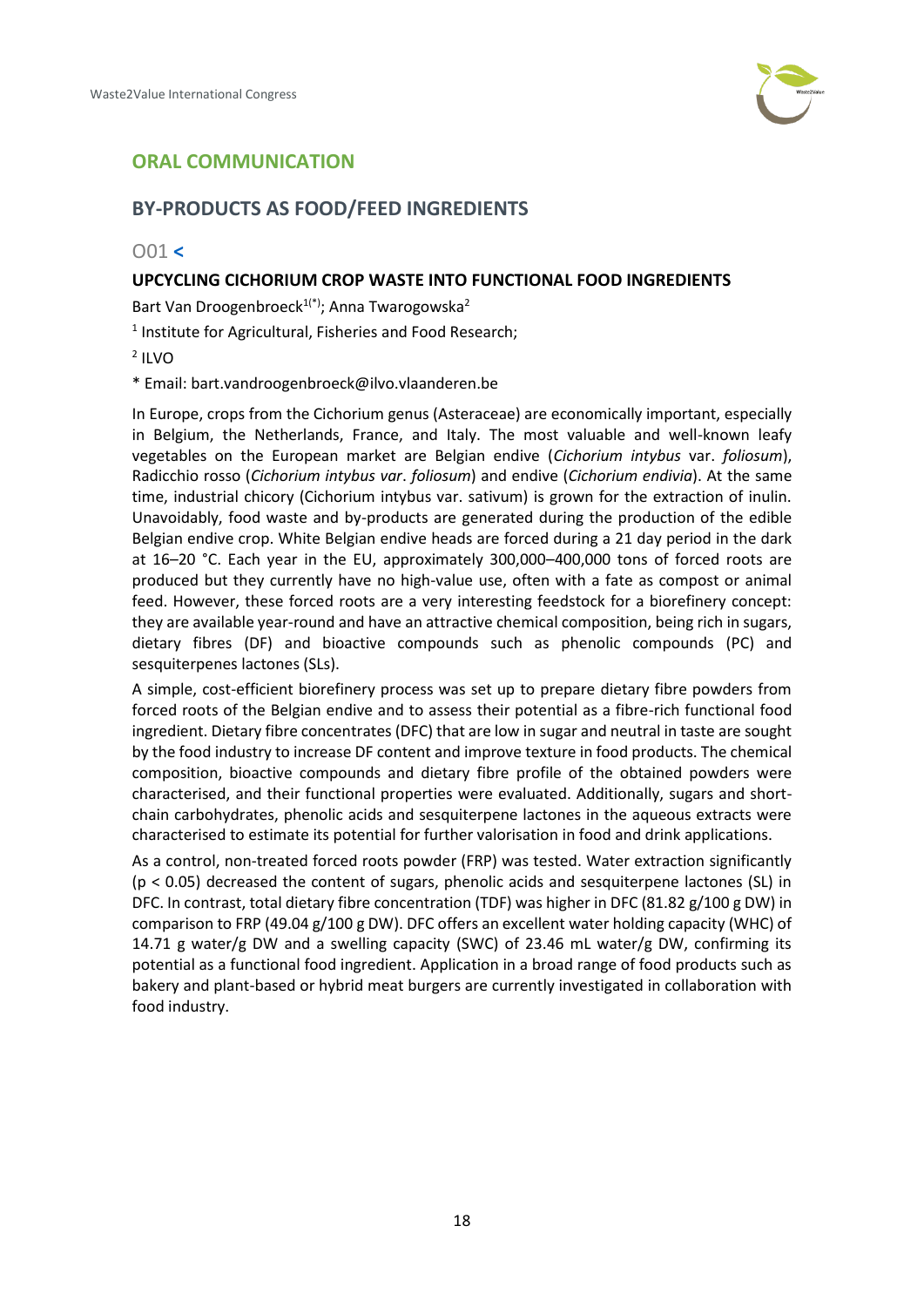## ORAL COMMUNICATION

## BY-PRODUCTS AS FOOD/FEED INGREDIENTS

### O01 <

### UPCYCLING CICHORIUM CROP WASTE INTO FUNCTIONAL FOOD INGREDIENTS

Bart Van Droogenbroeck[1(*)]; Anna Twarogowska[2]

[1] Institute for Agricultural, Fisheries and Food Research;

[2] ILVO

* Email: bart.vandroogenbroeck@ilvo.vlaanderen.be

In Europe, crops from the Cichorium genus (Asteraceae) are economically important, especially in Belgium, the Netherlands, France, and Italy. The most valuable and well-known leafy vegetables on the European market are Belgian endive (*Cichorium intybus* var. *foliosum*), Radicchio rosso (*Cichorium intybus var*. *foliosum*) and endive (*Cichorium endivia*). At the same time, industrial chicory (Cichorium intybus var. sativum) is grown for the extraction of inulin. Unavoidably, food waste and by-products are generated during the production of the edible Belgian endive crop. White Belgian endive heads are forced during a 21 day period in the dark at 16–20 °C. Each year in the EU, approximately 300,000–400,000 tons of forced roots are produced but they currently have no high-value use, often with a fate as compost or animal feed. However, these forced roots are a very interesting feedstock for a biorefinery concept: they are available year-round and have an attractive chemical composition, being rich in sugars, dietary fibres (DF) and bioactive compounds such as phenolic compounds (PC) and sesquiterpenes lactones (SLs).

A simple, cost-efficient biorefinery process was set up to prepare dietary fibre powders from forced roots of the Belgian endive and to assess their potential as a fibre-rich functional food ingredient. Dietary fibre concentrates (DFC) that are low in sugar and neutral in taste are sought by the food industry to increase DF content and improve texture in food products. The chemical composition, bioactive compounds and dietary fibre profile of the obtained powders were characterised, and their functional properties were evaluated. Additionally, sugars and short-chain carbohydrates, phenolic acids and sesquiterpene lactones in the aqueous extracts were characterised to estimate its potential for further valorisation in food and drink applications.

As a control, non-treated forced roots powder (FRP) was tested. Water extraction significantly ($p < 0.05$) decreased the content of sugars, phenolic acids and sesquiterpene lactones (SL) in DFC. In contrast, total dietary fibre concentration (TDF) was higher in DFC (81.82 g/100 g DW) in comparison to FRP (49.04 g/100 g DW). DFC offers an excellent water holding capacity (WHC) of 14.71 g water/g DW and a swelling capacity (SWC) of 23.46 mL water/g DW, confirming its potential as a functional food ingredient. Application in a broad range of food products such as bakery and plant-based or hybrid meat burgers are currently investigated in collaboration with food industry.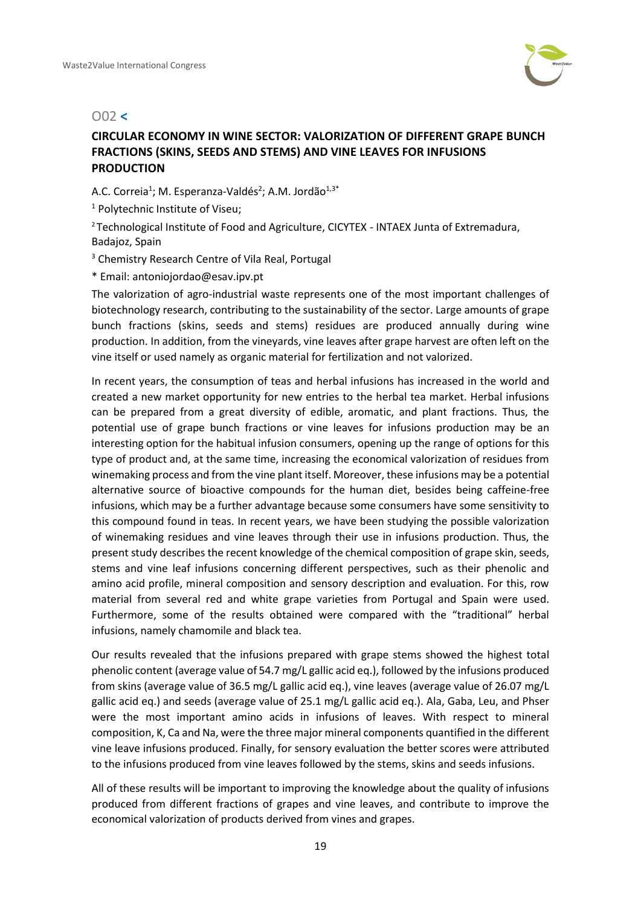# O02 <

## CIRCULAR ECONOMY IN WINE SECTOR: VALORIZATION OF DIFFERENT GRAPE BUNCH FRACTIONS (SKINS, SEEDS AND STEMS) AND VINE LEAVES FOR INFUSIONS PRODUCTION

A.C. Correia[1]; M. Esperanza-Valdés[2]; A.M. Jordão[1,3*]

[1] Polytechnic Institute of Viseu;

[2] Technological Institute of Food and Agriculture, CICYTEX - INTAEX Junta of Extremadura, Badajoz, Spain

[3] Chemistry Research Centre of Vila Real, Portugal

* Email: antoniojordao@esav.ipv.pt

The valorization of agro-industrial waste represents one of the most important challenges of biotechnology research, contributing to the sustainability of the sector. Large amounts of grape bunch fractions (skins, seeds and stems) residues are produced annually during wine production. In addition, from the vineyards, vine leaves after grape harvest are often left on the vine itself or used namely as organic material for fertilization and not valorized.

In recent years, the consumption of teas and herbal infusions has increased in the world and created a new market opportunity for new entries to the herbal tea market. Herbal infusions can be prepared from a great diversity of edible, aromatic, and plant fractions. Thus, the potential use of grape bunch fractions or vine leaves for infusions production may be an interesting option for the habitual infusion consumers, opening up the range of options for this type of product and, at the same time, increasing the economical valorization of residues from winemaking process and from the vine plant itself. Moreover, these infusions may be a potential alternative source of bioactive compounds for the human diet, besides being caffeine-free infusions, which may be a further advantage because some consumers have some sensitivity to this compound found in teas. In recent years, we have been studying the possible valorization of winemaking residues and vine leaves through their use in infusions production. Thus, the present study describes the recent knowledge of the chemical composition of grape skin, seeds, stems and vine leaf infusions concerning different perspectives, such as their phenolic and amino acid profile, mineral composition and sensory description and evaluation. For this, row material from several red and white grape varieties from Portugal and Spain were used. Furthermore, some of the results obtained were compared with the "traditional" herbal infusions, namely chamomile and black tea.

Our results revealed that the infusions prepared with grape stems showed the highest total phenolic content (average value of 54.7 mg/L gallic acid eq.), followed by the infusions produced from skins (average value of 36.5 mg/L gallic acid eq.), vine leaves (average value of 26.07 mg/L gallic acid eq.) and seeds (average value of 25.1 mg/L gallic acid eq.). Ala, Gaba, Leu, and Phser were the most important amino acids in infusions of leaves. With respect to mineral composition, K, Ca and Na, were the three major mineral components quantified in the different vine leave infusions produced. Finally, for sensory evaluation the better scores were attributed to the infusions produced from vine leaves followed by the stems, skins and seeds infusions.

All of these results will be important to improving the knowledge about the quality of infusions produced from different fractions of grapes and vine leaves, and contribute to improve the economical valorization of products derived from vines and grapes.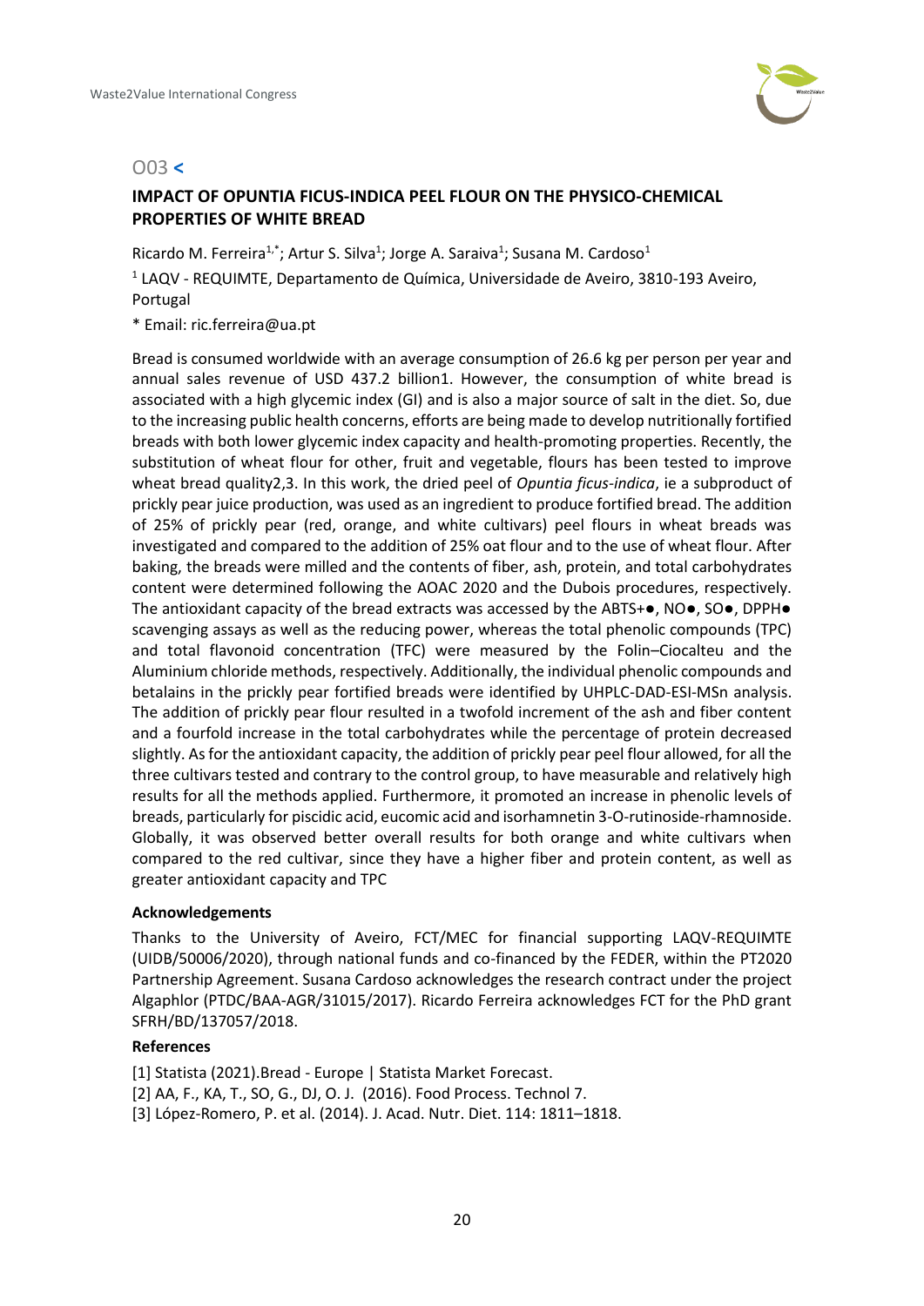## O03 <

### IMPACT OF OPUNTIA FICUS-INDICA PEEL FLOUR ON THE PHYSICO-CHEMICAL PROPERTIES OF WHITE BREAD

Ricardo M. Ferreira[1,*]; Artur S. Silva[1]; Jorge A. Saraiva[1]; Susana M. Cardoso[1]

[1] LAQV - REQUIMTE, Departamento de Química, Universidade de Aveiro, 3810-193 Aveiro, Portugal

* Email: ric.ferreira@ua.pt

Bread is consumed worldwide with an average consumption of 26.6 kg per person per year and annual sales revenue of USD 437.2 billion1. However, the consumption of white bread is associated with a high glycemic index (GI) and is also a major source of salt in the diet. So, due to the increasing public health concerns, efforts are being made to develop nutritionally fortified breads with both lower glycemic index capacity and health-promoting properties. Recently, the substitution of wheat flour for other, fruit and vegetable, flours has been tested to improve wheat bread quality2,3. In this work, the dried peel of *Opuntia ficus-indica*, ie a subproduct of prickly pear juice production, was used as an ingredient to produce fortified bread. The addition of 25% of prickly pear (red, orange, and white cultivars) peel flours in wheat breads was investigated and compared to the addition of 25% oat flour and to the use of wheat flour. After baking, the breads were milled and the contents of fiber, ash, protein, and total carbohydrates content were determined following the AOAC 2020 and the Dubois procedures, respectively. The antioxidant capacity of the bread extracts was accessed by the ABTS+●, NO●, SO●, DPPH● scavenging assays as well as the reducing power, whereas the total phenolic compounds (TPC) and total flavonoid concentration (TFC) were measured by the Folin–Ciocalteu and the Aluminium chloride methods, respectively. Additionally, the individual phenolic compounds and betalains in the prickly pear fortified breads were identified by UHPLC-DAD-ESI-MSn analysis. The addition of prickly pear flour resulted in a twofold increment of the ash and fiber content and a fourfold increase in the total carbohydrates while the percentage of protein decreased slightly. As for the antioxidant capacity, the addition of prickly pear peel flour allowed, for all the three cultivars tested and contrary to the control group, to have measurable and relatively high results for all the methods applied. Furthermore, it promoted an increase in phenolic levels of breads, particularly for piscidic acid, eucomic acid and isorhamnetin 3-O-rutinoside-rhamnoside. Globally, it was observed better overall results for both orange and white cultivars when compared to the red cultivar, since they have a higher fiber and protein content, as well as greater antioxidant capacity and TPC

**Acknowledgements**

Thanks to the University of Aveiro, FCT/MEC for financial supporting LAQV-REQUIMTE (UIDB/50006/2020), through national funds and co-financed by the FEDER, within the PT2020 Partnership Agreement. Susana Cardoso acknowledges the research contract under the project Algaphlor (PTDC/BAA-AGR/31015/2017). Ricardo Ferreira acknowledges FCT for the PhD grant SFRH/BD/137057/2018.

**References**

[1] Statista (2021).Bread - Europe | Statista Market Forecast.
[2] AA, F., KA, T., SO, G., DJ, O. J. (2016). Food Process. Technol 7.
[3] López-Romero, P. et al. (2014). J. Acad. Nutr. Diet. 114: 1811–1818.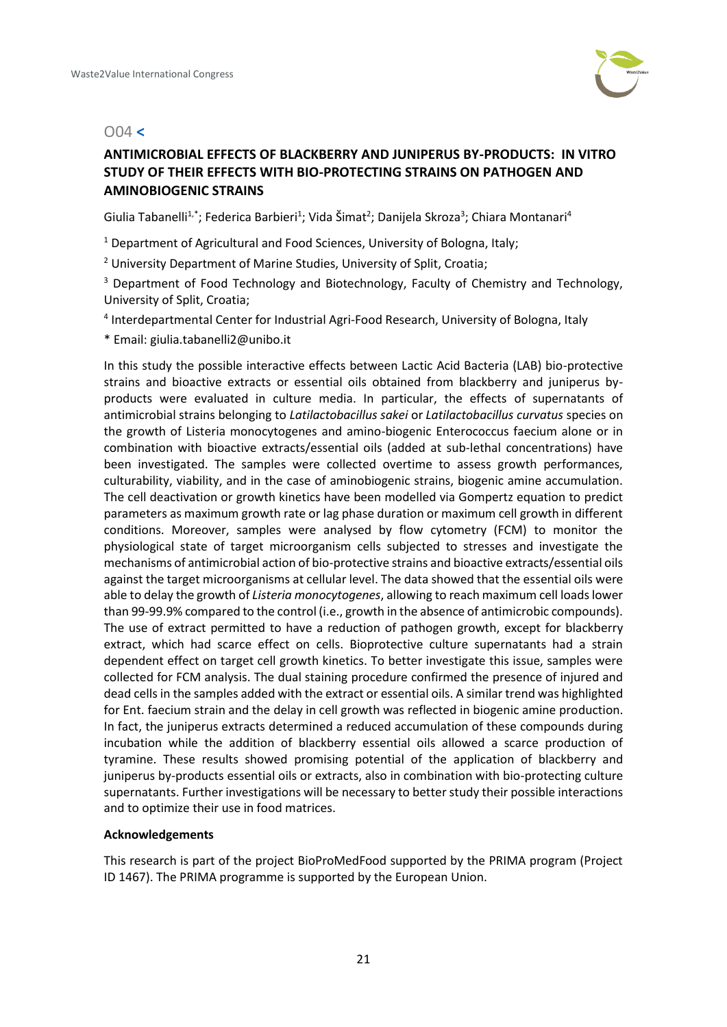O04 <

## ANTIMICROBIAL EFFECTS OF BLACKBERRY AND JUNIPERUS BY-PRODUCTS: IN VITRO STUDY OF THEIR EFFECTS WITH BIO-PROTECTING STRAINS ON PATHOGEN AND AMINOBIOGENIC STRAINS

Giulia Tabanelli[1,*]; Federica Barbieri[1]; Vida Šimat[2]; Danijela Skroza[3]; Chiara Montanari[4]

[1] Department of Agricultural and Food Sciences, University of Bologna, Italy;

[2] University Department of Marine Studies, University of Split, Croatia;

[3] Department of Food Technology and Biotechnology, Faculty of Chemistry and Technology, University of Split, Croatia;

[4] Interdepartmental Center for Industrial Agri-Food Research, University of Bologna, Italy

* Email: giulia.tabanelli2@unibo.it

In this study the possible interactive effects between Lactic Acid Bacteria (LAB) bio-protective strains and bioactive extracts or essential oils obtained from blackberry and juniperus by-products were evaluated in culture media. In particular, the effects of supernatants of antimicrobial strains belonging to *Latilactobacillus sakei* or *Latilactobacillus curvatus* species on the growth of Listeria monocytogenes and amino-biogenic Enterococcus faecium alone or in combination with bioactive extracts/essential oils (added at sub-lethal concentrations) have been investigated. The samples were collected overtime to assess growth performances, culturability, viability, and in the case of aminobiogenic strains, biogenic amine accumulation. The cell deactivation or growth kinetics have been modelled via Gompertz equation to predict parameters as maximum growth rate or lag phase duration or maximum cell growth in different conditions. Moreover, samples were analysed by flow cytometry (FCM) to monitor the physiological state of target microorganism cells subjected to stresses and investigate the mechanisms of antimicrobial action of bio-protective strains and bioactive extracts/essential oils against the target microorganisms at cellular level. The data showed that the essential oils were able to delay the growth of *Listeria monocytogenes*, allowing to reach maximum cell loads lower than 99-99.9% compared to the control (i.e., growth in the absence of antimicrobic compounds). The use of extract permitted to have a reduction of pathogen growth, except for blackberry extract, which had scarce effect on cells. Bioprotective culture supernatants had a strain dependent effect on target cell growth kinetics. To better investigate this issue, samples were collected for FCM analysis. The dual staining procedure confirmed the presence of injured and dead cells in the samples added with the extract or essential oils. A similar trend was highlighted for Ent. faecium strain and the delay in cell growth was reflected in biogenic amine production. In fact, the juniperus extracts determined a reduced accumulation of these compounds during incubation while the addition of blackberry essential oils allowed a scarce production of tyramine. These results showed promising potential of the application of blackberry and juniperus by-products essential oils or extracts, also in combination with bio-protecting culture supernatants. Further investigations will be necessary to better study their possible interactions and to optimize their use in food matrices.

**Acknowledgements**

This research is part of the project BioProMedFood supported by the PRIMA program (Project ID 1467). The PRIMA programme is supported by the European Union.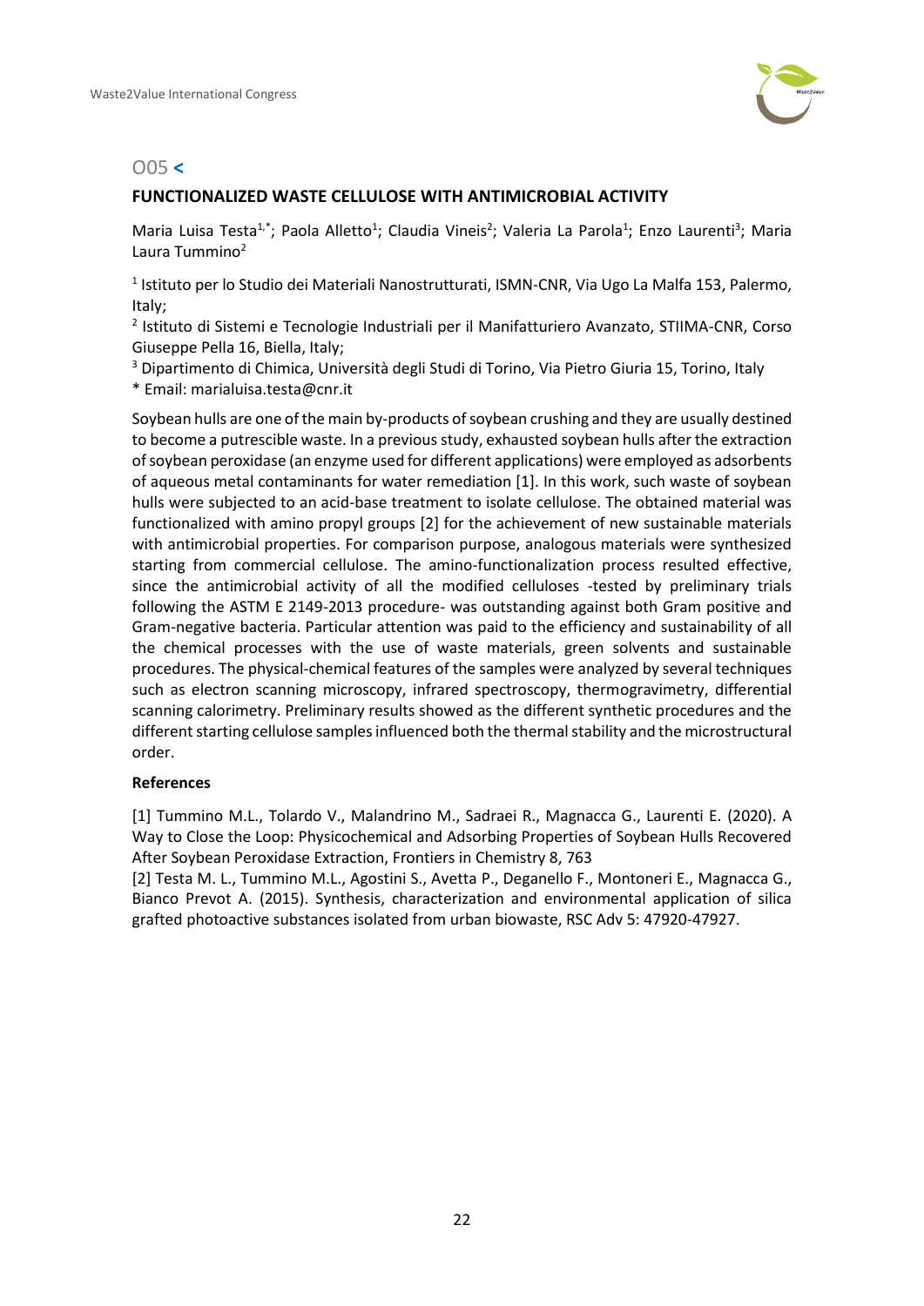## O05 <

### FUNCTIONALIZED WASTE CELLULOSE WITH ANTIMICROBIAL ACTIVITY

Maria Luisa Testa[1,*]; Paola Alletto[1]; Claudia Vineis[2]; Valeria La Parola[1]; Enzo Laurenti[3]; Maria Laura Tummino[2]

[1] Istituto per lo Studio dei Materiali Nanostrutturati, ISMN-CNR, Via Ugo La Malfa 153, Palermo, Italy;

[2] Istituto di Sistemi e Tecnologie Industriali per il Manifatturiero Avanzato, STIIMA-CNR, Corso Giuseppe Pella 16, Biella, Italy;

[3] Dipartimento di Chimica, Università degli Studi di Torino, Via Pietro Giuria 15, Torino, Italy

* Email: marialuisa.testa@cnr.it

Soybean hulls are one of the main by-products of soybean crushing and they are usually destined to become a putrescible waste. In a previous study, exhausted soybean hulls after the extraction of soybean peroxidase (an enzyme used for different applications) were employed as adsorbents of aqueous metal contaminants for water remediation [1]. In this work, such waste of soybean hulls were subjected to an acid-base treatment to isolate cellulose. The obtained material was functionalized with amino propyl groups [2] for the achievement of new sustainable materials with antimicrobial properties. For comparison purpose, analogous materials were synthesized starting from commercial cellulose. The amino-functionalization process resulted effective, since the antimicrobial activity of all the modified celluloses -tested by preliminary trials following the ASTM E 2149-2013 procedure- was outstanding against both Gram positive and Gram-negative bacteria. Particular attention was paid to the efficiency and sustainability of all the chemical processes with the use of waste materials, green solvents and sustainable procedures. The physical-chemical features of the samples were analyzed by several techniques such as electron scanning microscopy, infrared spectroscopy, thermogravimetry, differential scanning calorimetry. Preliminary results showed as the different synthetic procedures and the different starting cellulose samples influenced both the thermal stability and the microstructural order.

**References**

[1] Tummino M.L., Tolardo V., Malandrino M., Sadraei R., Magnacca G., Laurenti E. (2020). A Way to Close the Loop: Physicochemical and Adsorbing Properties of Soybean Hulls Recovered After Soybean Peroxidase Extraction, Frontiers in Chemistry 8, 763

[2] Testa M. L., Tummino M.L., Agostini S., Avetta P., Deganello F., Montoneri E., Magnacca G., Bianco Prevot A. (2015). Synthesis, characterization and environmental application of silica grafted photoactive substances isolated from urban biowaste, RSC Adv 5: 47920-47927.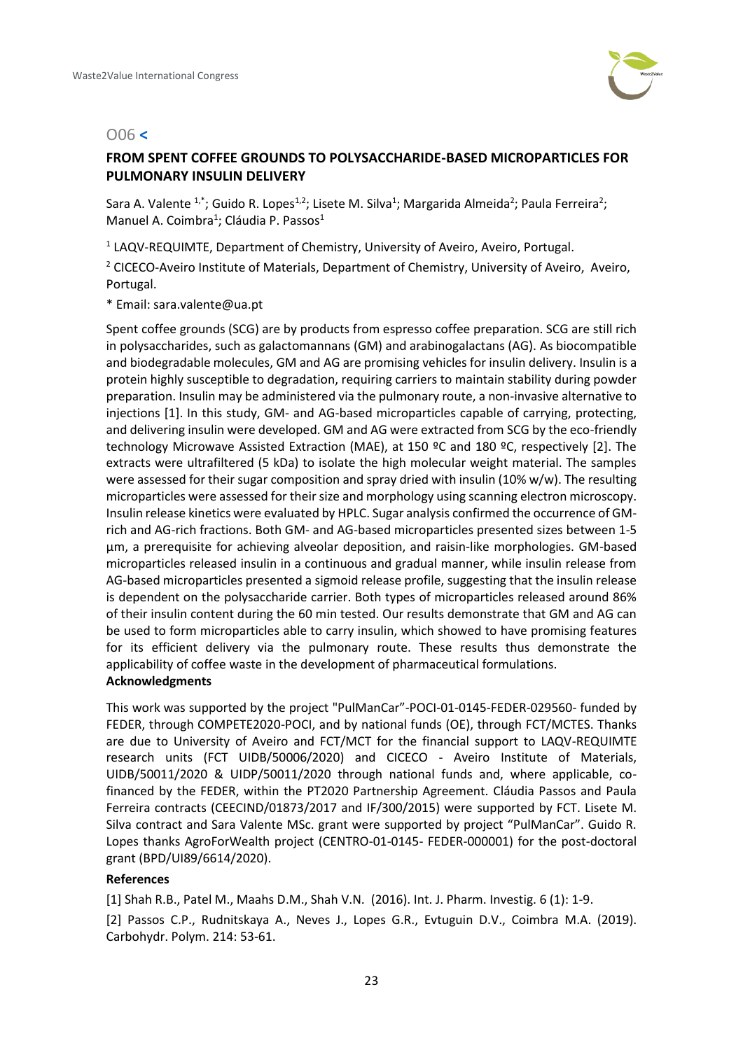O06 <

## FROM SPENT COFFEE GROUNDS TO POLYSACCHARIDE-BASED MICROPARTICLES FOR PULMONARY INSULIN DELIVERY

Sara A. Valente [1,*]; Guido R. Lopes[1,2]; Lisete M. Silva[1]; Margarida Almeida[2]; Paula Ferreira[2]; Manuel A. Coimbra[1]; Cláudia P. Passos[1]

[1] LAQV-REQUIMTE, Department of Chemistry, University of Aveiro, Aveiro, Portugal.

[2] CICECO-Aveiro Institute of Materials, Department of Chemistry, University of Aveiro, Aveiro, Portugal.

* Email: sara.valente@ua.pt

Spent coffee grounds (SCG) are by products from espresso coffee preparation. SCG are still rich in polysaccharides, such as galactomannans (GM) and arabinogalactans (AG). As biocompatible and biodegradable molecules, GM and AG are promising vehicles for insulin delivery. Insulin is a protein highly susceptible to degradation, requiring carriers to maintain stability during powder preparation. Insulin may be administered via the pulmonary route, a non-invasive alternative to injections [1]. In this study, GM- and AG-based microparticles capable of carrying, protecting, and delivering insulin were developed. GM and AG were extracted from SCG by the eco-friendly technology Microwave Assisted Extraction (MAE), at 150 ºC and 180 ºC, respectively [2]. The extracts were ultrafiltered (5 kDa) to isolate the high molecular weight material. The samples were assessed for their sugar composition and spray dried with insulin (10% w/w). The resulting microparticles were assessed for their size and morphology using scanning electron microscopy. Insulin release kinetics were evaluated by HPLC. Sugar analysis confirmed the occurrence of GM-rich and AG-rich fractions. Both GM- and AG-based microparticles presented sizes between 1-5 µm, a prerequisite for achieving alveolar deposition, and raisin-like morphologies. GM-based microparticles released insulin in a continuous and gradual manner, while insulin release from AG-based microparticles presented a sigmoid release profile, suggesting that the insulin release is dependent on the polysaccharide carrier. Both types of microparticles released around 86% of their insulin content during the 60 min tested. Our results demonstrate that GM and AG can be used to form microparticles able to carry insulin, which showed to have promising features for its efficient delivery via the pulmonary route. These results thus demonstrate the applicability of coffee waste in the development of pharmaceutical formulations.

**Acknowledgments**

This work was supported by the project "PulManCar"-POCI-01-0145-FEDER-029560- funded by FEDER, through COMPETE2020-POCI, and by national funds (OE), through FCT/MCTES. Thanks are due to University of Aveiro and FCT/MCT for the financial support to LAQV-REQUIMTE research units (FCT UIDB/50006/2020) and CICECO - Aveiro Institute of Materials, UIDB/50011/2020 & UIDP/50011/2020 through national funds and, where applicable, co-financed by the FEDER, within the PT2020 Partnership Agreement. Cláudia Passos and Paula Ferreira contracts (CEECIND/01873/2017 and IF/300/2015) were supported by FCT. Lisete M. Silva contract and Sara Valente MSc. grant were supported by project "PulManCar". Guido R. Lopes thanks AgroForWealth project (CENTRO-01-0145- FEDER-000001) for the post-doctoral grant (BPD/UI89/6614/2020).

**References**

[1] Shah R.B., Patel M., Maahs D.M., Shah V.N. (2016). Int. J. Pharm. Investig. 6 (1): 1-9.

[2] Passos C.P., Rudnitskaya A., Neves J., Lopes G.R., Evtuguin D.V., Coimbra M.A. (2019). Carbohydr. Polym. 214: 53-61.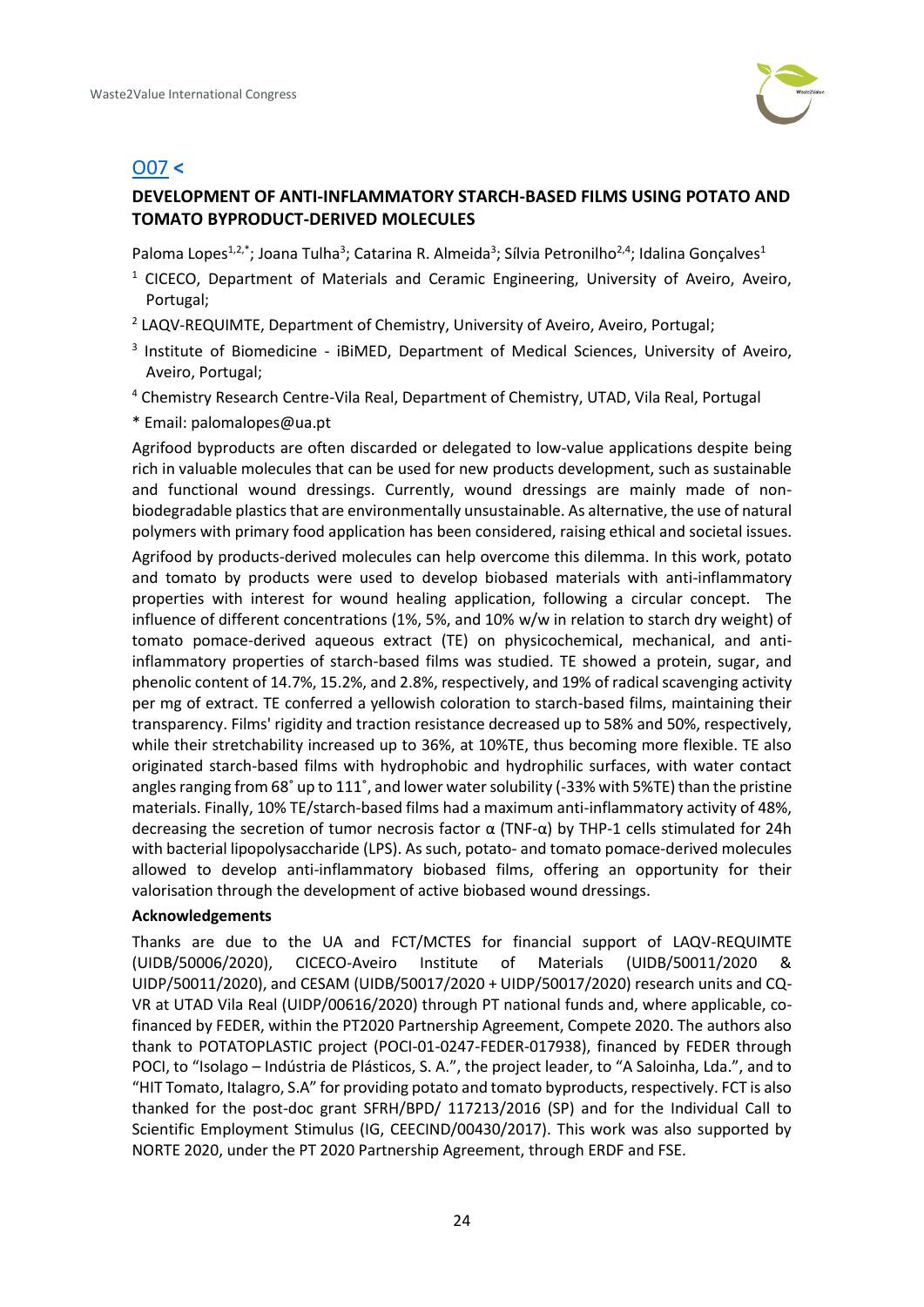## O07 <

### DEVELOPMENT OF ANTI-INFLAMMATORY STARCH-BASED FILMS USING POTATO AND TOMATO BYPRODUCT-DERIVED MOLECULES

Paloma Lopes[1,2,*]; Joana Tulha[3]; Catarina R. Almeida[3]; Sílvia Petronilho[2,4]; Idalina Gonçalves[1]

[1] CICECO, Department of Materials and Ceramic Engineering, University of Aveiro, Aveiro, Portugal;

[2] LAQV-REQUIMTE, Department of Chemistry, University of Aveiro, Aveiro, Portugal;

[3] Institute of Biomedicine - iBiMED, Department of Medical Sciences, University of Aveiro, Aveiro, Portugal;

[4] Chemistry Research Centre-Vila Real, Department of Chemistry, UTAD, Vila Real, Portugal

* Email: palomalopes@ua.pt

Agrifood byproducts are often discarded or delegated to low-value applications despite being rich in valuable molecules that can be used for new products development, such as sustainable and functional wound dressings. Currently, wound dressings are mainly made of non-biodegradable plastics that are environmentally unsustainable. As alternative, the use of natural polymers with primary food application has been considered, raising ethical and societal issues. Agrifood by products-derived molecules can help overcome this dilemma. In this work, potato and tomato by products were used to develop biobased materials with anti-inflammatory properties with interest for wound healing application, following a circular concept. The influence of different concentrations (1%, 5%, and 10% w/w in relation to starch dry weight) of tomato pomace-derived aqueous extract (TE) on physicochemical, mechanical, and anti-inflammatory properties of starch-based films was studied. TE showed a protein, sugar, and phenolic content of 14.7%, 15.2%, and 2.8%, respectively, and 19% of radical scavenging activity per mg of extract. TE conferred a yellowish coloration to starch-based films, maintaining their transparency. Films' rigidity and traction resistance decreased up to 58% and 50%, respectively, while their stretchability increased up to 36%, at 10%TE, thus becoming more flexible. TE also originated starch-based films with hydrophobic and hydrophilic surfaces, with water contact angles ranging from 68˚ up to 111˚, and lower water solubility (-33% with 5%TE) than the pristine materials. Finally, 10% TE/starch-based films had a maximum anti-inflammatory activity of 48%, decreasing the secretion of tumor necrosis factor $\alpha$ (TNF-$\alpha$) by THP-1 cells stimulated for 24h with bacterial lipopolysaccharide (LPS). As such, potato- and tomato pomace-derived molecules allowed to develop anti-inflammatory biobased films, offering an opportunity for their valorisation through the development of active biobased wound dressings.

**Acknowledgements**

Thanks are due to the UA and FCT/MCTES for financial support of LAQV-REQUIMTE (UIDB/50006/2020), CICECO-Aveiro Institute of Materials (UIDB/50011/2020 & UIDP/50011/2020), and CESAM (UIDB/50017/2020 + UIDP/50017/2020) research units and CQ-VR at UTAD Vila Real (UIDP/00616/2020) through PT national funds and, where applicable, co-financed by FEDER, within the PT2020 Partnership Agreement, Compete 2020. The authors also thank to POTATOPLASTIC project (POCI-01-0247-FEDER-017938), financed by FEDER through POCI, to "Isolago – Indústria de Plásticos, S. A.", the project leader, to "A Saloinha, Lda.", and to "HIT Tomato, Italagro, S.A" for providing potato and tomato byproducts, respectively. FCT is also thanked for the post-doc grant SFRH/BPD/ 117213/2016 (SP) and for the Individual Call to Scientific Employment Stimulus (IG, CEECIND/00430/2017). This work was also supported by NORTE 2020, under the PT 2020 Partnership Agreement, through ERDF and FSE.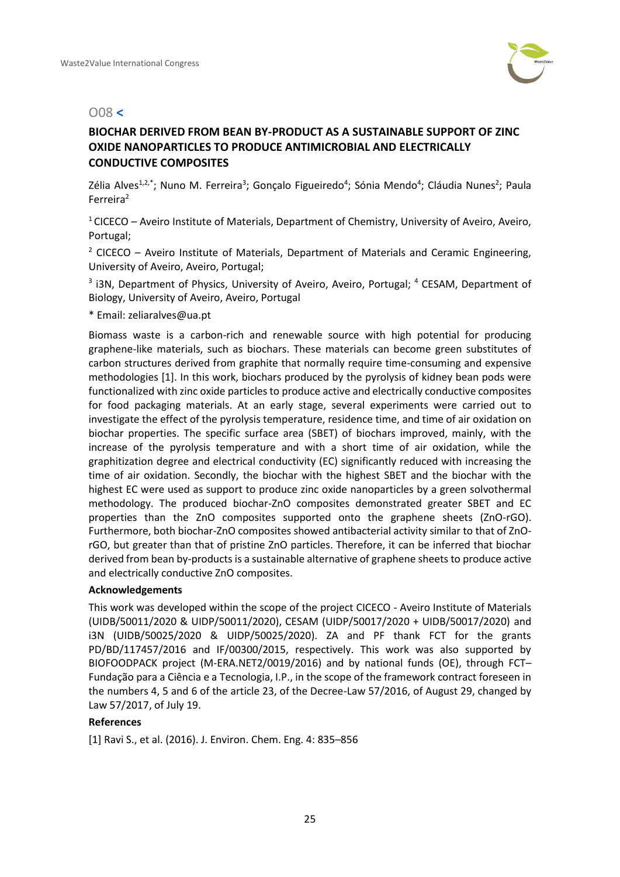## O08 <

### BIOCHAR DERIVED FROM BEAN BY-PRODUCT AS A SUSTAINABLE SUPPORT OF ZINC OXIDE NANOPARTICLES TO PRODUCE ANTIMICROBIAL AND ELECTRICALLY CONDUCTIVE COMPOSITES

Zélia Alves[1,2,*]; Nuno M. Ferreira[3]; Gonçalo Figueiredo[4]; Sónia Mendo[4]; Cláudia Nunes[2]; Paula Ferreira[2]

[1] CICECO – Aveiro Institute of Materials, Department of Chemistry, University of Aveiro, Aveiro, Portugal;

[2] CICECO – Aveiro Institute of Materials, Department of Materials and Ceramic Engineering, University of Aveiro, Aveiro, Portugal;

[3] i3N, Department of Physics, University of Aveiro, Aveiro, Portugal; [4] CESAM, Department of Biology, University of Aveiro, Aveiro, Portugal

* Email: zeliaralves@ua.pt

Biomass waste is a carbon-rich and renewable source with high potential for producing graphene-like materials, such as biochars. These materials can become green substitutes of carbon structures derived from graphite that normally require time-consuming and expensive methodologies [1]. In this work, biochars produced by the pyrolysis of kidney bean pods were functionalized with zinc oxide particles to produce active and electrically conductive composites for food packaging materials. At an early stage, several experiments were carried out to investigate the effect of the pyrolysis temperature, residence time, and time of air oxidation on biochar properties. The specific surface area (SBET) of biochars improved, mainly, with the increase of the pyrolysis temperature and with a short time of air oxidation, while the graphitization degree and electrical conductivity (EC) significantly reduced with increasing the time of air oxidation. Secondly, the biochar with the highest SBET and the biochar with the highest EC were used as support to produce zinc oxide nanoparticles by a green solvothermal methodology. The produced biochar-ZnO composites demonstrated greater SBET and EC properties than the ZnO composites supported onto the graphene sheets (ZnO-rGO). Furthermore, both biochar-ZnO composites showed antibacterial activity similar to that of ZnO-rGO, but greater than that of pristine ZnO particles. Therefore, it can be inferred that biochar derived from bean by-products is a sustainable alternative of graphene sheets to produce active and electrically conductive ZnO composites.

**Acknowledgements**

This work was developed within the scope of the project CICECO - Aveiro Institute of Materials (UIDB/50011/2020 & UIDP/50011/2020), CESAM (UIDP/50017/2020 + UIDB/50017/2020) and i3N (UIDB/50025/2020 & UIDP/50025/2020). ZA and PF thank FCT for the grants PD/BD/117457/2016 and IF/00300/2015, respectively. This work was also supported by BIOFOODPACK project (M-ERA.NET2/0019/2016) and by national funds (OE), through FCT– Fundação para a Ciência e a Tecnologia, I.P., in the scope of the framework contract foreseen in the numbers 4, 5 and 6 of the article 23, of the Decree-Law 57/2016, of August 29, changed by Law 57/2017, of July 19.

**References**

[1] Ravi S., et al. (2016). J. Environ. Chem. Eng. 4: 835–856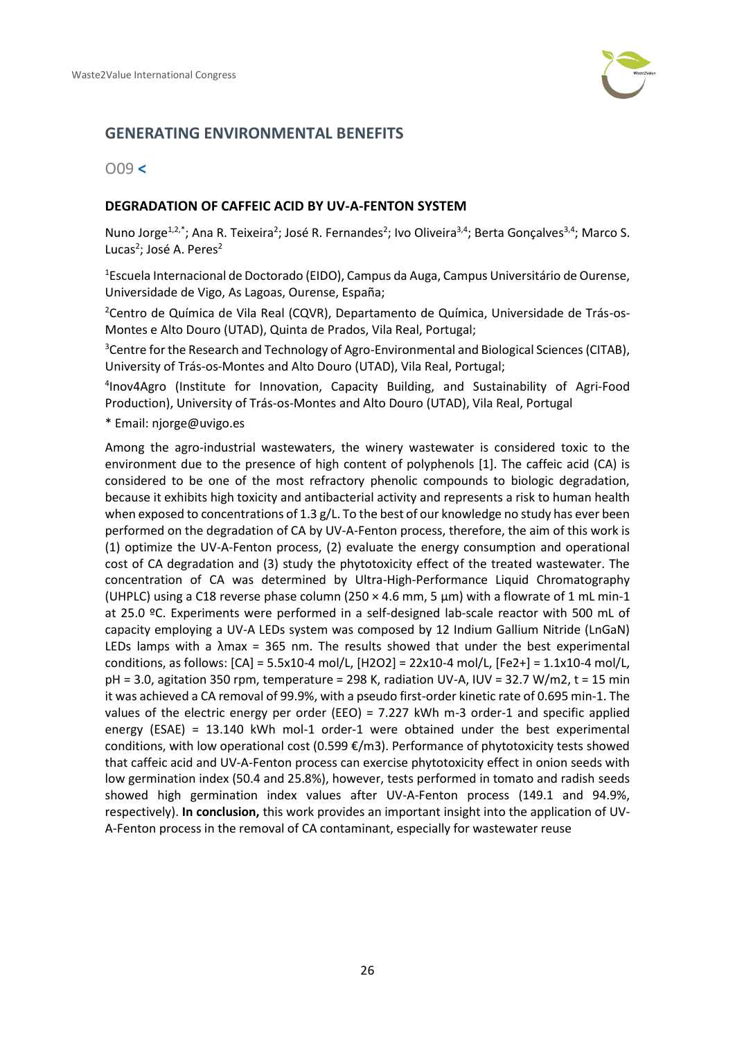## GENERATING ENVIRONMENTAL BENEFITS

O09 <

### DEGRADATION OF CAFFEIC ACID BY UV-A-FENTON SYSTEM

Nuno Jorge[1,2,*]; Ana R. Teixeira[2]; José R. Fernandes[2]; Ivo Oliveira[3,4]; Berta Gonçalves[3,4]; Marco S. Lucas[2]; José A. Peres[2]

[1]Escuela Internacional de Doctorado (EIDO), Campus da Auga, Campus Universitário de Ourense, Universidade de Vigo, As Lagoas, Ourense, España;

[2]Centro de Química de Vila Real (CQVR), Departamento de Química, Universidade de Trás-os-Montes e Alto Douro (UTAD), Quinta de Prados, Vila Real, Portugal;

[3]Centre for the Research and Technology of Agro-Environmental and Biological Sciences (CITAB), University of Trás-os-Montes and Alto Douro (UTAD), Vila Real, Portugal;

[4]Inov4Agro (Institute for Innovation, Capacity Building, and Sustainability of Agri-Food Production), University of Trás-os-Montes and Alto Douro (UTAD), Vila Real, Portugal

* Email: njorge@uvigo.es

Among the agro-industrial wastewaters, the winery wastewater is considered toxic to the environment due to the presence of high content of polyphenols [1]. The caffeic acid (CA) is considered to be one of the most refractory phenolic compounds to biologic degradation, because it exhibits high toxicity and antibacterial activity and represents a risk to human health when exposed to concentrations of 1.3 g/L. To the best of our knowledge no study has ever been performed on the degradation of CA by UV-A-Fenton process, therefore, the aim of this work is (1) optimize the UV-A-Fenton process, (2) evaluate the energy consumption and operational cost of CA degradation and (3) study the phytotoxicity effect of the treated wastewater. The concentration of CA was determined by Ultra-High-Performance Liquid Chromatography (UHPLC) using a C18 reverse phase column (250 × 4.6 mm, 5 µm) with a flowrate of 1 mL min-1 at 25.0 ºC. Experiments were performed in a self-designed lab-scale reactor with 500 mL of capacity employing a UV-A LEDs system was composed by 12 Indium Gallium Nitride (LnGaN) LEDs lamps with a λmax = 365 nm. The results showed that under the best experimental conditions, as follows: [CA] = 5.5x10-4 mol/L, [H2O2] = 22x10-4 mol/L, [Fe2+] = 1.1x10-4 mol/L, pH = 3.0, agitation 350 rpm, temperature = 298 K, radiation UV-A, IUV = 32.7 W/m2, t = 15 min it was achieved a CA removal of 99.9%, with a pseudo first-order kinetic rate of 0.695 min-1. The values of the electric energy per order (EEO) = 7.227 kWh m-3 order-1 and specific applied energy (ESAE) = 13.140 kWh mol-1 order-1 were obtained under the best experimental conditions, with low operational cost (0.599 €/m3). Performance of phytotoxicity tests showed that caffeic acid and UV-A-Fenton process can exercise phytotoxicity effect in onion seeds with low germination index (50.4 and 25.8%), however, tests performed in tomato and radish seeds showed high germination index values after UV-A-Fenton process (149.1 and 94.9%, respectively). **In conclusion,** this work provides an important insight into the application of UV-A-Fenton process in the removal of CA contaminant, especially for wastewater reuse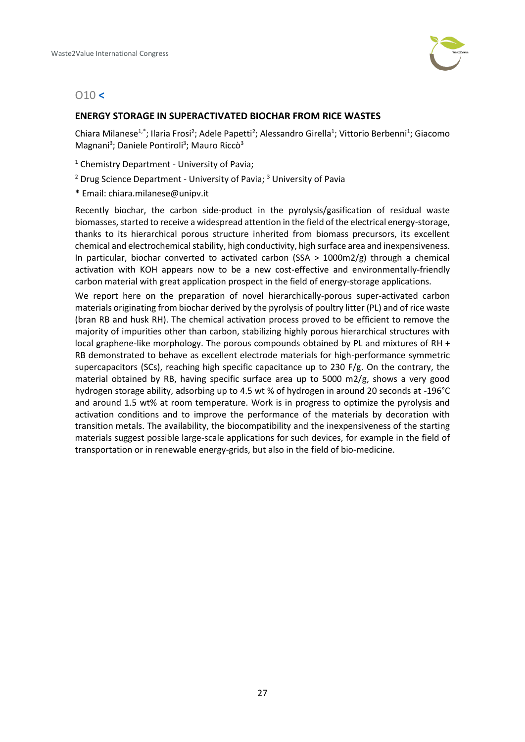## O10 <

### ENERGY STORAGE IN SUPERACTIVATED BIOCHAR FROM RICE WASTES

Chiara Milanese[1,*]; Ilaria Frosi[2]; Adele Papetti[2]; Alessandro Girella[1]; Vittorio Berbenni[1]; Giacomo Magnani[3]; Daniele Pontiroli[3]; Mauro Riccò[3]

[1] Chemistry Department - University of Pavia;

[2] Drug Science Department - University of Pavia; [3] University of Pavia

* Email: chiara.milanese@unipv.it

Recently biochar, the carbon side-product in the pyrolysis/gasification of residual waste biomasses, started to receive a widespread attention in the field of the electrical energy-storage, thanks to its hierarchical porous structure inherited from biomass precursors, its excellent chemical and electrochemical stability, high conductivity, high surface area and inexpensiveness. In particular, biochar converted to activated carbon (SSA > 1000m2/g) through a chemical activation with KOH appears now to be a new cost-effective and environmentally-friendly carbon material with great application prospect in the field of energy-storage applications.

We report here on the preparation of novel hierarchically-porous super-activated carbon materials originating from biochar derived by the pyrolysis of poultry litter (PL) and of rice waste (bran RB and husk RH). The chemical activation process proved to be efficient to remove the majority of impurities other than carbon, stabilizing highly porous hierarchical structures with local graphene-like morphology. The porous compounds obtained by PL and mixtures of RH + RB demonstrated to behave as excellent electrode materials for high-performance symmetric supercapacitors (SCs), reaching high specific capacitance up to 230 F/g. On the contrary, the material obtained by RB, having specific surface area up to 5000 m2/g, shows a very good hydrogen storage ability, adsorbing up to 4.5 wt % of hydrogen in around 20 seconds at -196°C and around 1.5 wt% at room temperature. Work is in progress to optimize the pyrolysis and activation conditions and to improve the performance of the materials by decoration with transition metals. The availability, the biocompatibility and the inexpensiveness of the starting materials suggest possible large-scale applications for such devices, for example in the field of transportation or in renewable energy-grids, but also in the field of bio-medicine.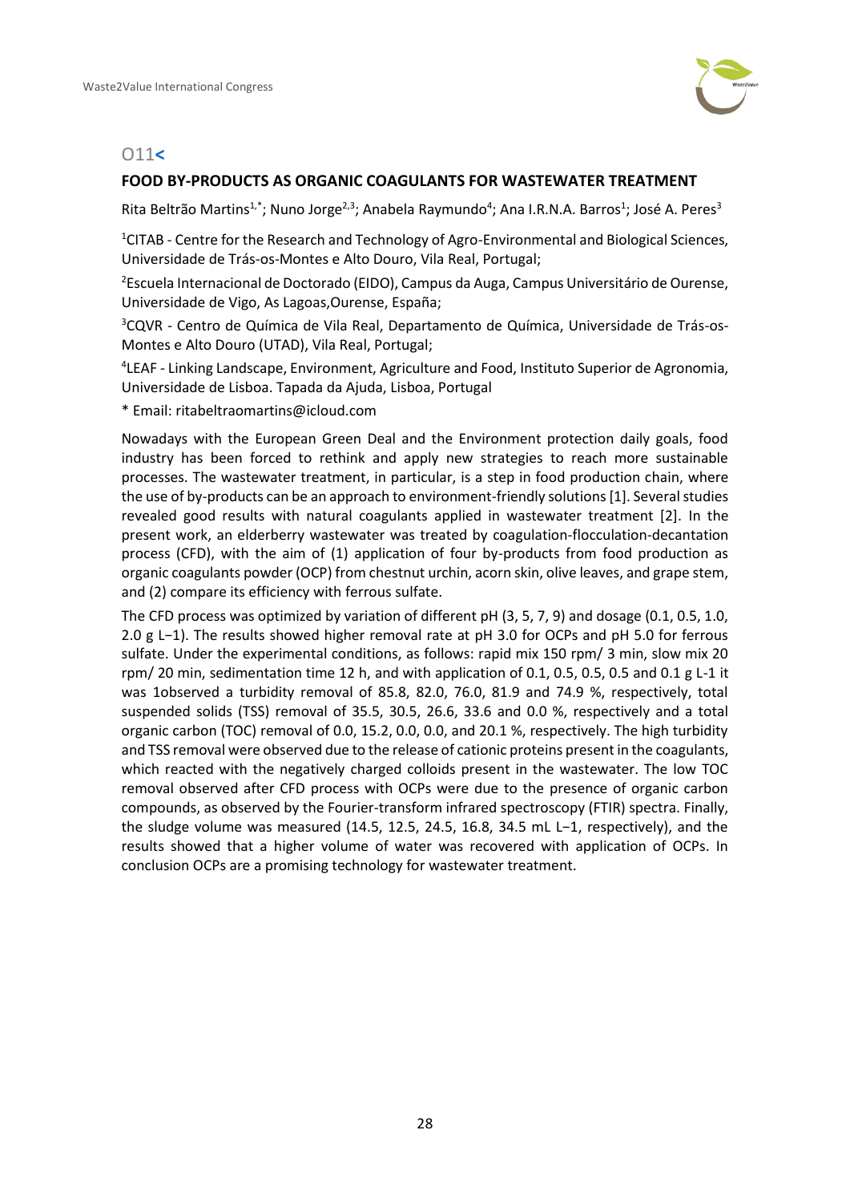O11<

## FOOD BY-PRODUCTS AS ORGANIC COAGULANTS FOR WASTEWATER TREATMENT

Rita Beltrão Martins[1,*]; Nuno Jorge[2,3]; Anabela Raymundo[4]; Ana I.R.N.A. Barros[1]; José A. Peres[3]

[1]CITAB - Centre for the Research and Technology of Agro-Environmental and Biological Sciences, Universidade de Trás-os-Montes e Alto Douro, Vila Real, Portugal;

[2]Escuela Internacional de Doctorado (EIDO), Campus da Auga, Campus Universitário de Ourense, Universidade de Vigo, As Lagoas,Ourense, España;

[3]CQVR - Centro de Química de Vila Real, Departamento de Química, Universidade de Trás-os-Montes e Alto Douro (UTAD), Vila Real, Portugal;

[4]LEAF - Linking Landscape, Environment, Agriculture and Food, Instituto Superior de Agronomia, Universidade de Lisboa. Tapada da Ajuda, Lisboa, Portugal

* Email: ritabeltraomartins@icloud.com

Nowadays with the European Green Deal and the Environment protection daily goals, food industry has been forced to rethink and apply new strategies to reach more sustainable processes. The wastewater treatment, in particular, is a step in food production chain, where the use of by-products can be an approach to environment-friendly solutions [1]. Several studies revealed good results with natural coagulants applied in wastewater treatment [2]. In the present work, an elderberry wastewater was treated by coagulation-flocculation-decantation process (CFD), with the aim of (1) application of four by-products from food production as organic coagulants powder (OCP) from chestnut urchin, acorn skin, olive leaves, and grape stem, and (2) compare its efficiency with ferrous sulfate.

The CFD process was optimized by variation of different pH (3, 5, 7, 9) and dosage (0.1, 0.5, 1.0, 2.0 g L−1). The results showed higher removal rate at pH 3.0 for OCPs and pH 5.0 for ferrous sulfate. Under the experimental conditions, as follows: rapid mix 150 rpm/ 3 min, slow mix 20 rpm/ 20 min, sedimentation time 12 h, and with application of 0.1, 0.5, 0.5, 0.5 and 0.1 g L-1 it was 1observed a turbidity removal of 85.8, 82.0, 76.0, 81.9 and 74.9 %, respectively, total suspended solids (TSS) removal of 35.5, 30.5, 26.6, 33.6 and 0.0 %, respectively and a total organic carbon (TOC) removal of 0.0, 15.2, 0.0, 0.0, and 20.1 %, respectively. The high turbidity and TSS removal were observed due to the release of cationic proteins present in the coagulants, which reacted with the negatively charged colloids present in the wastewater. The low TOC removal observed after CFD process with OCPs were due to the presence of organic carbon compounds, as observed by the Fourier-transform infrared spectroscopy (FTIR) spectra. Finally, the sludge volume was measured (14.5, 12.5, 24.5, 16.8, 34.5 mL L−1, respectively), and the results showed that a higher volume of water was recovered with application of OCPs. In conclusion OCPs are a promising technology for wastewater treatment.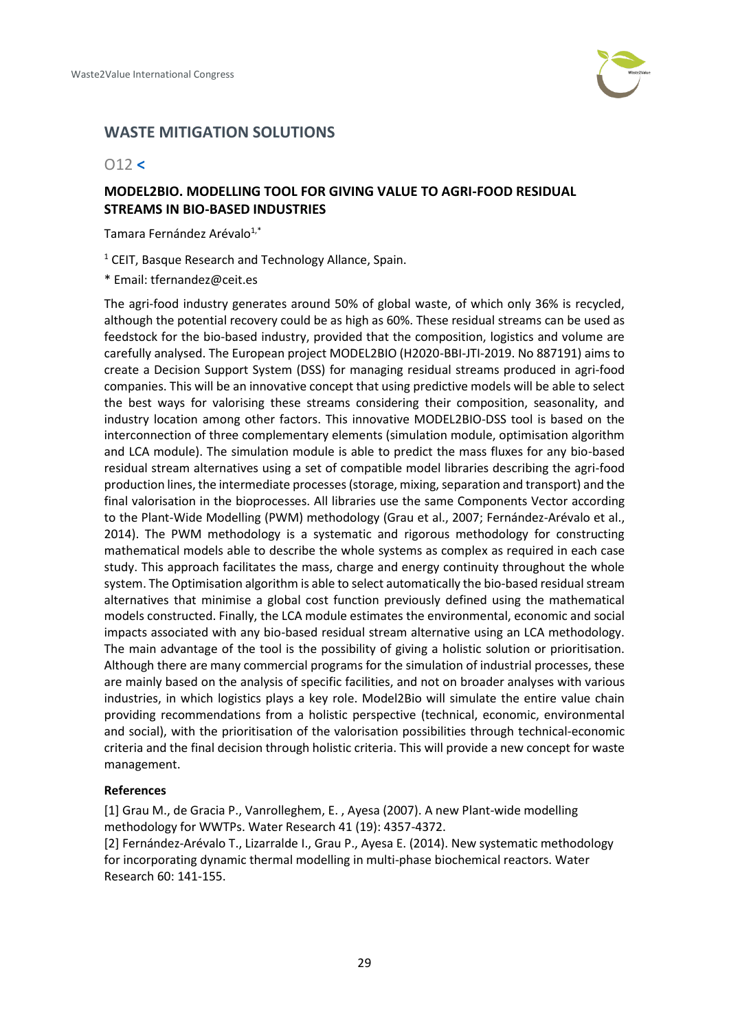## WASTE MITIGATION SOLUTIONS

### O12 <

### MODEL2BIO. MODELLING TOOL FOR GIVING VALUE TO AGRI-FOOD RESIDUAL STREAMS IN BIO-BASED INDUSTRIES

Tamara Fernández Arévalo[1,*]

[1] CEIT, Basque Research and Technology Allance, Spain.

* Email: tfernandez@ceit.es

The agri-food industry generates around 50% of global waste, of which only 36% is recycled, although the potential recovery could be as high as 60%. These residual streams can be used as feedstock for the bio-based industry, provided that the composition, logistics and volume are carefully analysed. The European project MODEL2BIO (H2020-BBI-JTI-2019. No 887191) aims to create a Decision Support System (DSS) for managing residual streams produced in agri-food companies. This will be an innovative concept that using predictive models will be able to select the best ways for valorising these streams considering their composition, seasonality, and industry location among other factors. This innovative MODEL2BIO-DSS tool is based on the interconnection of three complementary elements (simulation module, optimisation algorithm and LCA module). The simulation module is able to predict the mass fluxes for any bio-based residual stream alternatives using a set of compatible model libraries describing the agri-food production lines, the intermediate processes (storage, mixing, separation and transport) and the final valorisation in the bioprocesses. All libraries use the same Components Vector according to the Plant-Wide Modelling (PWM) methodology (Grau et al., 2007; Fernández-Arévalo et al., 2014). The PWM methodology is a systematic and rigorous methodology for constructing mathematical models able to describe the whole systems as complex as required in each case study. This approach facilitates the mass, charge and energy continuity throughout the whole system. The Optimisation algorithm is able to select automatically the bio-based residual stream alternatives that minimise a global cost function previously defined using the mathematical models constructed. Finally, the LCA module estimates the environmental, economic and social impacts associated with any bio-based residual stream alternative using an LCA methodology. The main advantage of the tool is the possibility of giving a holistic solution or prioritisation. Although there are many commercial programs for the simulation of industrial processes, these are mainly based on the analysis of specific facilities, and not on broader analyses with various industries, in which logistics plays a key role. Model2Bio will simulate the entire value chain providing recommendations from a holistic perspective (technical, economic, environmental and social), with the prioritisation of the valorisation possibilities through technical-economic criteria and the final decision through holistic criteria. This will provide a new concept for waste management.

**References**

[1] Grau M., de Gracia P., Vanrolleghem, E. , Ayesa (2007). A new Plant-wide modelling methodology for WWTPs. Water Research 41 (19): 4357-4372.

[2] Fernández-Arévalo T., Lizarralde I., Grau P., Ayesa E. (2014). New systematic methodology for incorporating dynamic thermal modelling in multi-phase biochemical reactors. Water Research 60: 141-155.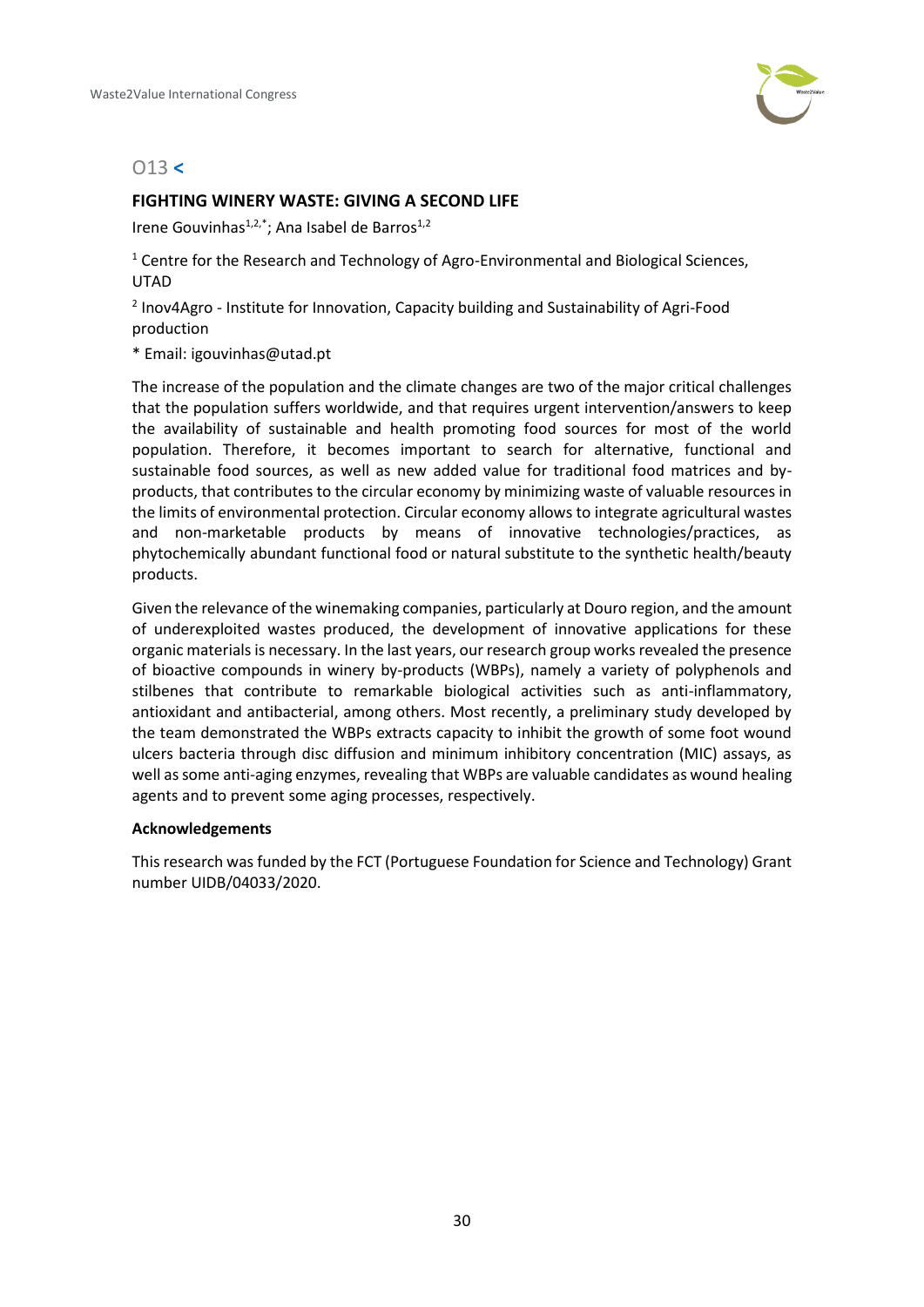## O13 <

### FIGHTING WINERY WASTE: GIVING A SECOND LIFE

Irene Gouvinhas[1,2,*]; Ana Isabel de Barros[1,2]

[1] Centre for the Research and Technology of Agro-Environmental and Biological Sciences, UTAD

[2] Inov4Agro - Institute for Innovation, Capacity building and Sustainability of Agri-Food production

* Email: igouvinhas@utad.pt

The increase of the population and the climate changes are two of the major critical challenges that the population suffers worldwide, and that requires urgent intervention/answers to keep the availability of sustainable and health promoting food sources for most of the world population. Therefore, it becomes important to search for alternative, functional and sustainable food sources, as well as new added value for traditional food matrices and by-products, that contributes to the circular economy by minimizing waste of valuable resources in the limits of environmental protection. Circular economy allows to integrate agricultural wastes and non-marketable products by means of innovative technologies/practices, as phytochemically abundant functional food or natural substitute to the synthetic health/beauty products.

Given the relevance of the winemaking companies, particularly at Douro region, and the amount of underexploited wastes produced, the development of innovative applications for these organic materials is necessary. In the last years, our research group works revealed the presence of bioactive compounds in winery by-products (WBPs), namely a variety of polyphenols and stilbenes that contribute to remarkable biological activities such as anti-inflammatory, antioxidant and antibacterial, among others. Most recently, a preliminary study developed by the team demonstrated the WBPs extracts capacity to inhibit the growth of some foot wound ulcers bacteria through disc diffusion and minimum inhibitory concentration (MIC) assays, as well as some anti-aging enzymes, revealing that WBPs are valuable candidates as wound healing agents and to prevent some aging processes, respectively.

#### Acknowledgements

This research was funded by the FCT (Portuguese Foundation for Science and Technology) Grant number UIDB/04033/2020.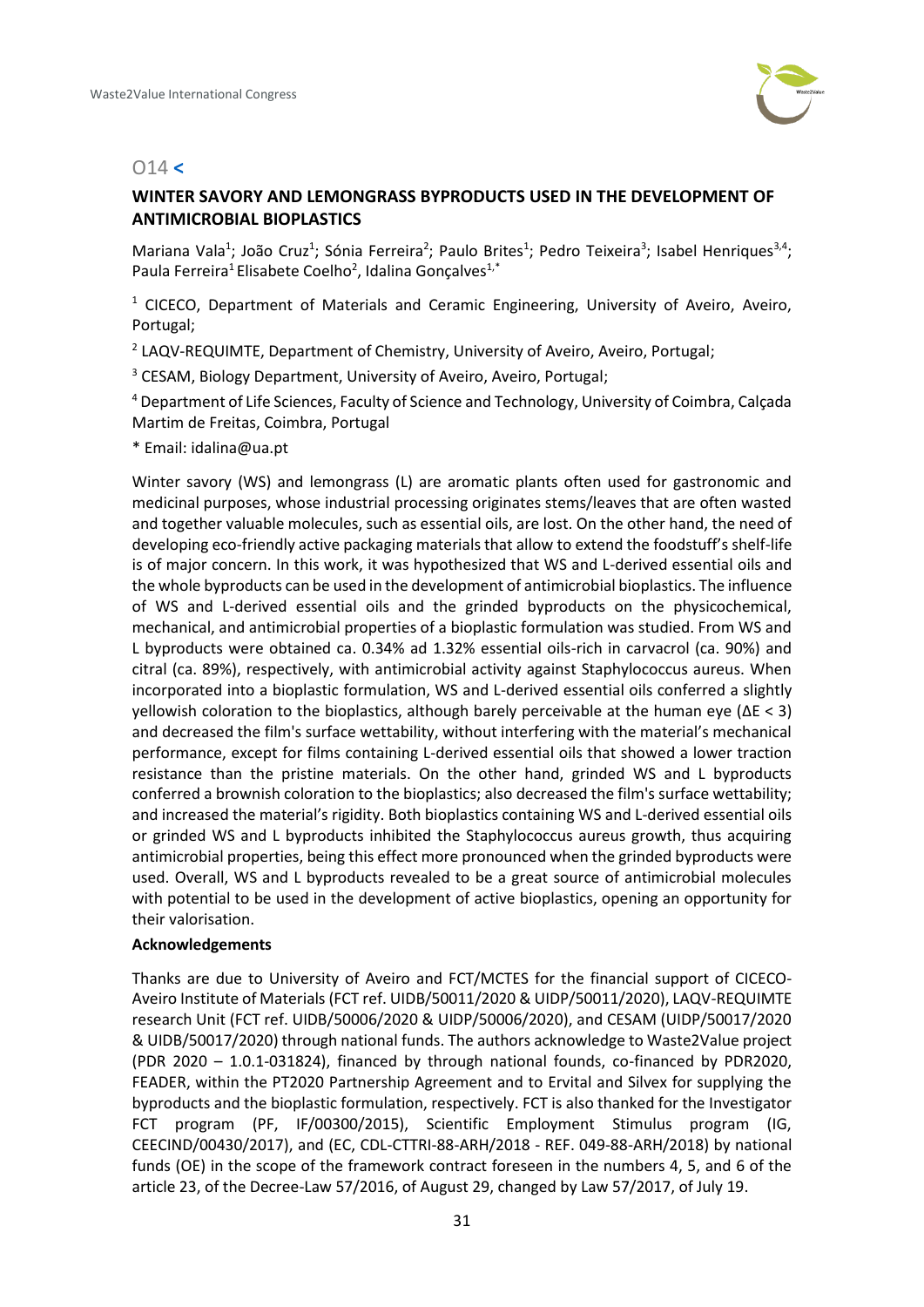## O14 <

### WINTER SAVORY AND LEMONGRASS BYPRODUCTS USED IN THE DEVELOPMENT OF ANTIMICROBIAL BIOPLASTICS

Mariana Vala[1]; João Cruz[1]; Sónia Ferreira[2]; Paulo Brites[1]; Pedro Teixeira[3]; Isabel Henriques[3,4]; Paula Ferreira[1] Elisabete Coelho[2], Idalina Gonçalves[1,*]

[1] CICECO, Department of Materials and Ceramic Engineering, University of Aveiro, Aveiro, Portugal;

[2] LAQV-REQUIMTE, Department of Chemistry, University of Aveiro, Aveiro, Portugal;

[3] CESAM, Biology Department, University of Aveiro, Aveiro, Portugal;

[4] Department of Life Sciences, Faculty of Science and Technology, University of Coimbra, Calçada Martim de Freitas, Coimbra, Portugal

* Email: idalina@ua.pt

Winter savory (WS) and lemongrass (L) are aromatic plants often used for gastronomic and medicinal purposes, whose industrial processing originates stems/leaves that are often wasted and together valuable molecules, such as essential oils, are lost. On the other hand, the need of developing eco-friendly active packaging materials that allow to extend the foodstuff's shelf-life is of major concern. In this work, it was hypothesized that WS and L-derived essential oils and the whole byproducts can be used in the development of antimicrobial bioplastics. The influence of WS and L-derived essential oils and the grinded byproducts on the physicochemical, mechanical, and antimicrobial properties of a bioplastic formulation was studied. From WS and L byproducts were obtained ca. 0.34% ad 1.32% essential oils-rich in carvacrol (ca. 90%) and citral (ca. 89%), respectively, with antimicrobial activity against Staphylococcus aureus. When incorporated into a bioplastic formulation, WS and L-derived essential oils conferred a slightly yellowish coloration to the bioplastics, although barely perceivable at the human eye ($\Delta E < 3$) and decreased the film's surface wettability, without interfering with the material's mechanical performance, except for films containing L-derived essential oils that showed a lower traction resistance than the pristine materials. On the other hand, grinded WS and L byproducts conferred a brownish coloration to the bioplastics; also decreased the film's surface wettability; and increased the material's rigidity. Both bioplastics containing WS and L-derived essential oils or grinded WS and L byproducts inhibited the Staphylococcus aureus growth, thus acquiring antimicrobial properties, being this effect more pronounced when the grinded byproducts were used. Overall, WS and L byproducts revealed to be a great source of antimicrobial molecules with potential to be used in the development of active bioplastics, opening an opportunity for their valorisation.

**Acknowledgements**

Thanks are due to University of Aveiro and FCT/MCTES for the financial support of CICECO-Aveiro Institute of Materials (FCT ref. UIDB/50011/2020 & UIDP/50011/2020), LAQV-REQUIMTE research Unit (FCT ref. UIDB/50006/2020 & UIDP/50006/2020), and CESAM (UIDP/50017/2020 & UIDB/50017/2020) through national funds. The authors acknowledge to Waste2Value project (PDR 2020 – 1.0.1-031824), financed by through national founds, co-financed by PDR2020, FEADER, within the PT2020 Partnership Agreement and to Ervital and Silvex for supplying the byproducts and the bioplastic formulation, respectively. FCT is also thanked for the Investigator FCT program (PF, IF/00300/2015), Scientific Employment Stimulus program (IG, CEECIND/00430/2017), and (EC, CDL-CTTRI-88-ARH/2018 - REF. 049-88-ARH/2018) by national funds (OE) in the scope of the framework contract foreseen in the numbers 4, 5, and 6 of the article 23, of the Decree-Law 57/2016, of August 29, changed by Law 57/2017, of July 19.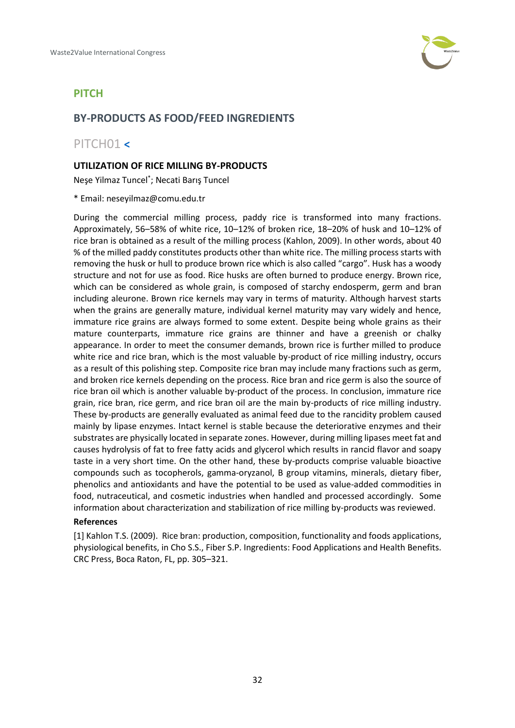## PITCH

## BY-PRODUCTS AS FOOD/FEED INGREDIENTS

### PITCH01 <

#### UTILIZATION OF RICE MILLING BY-PRODUCTS

Neşe Yilmaz Tuncel*; Necati Barış Tuncel

* Email: neseyilmaz@comu.edu.tr

During the commercial milling process, paddy rice is transformed into many fractions. Approximately, 56–58% of white rice, 10–12% of broken rice, 18–20% of husk and 10–12% of rice bran is obtained as a result of the milling process (Kahlon, 2009). In other words, about 40 % of the milled paddy constitutes products other than white rice. The milling process starts with removing the husk or hull to produce brown rice which is also called "cargo". Husk has a woody structure and not for use as food. Rice husks are often burned to produce energy. Brown rice, which can be considered as whole grain, is composed of starchy endosperm, germ and bran including aleurone. Brown rice kernels may vary in terms of maturity. Although harvest starts when the grains are generally mature, individual kernel maturity may vary widely and hence, immature rice grains are always formed to some extent. Despite being whole grains as their mature counterparts, immature rice grains are thinner and have a greenish or chalky appearance. In order to meet the consumer demands, brown rice is further milled to produce white rice and rice bran, which is the most valuable by-product of rice milling industry, occurs as a result of this polishing step. Composite rice bran may include many fractions such as germ, and broken rice kernels depending on the process. Rice bran and rice germ is also the source of rice bran oil which is another valuable by-product of the process. In conclusion, immature rice grain, rice bran, rice germ, and rice bran oil are the main by-products of rice milling industry. These by-products are generally evaluated as animal feed due to the rancidity problem caused mainly by lipase enzymes. Intact kernel is stable because the deteriorative enzymes and their substrates are physically located in separate zones. However, during milling lipases meet fat and causes hydrolysis of fat to free fatty acids and glycerol which results in rancid flavor and soapy taste in a very short time. On the other hand, these by-products comprise valuable bioactive compounds such as tocopherols, gamma-oryzanol, B group vitamins, minerals, dietary fiber, phenolics and antioxidants and have the potential to be used as value-added commodities in food, nutraceutical, and cosmetic industries when handled and processed accordingly. Some information about characterization and stabilization of rice milling by-products was reviewed.

**References**

[1] Kahlon T.S. (2009). Rice bran: production, composition, functionality and foods applications, physiological benefits, in Cho S.S., Fiber S.P. Ingredients: Food Applications and Health Benefits. CRC Press, Boca Raton, FL, pp. 305–321.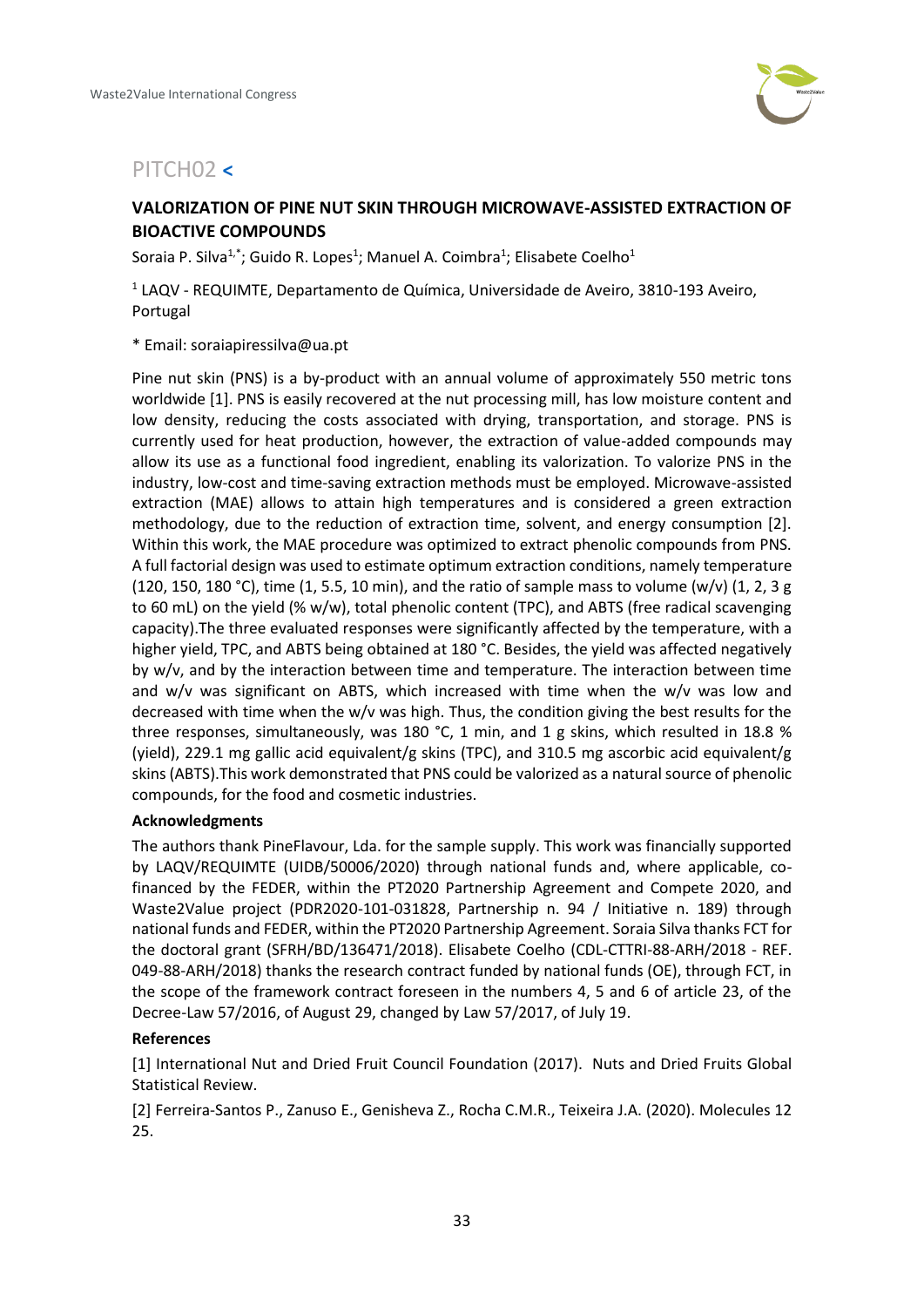## PITCH02 <

### VALORIZATION OF PINE NUT SKIN THROUGH MICROWAVE-ASSISTED EXTRACTION OF BIOACTIVE COMPOUNDS

Soraia P. Silva[1,*]; Guido R. Lopes[1]; Manuel A. Coimbra[1]; Elisabete Coelho[1]

[1] LAQV - REQUIMTE, Departamento de Química, Universidade de Aveiro, 3810-193 Aveiro, Portugal

* Email: soraiapiressilva@ua.pt

Pine nut skin (PNS) is a by-product with an annual volume of approximately 550 metric tons worldwide [1]. PNS is easily recovered at the nut processing mill, has low moisture content and low density, reducing the costs associated with drying, transportation, and storage. PNS is currently used for heat production, however, the extraction of value-added compounds may allow its use as a functional food ingredient, enabling its valorization. To valorize PNS in the industry, low-cost and time-saving extraction methods must be employed. Microwave-assisted extraction (MAE) allows to attain high temperatures and is considered a green extraction methodology, due to the reduction of extraction time, solvent, and energy consumption [2]. Within this work, the MAE procedure was optimized to extract phenolic compounds from PNS. A full factorial design was used to estimate optimum extraction conditions, namely temperature (120, 150, 180 °C), time (1, 5.5, 10 min), and the ratio of sample mass to volume (w/v) (1, 2, 3 g to 60 mL) on the yield (% w/w), total phenolic content (TPC), and ABTS (free radical scavenging capacity).The three evaluated responses were significantly affected by the temperature, with a higher yield, TPC, and ABTS being obtained at 180 °C. Besides, the yield was affected negatively by w/v, and by the interaction between time and temperature. The interaction between time and w/v was significant on ABTS, which increased with time when the w/v was low and decreased with time when the w/v was high. Thus, the condition giving the best results for the three responses, simultaneously, was 180 °C, 1 min, and 1 g skins, which resulted in 18.8 % (yield), 229.1 mg gallic acid equivalent/g skins (TPC), and 310.5 mg ascorbic acid equivalent/g skins (ABTS).This work demonstrated that PNS could be valorized as a natural source of phenolic compounds, for the food and cosmetic industries.

**Acknowledgments**

The authors thank PineFlavour, Lda. for the sample supply. This work was financially supported by LAQV/REQUIMTE (UIDB/50006/2020) through national funds and, where applicable, co-financed by the FEDER, within the PT2020 Partnership Agreement and Compete 2020, and Waste2Value project (PDR2020-101-031828, Partnership n. 94 / Initiative n. 189) through national funds and FEDER, within the PT2020 Partnership Agreement. Soraia Silva thanks FCT for the doctoral grant (SFRH/BD/136471/2018). Elisabete Coelho (CDL-CTTRI-88-ARH/2018 - REF. 049-88-ARH/2018) thanks the research contract funded by national funds (OE), through FCT, in the scope of the framework contract foreseen in the numbers 4, 5 and 6 of article 23, of the Decree-Law 57/2016, of August 29, changed by Law 57/2017, of July 19.

**References**

[1] International Nut and Dried Fruit Council Foundation (2017). Nuts and Dried Fruits Global Statistical Review.

[2] Ferreira-Santos P., Zanuso E., Genisheva Z., Rocha C.M.R., Teixeira J.A. (2020). Molecules 12 25.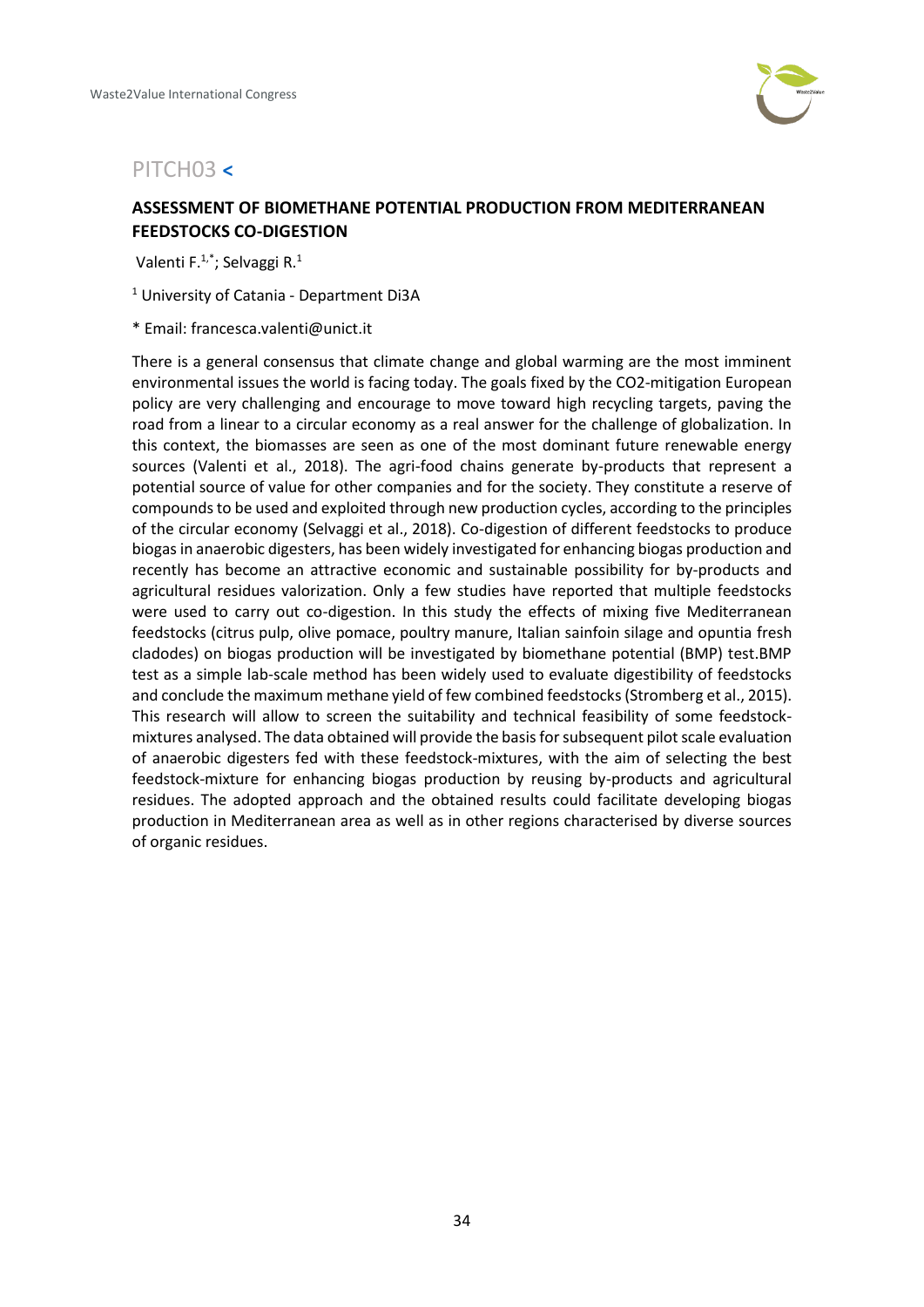## PITCH03 <

### ASSESSMENT OF BIOMETHANE POTENTIAL PRODUCTION FROM MEDITERRANEAN FEEDSTOCKS CO-DIGESTION

Valenti F.[1,*]; Selvaggi R.[1]

[1] University of Catania - Department Di3A

* Email: francesca.valenti@unict.it

There is a general consensus that climate change and global warming are the most imminent environmental issues the world is facing today. The goals fixed by the CO2-mitigation European policy are very challenging and encourage to move toward high recycling targets, paving the road from a linear to a circular economy as a real answer for the challenge of globalization. In this context, the biomasses are seen as one of the most dominant future renewable energy sources (Valenti et al., 2018). The agri-food chains generate by-products that represent a potential source of value for other companies and for the society. They constitute a reserve of compounds to be used and exploited through new production cycles, according to the principles of the circular economy (Selvaggi et al., 2018). Co-digestion of different feedstocks to produce biogas in anaerobic digesters, has been widely investigated for enhancing biogas production and recently has become an attractive economic and sustainable possibility for by-products and agricultural residues valorization. Only a few studies have reported that multiple feedstocks were used to carry out co-digestion. In this study the effects of mixing five Mediterranean feedstocks (citrus pulp, olive pomace, poultry manure, Italian sainfoin silage and opuntia fresh cladodes) on biogas production will be investigated by biomethane potential (BMP) test.BMP test as a simple lab-scale method has been widely used to evaluate digestibility of feedstocks and conclude the maximum methane yield of few combined feedstocks (Stromberg et al., 2015). This research will allow to screen the suitability and technical feasibility of some feedstock-mixtures analysed. The data obtained will provide the basis for subsequent pilot scale evaluation of anaerobic digesters fed with these feedstock-mixtures, with the aim of selecting the best feedstock-mixture for enhancing biogas production by reusing by-products and agricultural residues. The adopted approach and the obtained results could facilitate developing biogas production in Mediterranean area as well as in other regions characterised by diverse sources of organic residues.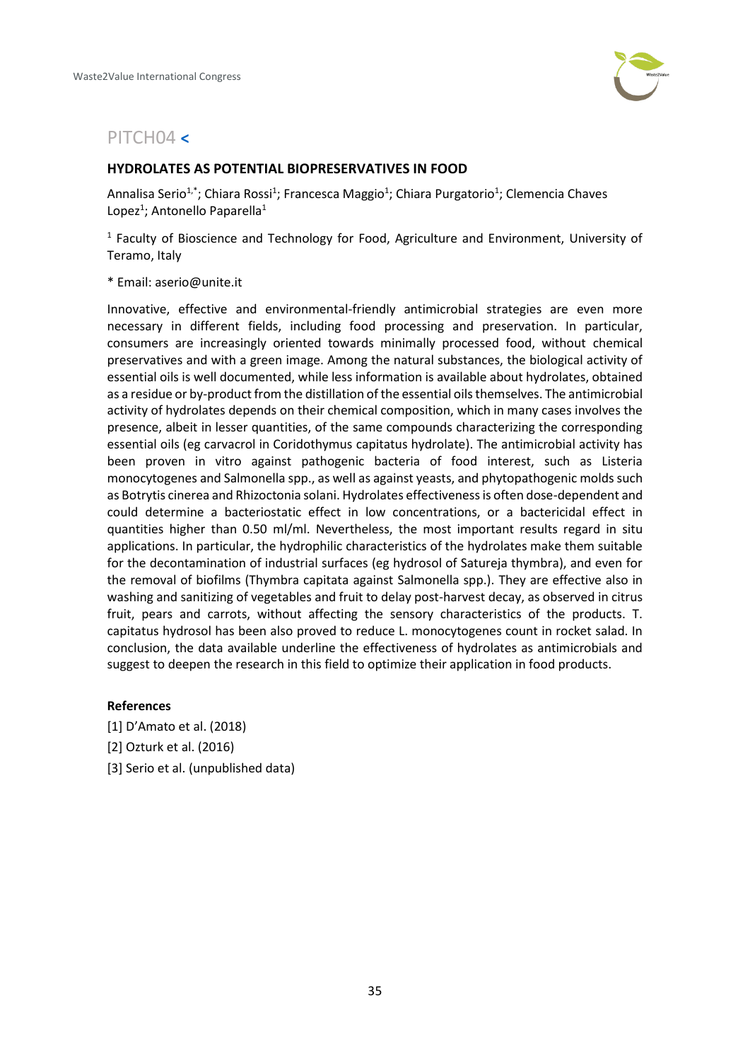## PITCH04 <

### HYDROLATES AS POTENTIAL BIOPRESERVATIVES IN FOOD

Annalisa Serio[1,*]; Chiara Rossi[1]; Francesca Maggio[1]; Chiara Purgatorio[1]; Clemencia Chaves Lopez[1]; Antonello Paparella[1]

[1] Faculty of Bioscience and Technology for Food, Agriculture and Environment, University of Teramo, Italy

* Email: aserio@unite.it

Innovative, effective and environmental-friendly antimicrobial strategies are even more necessary in different fields, including food processing and preservation. In particular, consumers are increasingly oriented towards minimally processed food, without chemical preservatives and with a green image. Among the natural substances, the biological activity of essential oils is well documented, while less information is available about hydrolates, obtained as a residue or by-product from the distillation of the essential oils themselves. The antimicrobial activity of hydrolates depends on their chemical composition, which in many cases involves the presence, albeit in lesser quantities, of the same compounds characterizing the corresponding essential oils (eg carvacrol in Coridothymus capitatus hydrolate). The antimicrobial activity has been proven in vitro against pathogenic bacteria of food interest, such as Listeria monocytogenes and Salmonella spp., as well as against yeasts, and phytopathogenic molds such as Botrytis cinerea and Rhizoctonia solani. Hydrolates effectiveness is often dose-dependent and could determine a bacteriostatic effect in low concentrations, or a bactericidal effect in quantities higher than 0.50 ml/ml. Nevertheless, the most important results regard in situ applications. In particular, the hydrophilic characteristics of the hydrolates make them suitable for the decontamination of industrial surfaces (eg hydrosol of Satureja thymbra), and even for the removal of biofilms (Thymbra capitata against Salmonella spp.). They are effective also in washing and sanitizing of vegetables and fruit to delay post-harvest decay, as observed in citrus fruit, pears and carrots, without affecting the sensory characteristics of the products. T. capitatus hydrosol has been also proved to reduce L. monocytogenes count in rocket salad. In conclusion, the data available underline the effectiveness of hydrolates as antimicrobials and suggest to deepen the research in this field to optimize their application in food products.

#### References

[1] D'Amato et al. (2018)

[2] Ozturk et al. (2016)

[3] Serio et al. (unpublished data)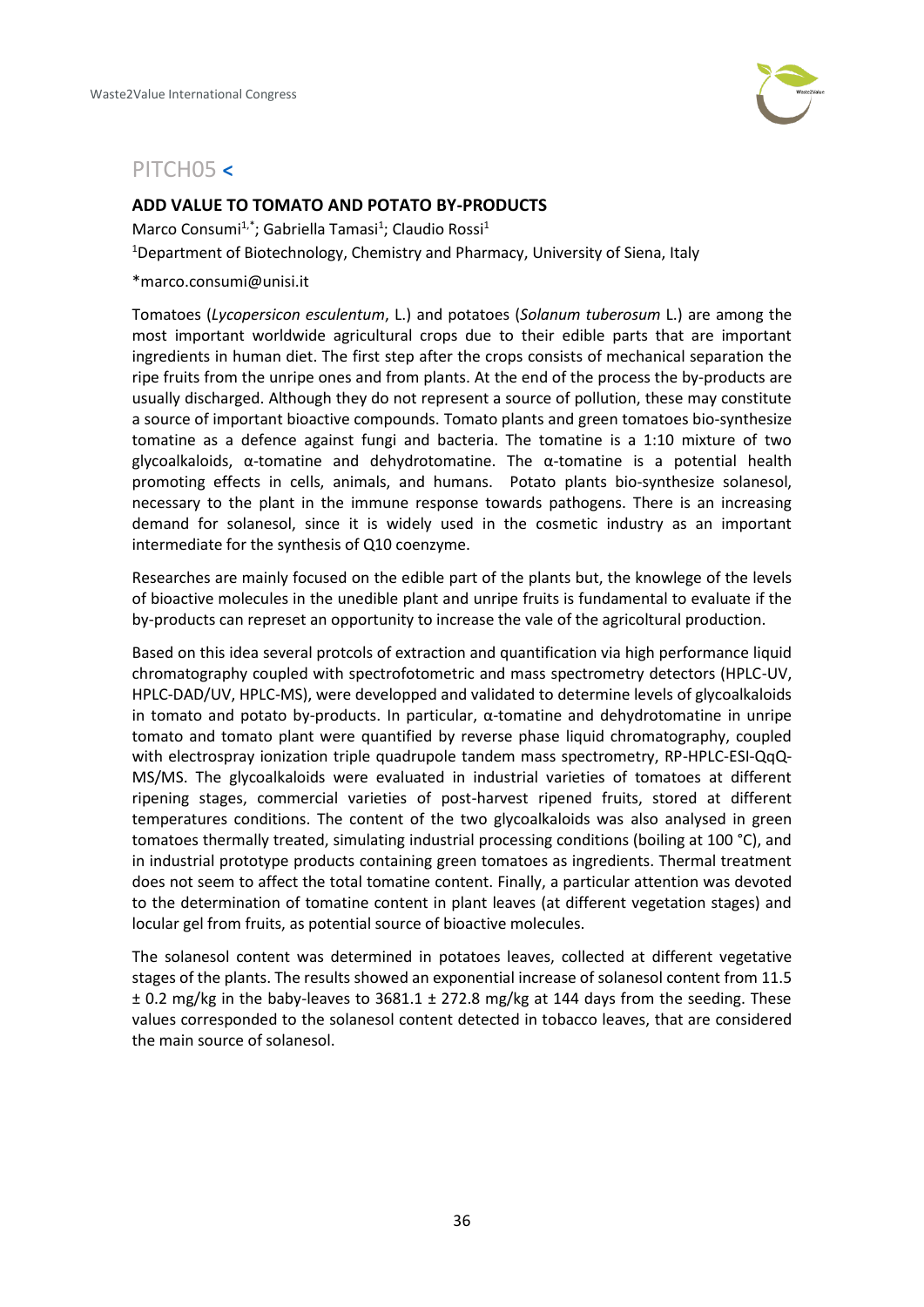## PITCH05 <

### ADD VALUE TO TOMATO AND POTATO BY-PRODUCTS

Marco Consumi[1,*]; Gabriella Tamasi[1]; Claudio Rossi[1]

[1]Department of Biotechnology, Chemistry and Pharmacy, University of Siena, Italy

*marco.consumi@unisi.it

Tomatoes (*Lycopersicon esculentum*, L.) and potatoes (*Solanum tuberosum* L.) are among the most important worldwide agricultural crops due to their edible parts that are important ingredients in human diet. The first step after the crops consists of mechanical separation the ripe fruits from the unripe ones and from plants. At the end of the process the by-products are usually discharged. Although they do not represent a source of pollution, these may constitute a source of important bioactive compounds. Tomato plants and green tomatoes bio-synthesize tomatine as a defence against fungi and bacteria. The tomatine is a 1:10 mixture of two glycoalkaloids, α-tomatine and dehydrotomatine. The α-tomatine is a potential health promoting effects in cells, animals, and humans. Potato plants bio-synthesize solanesol, necessary to the plant in the immune response towards pathogens. There is an increasing demand for solanesol, since it is widely used in the cosmetic industry as an important intermediate for the synthesis of Q10 coenzyme.

Researches are mainly focused on the edible part of the plants but, the knowlege of the levels of bioactive molecules in the unedible plant and unripe fruits is fundamental to evaluate if the by-products can represet an opportunity to increase the vale of the agricoltural production.

Based on this idea several protcols of extraction and quantification via high performance liquid chromatography coupled with spectrofotometric and mass spectrometry detectors (HPLC-UV, HPLC-DAD/UV, HPLC-MS), were developped and validated to determine levels of glycoalkaloids in tomato and potato by-products. In particular, α-tomatine and dehydrotomatine in unripe tomato and tomato plant were quantified by reverse phase liquid chromatography, coupled with electrospray ionization triple quadrupole tandem mass spectrometry, RP-HPLC-ESI-QqQ-MS/MS. The glycoalkaloids were evaluated in industrial varieties of tomatoes at different ripening stages, commercial varieties of post-harvest ripened fruits, stored at different temperatures conditions. The content of the two glycoalkaloids was also analysed in green tomatoes thermally treated, simulating industrial processing conditions (boiling at 100 °C), and in industrial prototype products containing green tomatoes as ingredients. Thermal treatment does not seem to affect the total tomatine content. Finally, a particular attention was devoted to the determination of tomatine content in plant leaves (at different vegetation stages) and locular gel from fruits, as potential source of bioactive molecules.

The solanesol content was determined in potatoes leaves, collected at different vegetative stages of the plants. The results showed an exponential increase of solanesol content from 11.5 ± 0.2 mg/kg in the baby-leaves to 3681.1 ± 272.8 mg/kg at 144 days from the seeding. These values corresponded to the solanesol content detected in tobacco leaves, that are considered the main source of solanesol.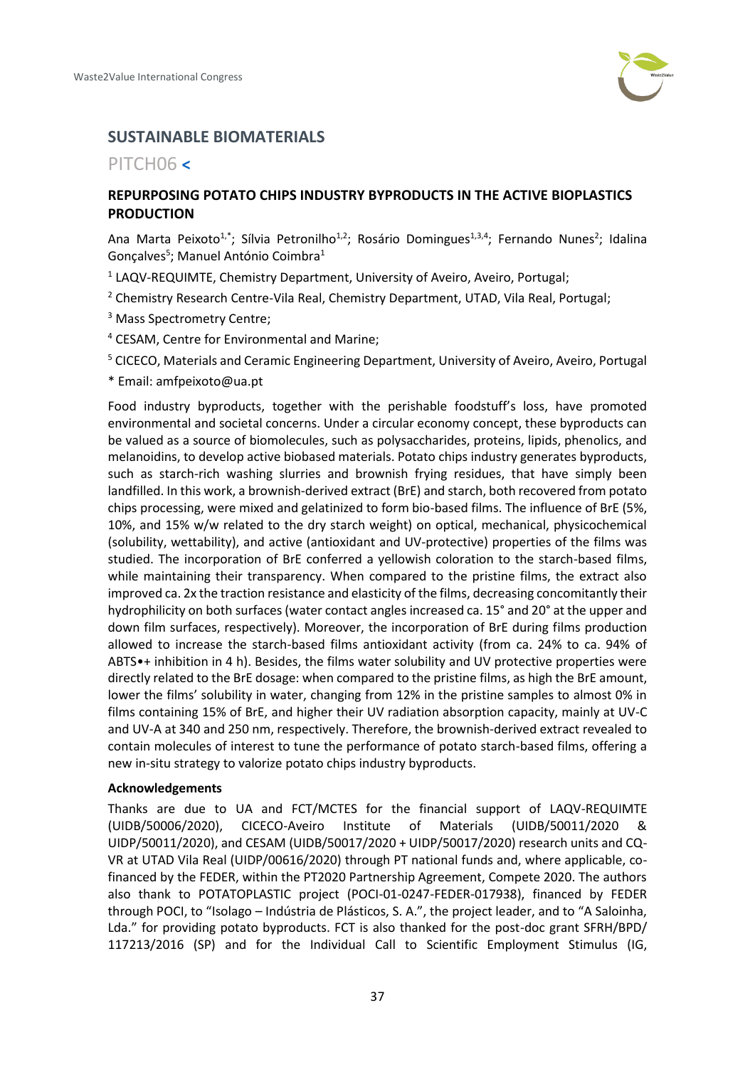## SUSTAINABLE BIOMATERIALS

PITCH06 <

### REPURPOSING POTATO CHIPS INDUSTRY BYPRODUCTS IN THE ACTIVE BIOPLASTICS PRODUCTION

Ana Marta Peixoto[1,*]; Sílvia Petronilho[1,2]; Rosário Domingues[1,3,4]; Fernando Nunes[2]; Idalina Gonçalves[5]; Manuel António Coimbra[1]

[1] LAQV-REQUIMTE, Chemistry Department, University of Aveiro, Aveiro, Portugal;

[2] Chemistry Research Centre-Vila Real, Chemistry Department, UTAD, Vila Real, Portugal;

[3] Mass Spectrometry Centre;

[4] CESAM, Centre for Environmental and Marine;

[5] CICECO, Materials and Ceramic Engineering Department, University of Aveiro, Aveiro, Portugal

\* Email: amfpeixoto@ua.pt

Food industry byproducts, together with the perishable foodstuff's loss, have promoted environmental and societal concerns. Under a circular economy concept, these byproducts can be valued as a source of biomolecules, such as polysaccharides, proteins, lipids, phenolics, and melanoidins, to develop active biobased materials. Potato chips industry generates byproducts, such as starch-rich washing slurries and brownish frying residues, that have simply been landfilled. In this work, a brownish-derived extract (BrE) and starch, both recovered from potato chips processing, were mixed and gelatinized to form bio-based films. The influence of BrE (5%, 10%, and 15% w/w related to the dry starch weight) on optical, mechanical, physicochemical (solubility, wettability), and active (antioxidant and UV-protective) properties of the films was studied. The incorporation of BrE conferred a yellowish coloration to the starch-based films, while maintaining their transparency. When compared to the pristine films, the extract also improved ca. 2x the traction resistance and elasticity of the films, decreasing concomitantly their hydrophilicity on both surfaces (water contact angles increased ca. 15° and 20° at the upper and down film surfaces, respectively). Moreover, the incorporation of BrE during films production allowed to increase the starch-based films antioxidant activity (from ca. 24% to ca. 94% of $ABTS^{\bullet+}$ inhibition in 4 h). Besides, the films water solubility and UV protective properties were directly related to the BrE dosage: when compared to the pristine films, as high the BrE amount, lower the films' solubility in water, changing from 12% in the pristine samples to almost 0% in films containing 15% of BrE, and higher their UV radiation absorption capacity, mainly at UV-C and UV-A at 340 and 250 nm, respectively. Therefore, the brownish-derived extract revealed to contain molecules of interest to tune the performance of potato starch-based films, offering a new in-situ strategy to valorize potato chips industry byproducts.

**Acknowledgements**

Thanks are due to UA and FCT/MCTES for the financial support of LAQV-REQUIMTE (UIDB/50006/2020), CICECO-Aveiro Institute of Materials (UIDB/50011/2020 & UIDP/50011/2020), and CESAM (UIDB/50017/2020 + UIDP/50017/2020) research units and CQ-VR at UTAD Vila Real (UIDP/00616/2020) through PT national funds and, where applicable, co-financed by the FEDER, within the PT2020 Partnership Agreement, Compete 2020. The authors also thank to POTATOPLASTIC project (POCI-01-0247-FEDER-017938), financed by FEDER through POCI, to "Isolago – Indústria de Plásticos, S. A.", the project leader, and to "A Saloinha, Lda." for providing potato byproducts. FCT is also thanked for the post-doc grant SFRH/BPD/ 117213/2016 (SP) and for the Individual Call to Scientific Employment Stimulus (IG,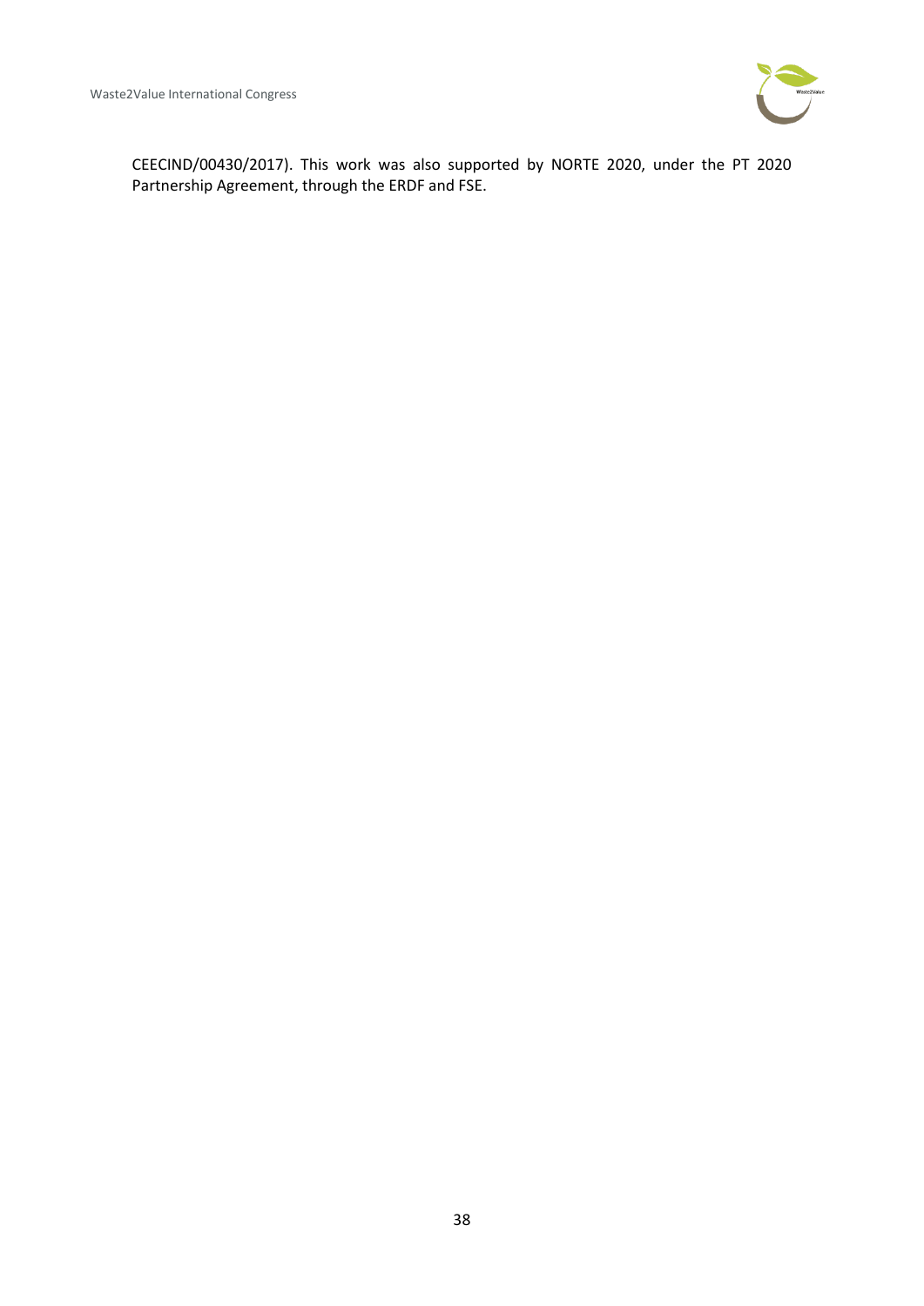CEECIND/00430/2017). This work was also supported by NORTE 2020, under the PT 2020 Partnership Agreement, through the ERDF and FSE.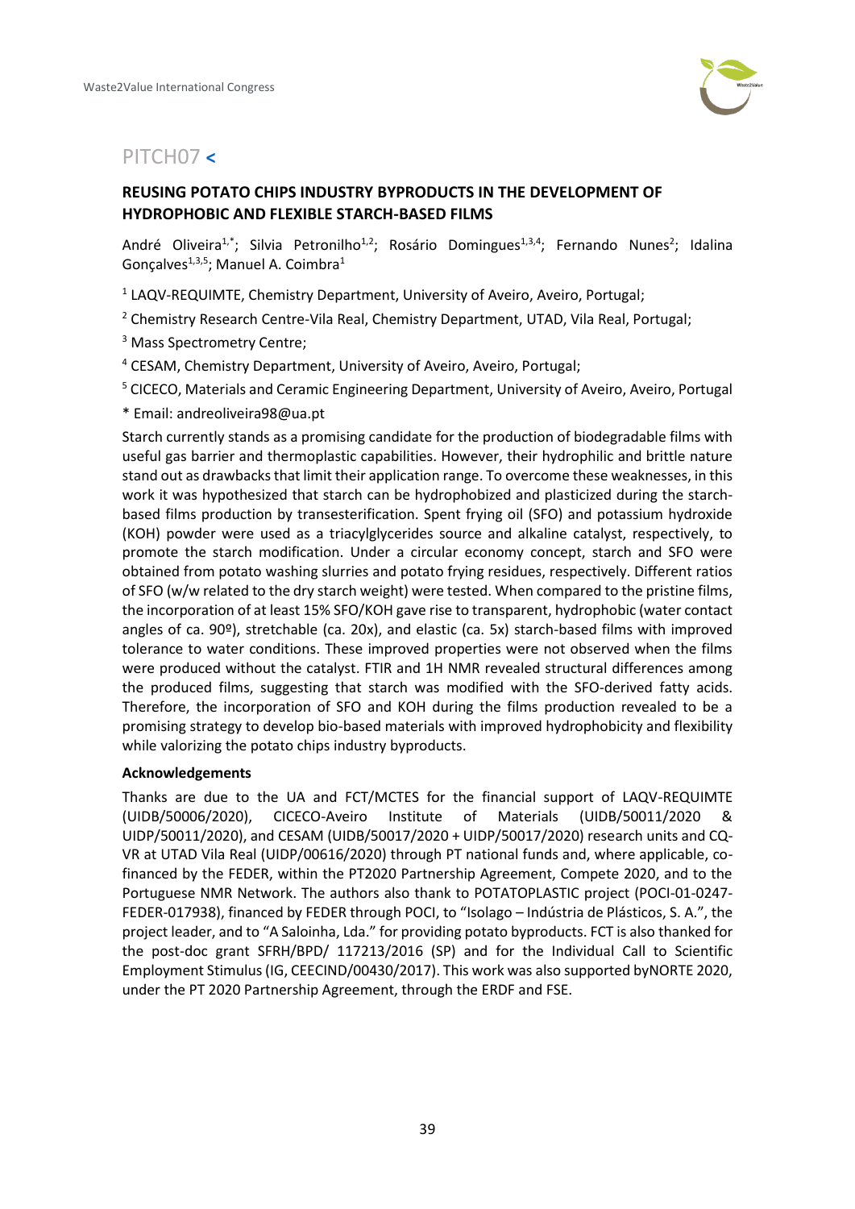## PITCH07 <

### REUSING POTATO CHIPS INDUSTRY BYPRODUCTS IN THE DEVELOPMENT OF HYDROPHOBIC AND FLEXIBLE STARCH-BASED FILMS

André Oliveira[1,*]; Silvia Petronilho[1,2]; Rosário Domingues[1,3,4]; Fernando Nunes[2]; Idalina Gonçalves[1,3,5]; Manuel A. Coimbra[1]

[1] LAQV-REQUIMTE, Chemistry Department, University of Aveiro, Aveiro, Portugal;

[2] Chemistry Research Centre-Vila Real, Chemistry Department, UTAD, Vila Real, Portugal;

[3] Mass Spectrometry Centre;

[4] CESAM, Chemistry Department, University of Aveiro, Aveiro, Portugal;

[5] CICECO, Materials and Ceramic Engineering Department, University of Aveiro, Aveiro, Portugal

* Email: andreoliveira98@ua.pt

Starch currently stands as a promising candidate for the production of biodegradable films with useful gas barrier and thermoplastic capabilities. However, their hydrophilic and brittle nature stand out as drawbacks that limit their application range. To overcome these weaknesses, in this work it was hypothesized that starch can be hydrophobized and plasticized during the starch-based films production by transesterification. Spent frying oil (SFO) and potassium hydroxide (KOH) powder were used as a triacylglycerides source and alkaline catalyst, respectively, to promote the starch modification. Under a circular economy concept, starch and SFO were obtained from potato washing slurries and potato frying residues, respectively. Different ratios of SFO (w/w related to the dry starch weight) were tested. When compared to the pristine films, the incorporation of at least 15% SFO/KOH gave rise to transparent, hydrophobic (water contact angles of ca. 90º), stretchable (ca. 20x), and elastic (ca. 5x) starch-based films with improved tolerance to water conditions. These improved properties were not observed when the films were produced without the catalyst. FTIR and 1H NMR revealed structural differences among the produced films, suggesting that starch was modified with the SFO-derived fatty acids. Therefore, the incorporation of SFO and KOH during the films production revealed to be a promising strategy to develop bio-based materials with improved hydrophobicity and flexibility while valorizing the potato chips industry byproducts.

**Acknowledgements**

Thanks are due to the UA and FCT/MCTES for the financial support of LAQV-REQUIMTE (UIDB/50006/2020), CICECO-Aveiro Institute of Materials (UIDB/50011/2020 & UIDP/50011/2020), and CESAM (UIDB/50017/2020 + UIDP/50017/2020) research units and CQ-VR at UTAD Vila Real (UIDP/00616/2020) through PT national funds and, where applicable, co-financed by the FEDER, within the PT2020 Partnership Agreement, Compete 2020, and to the Portuguese NMR Network. The authors also thank to POTATOPLASTIC project (POCI-01-0247-FEDER-017938), financed by FEDER through POCI, to "Isolago – Indústria de Plásticos, S. A.", the project leader, and to "A Saloinha, Lda." for providing potato byproducts. FCT is also thanked for the post-doc grant SFRH/BPD/ 117213/2016 (SP) and for the Individual Call to Scientific Employment Stimulus (IG, CEECIND/00430/2017). This work was also supported byNORTE 2020, under the PT 2020 Partnership Agreement, through the ERDF and FSE.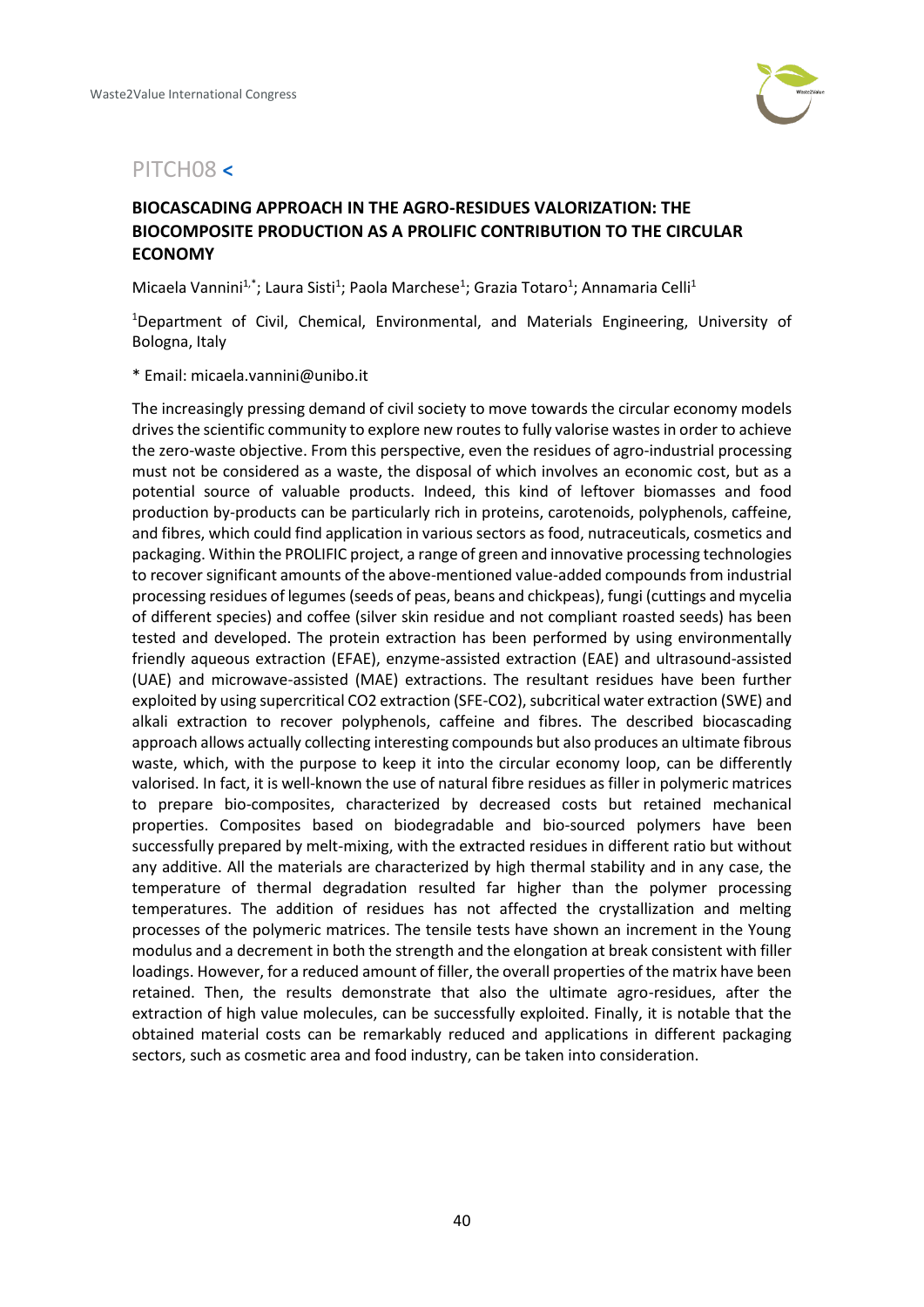## PITCH08 <

### BIOCASCADING APPROACH IN THE AGRO-RESIDUES VALORIZATION: THE BIOCOMPOSITE PRODUCTION AS A PROLIFIC CONTRIBUTION TO THE CIRCULAR ECONOMY

Micaela Vannini[1,*]; Laura Sisti[1]; Paola Marchese[1]; Grazia Totaro[1]; Annamaria Celli[1]

[1]Department of Civil, Chemical, Environmental, and Materials Engineering, University of Bologna, Italy

* Email: micaela.vannini@unibo.it

The increasingly pressing demand of civil society to move towards the circular economy models drives the scientific community to explore new routes to fully valorise wastes in order to achieve the zero-waste objective. From this perspective, even the residues of agro-industrial processing must not be considered as a waste, the disposal of which involves an economic cost, but as a potential source of valuable products. Indeed, this kind of leftover biomasses and food production by-products can be particularly rich in proteins, carotenoids, polyphenols, caffeine, and fibres, which could find application in various sectors as food, nutraceuticals, cosmetics and packaging. Within the PROLIFIC project, a range of green and innovative processing technologies to recover significant amounts of the above-mentioned value-added compounds from industrial processing residues of legumes (seeds of peas, beans and chickpeas), fungi (cuttings and mycelia of different species) and coffee (silver skin residue and not compliant roasted seeds) has been tested and developed. The protein extraction has been performed by using environmentally friendly aqueous extraction (EFAE), enzyme-assisted extraction (EAE) and ultrasound-assisted (UAE) and microwave-assisted (MAE) extractions. The resultant residues have been further exploited by using supercritical CO2 extraction (SFE-CO2), subcritical water extraction (SWE) and alkali extraction to recover polyphenols, caffeine and fibres. The described biocascading approach allows actually collecting interesting compounds but also produces an ultimate fibrous waste, which, with the purpose to keep it into the circular economy loop, can be differently valorised. In fact, it is well-known the use of natural fibre residues as filler in polymeric matrices to prepare bio-composites, characterized by decreased costs but retained mechanical properties. Composites based on biodegradable and bio-sourced polymers have been successfully prepared by melt-mixing, with the extracted residues in different ratio but without any additive. All the materials are characterized by high thermal stability and in any case, the temperature of thermal degradation resulted far higher than the polymer processing temperatures. The addition of residues has not affected the crystallization and melting processes of the polymeric matrices. The tensile tests have shown an increment in the Young modulus and a decrement in both the strength and the elongation at break consistent with filler loadings. However, for a reduced amount of filler, the overall properties of the matrix have been retained. Then, the results demonstrate that also the ultimate agro-residues, after the extraction of high value molecules, can be successfully exploited. Finally, it is notable that the obtained material costs can be remarkably reduced and applications in different packaging sectors, such as cosmetic area and food industry, can be taken into consideration.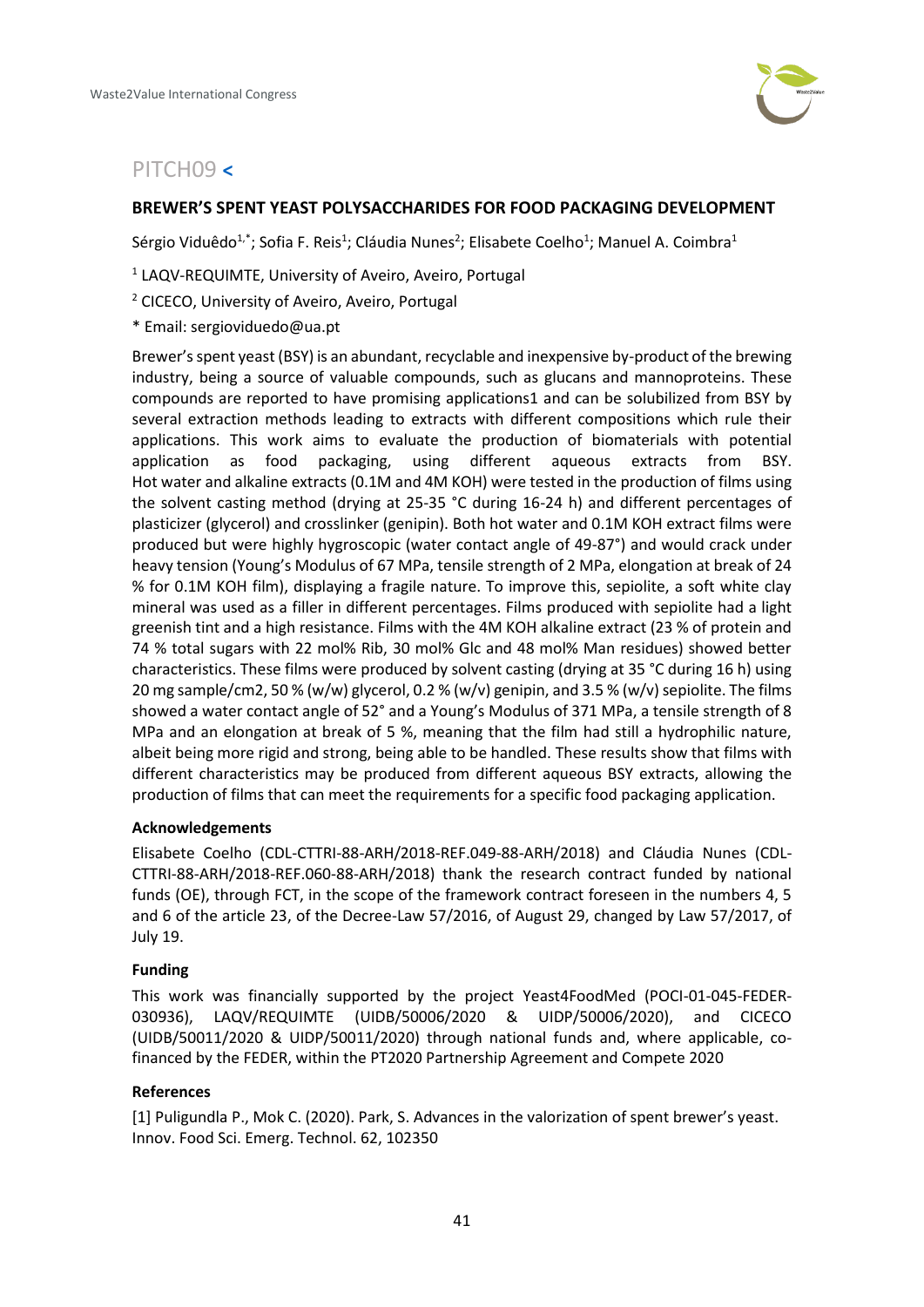## PITCH09 <

### BREWER'S SPENT YEAST POLYSACCHARIDES FOR FOOD PACKAGING DEVELOPMENT

Sérgio Viduêdo[1,*]; Sofia F. Reis[1]; Cláudia Nunes[2]; Elisabete Coelho[1]; Manuel A. Coimbra[1]

[1] LAQV-REQUIMTE, University of Aveiro, Aveiro, Portugal

[2] CICECO, University of Aveiro, Aveiro, Portugal

* Email: sergioviduedo@ua.pt

Brewer's spent yeast (BSY) is an abundant, recyclable and inexpensive by-product of the brewing industry, being a source of valuable compounds, such as glucans and mannoproteins. These compounds are reported to have promising applications1 and can be solubilized from BSY by several extraction methods leading to extracts with different compositions which rule their applications. This work aims to evaluate the production of biomaterials with potential application as food packaging, using different aqueous extracts from BSY. Hot water and alkaline extracts (0.1M and 4M KOH) were tested in the production of films using the solvent casting method (drying at 25-35 °C during 16-24 h) and different percentages of plasticizer (glycerol) and crosslinker (genipin). Both hot water and 0.1M KOH extract films were produced but were highly hygroscopic (water contact angle of 49-87°) and would crack under heavy tension (Young's Modulus of 67 MPa, tensile strength of 2 MPa, elongation at break of 24 % for 0.1M KOH film), displaying a fragile nature. To improve this, sepiolite, a soft white clay mineral was used as a filler in different percentages. Films produced with sepiolite had a light greenish tint and a high resistance. Films with the 4M KOH alkaline extract (23 % of protein and 74 % total sugars with 22 mol% Rib, 30 mol% Glc and 48 mol% Man residues) showed better characteristics. These films were produced by solvent casting (drying at 35 °C during 16 h) using 20 mg sample/cm2, 50 % (w/w) glycerol, 0.2 % (w/v) genipin, and 3.5 % (w/v) sepiolite. The films showed a water contact angle of 52° and a Young's Modulus of 371 MPa, a tensile strength of 8 MPa and an elongation at break of 5 %, meaning that the film had still a hydrophilic nature, albeit being more rigid and strong, being able to be handled. These results show that films with different characteristics may be produced from different aqueous BSY extracts, allowing the production of films that can meet the requirements for a specific food packaging application.

**Acknowledgements**

Elisabete Coelho (CDL-CTTRI-88-ARH/2018-REF.049-88-ARH/2018) and Cláudia Nunes (CDL-CTTRI-88-ARH/2018-REF.060-88-ARH/2018) thank the research contract funded by national funds (OE), through FCT, in the scope of the framework contract foreseen in the numbers 4, 5 and 6 of the article 23, of the Decree-Law 57/2016, of August 29, changed by Law 57/2017, of July 19.

**Funding**

This work was financially supported by the project Yeast4FoodMed (POCI-01-045-FEDER-030936), LAQV/REQUIMTE (UIDB/50006/2020 & UIDP/50006/2020), and CICECO (UIDB/50011/2020 & UIDP/50011/2020) through national funds and, where applicable, co-financed by the FEDER, within the PT2020 Partnership Agreement and Compete 2020

**References**

[1] Puligundla P., Mok C. (2020). Park, S. Advances in the valorization of spent brewer's yeast. Innov. Food Sci. Emerg. Technol. 62, 102350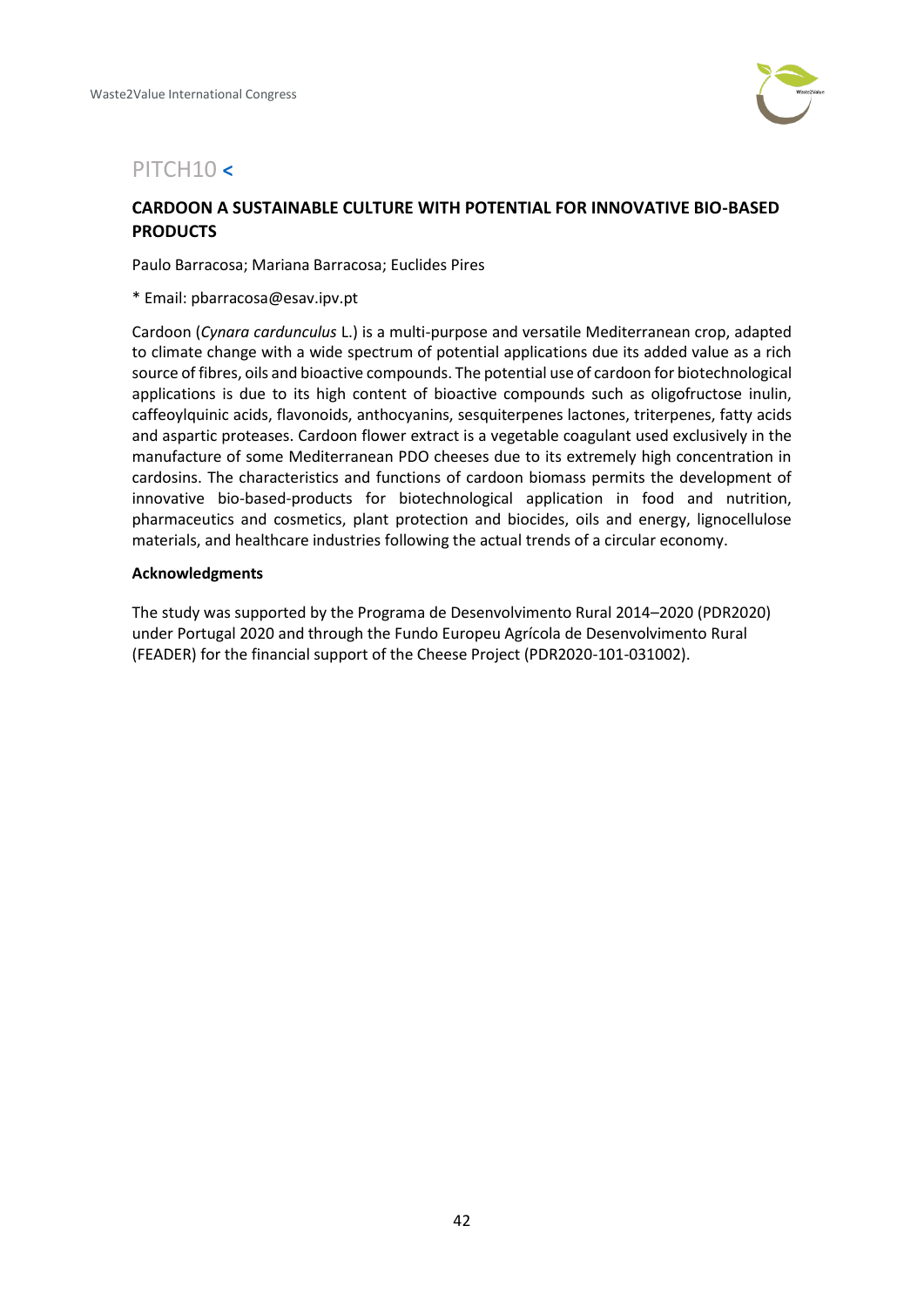## PITCH10 <

### CARDOON A SUSTAINABLE CULTURE WITH POTENTIAL FOR INNOVATIVE BIO-BASED PRODUCTS

Paulo Barracosa; Mariana Barracosa; Euclides Pires

* Email: pbarracosa@esav.ipv.pt

Cardoon (*Cynara cardunculus* L.) is a multi-purpose and versatile Mediterranean crop, adapted to climate change with a wide spectrum of potential applications due its added value as a rich source of fibres, oils and bioactive compounds. The potential use of cardoon for biotechnological applications is due to its high content of bioactive compounds such as oligofructose inulin, caffeoylquinic acids, flavonoids, anthocyanins, sesquiterpenes lactones, triterpenes, fatty acids and aspartic proteases. Cardoon flower extract is a vegetable coagulant used exclusively in the manufacture of some Mediterranean PDO cheeses due to its extremely high concentration in cardosins. The characteristics and functions of cardoon biomass permits the development of innovative bio-based-products for biotechnological application in food and nutrition, pharmaceutics and cosmetics, plant protection and biocides, oils and energy, lignocellulose materials, and healthcare industries following the actual trends of a circular economy.

**Acknowledgments**

The study was supported by the Programa de Desenvolvimento Rural 2014–2020 (PDR2020) under Portugal 2020 and through the Fundo Europeu Agrícola de Desenvolvimento Rural (FEADER) for the financial support of the Cheese Project (PDR2020-101-031002).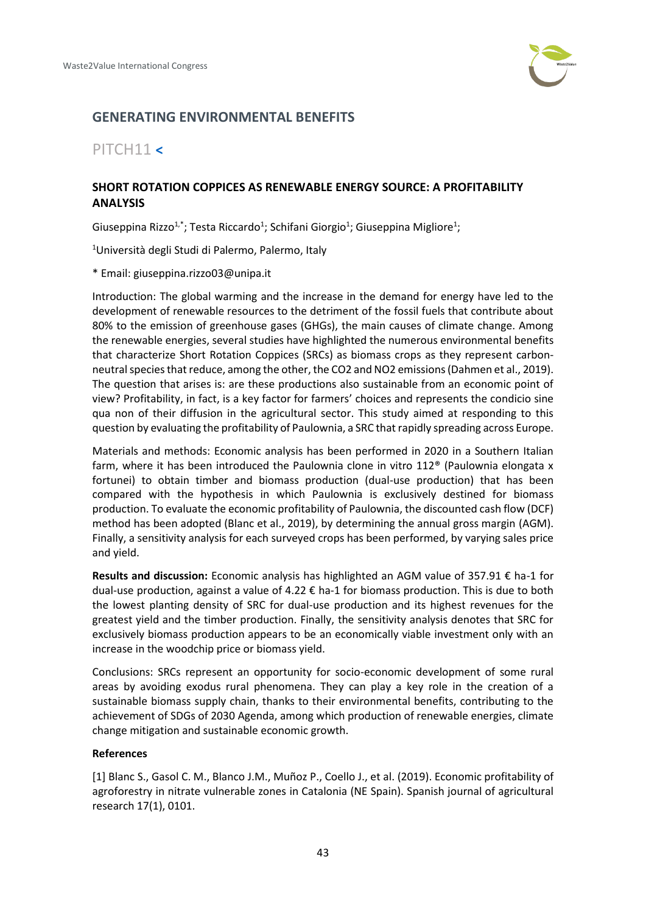## GENERATING ENVIRONMENTAL BENEFITS

PITCH11 <

### SHORT ROTATION COPPICES AS RENEWABLE ENERGY SOURCE: A PROFITABILITY ANALYSIS

Giuseppina Rizzo[1,*]; Testa Riccardo[1]; Schifani Giorgio[1]; Giuseppina Migliore[1];

[1]Università degli Studi di Palermo, Palermo, Italy

* Email: giuseppina.rizzo03@unipa.it

Introduction: The global warming and the increase in the demand for energy have led to the development of renewable resources to the detriment of the fossil fuels that contribute about 80% to the emission of greenhouse gases (GHGs), the main causes of climate change. Among the renewable energies, several studies have highlighted the numerous environmental benefits that characterize Short Rotation Coppices (SRCs) as biomass crops as they represent carbon-neutral species that reduce, among the other, the CO2 and NO2 emissions (Dahmen et al., 2019). The question that arises is: are these productions also sustainable from an economic point of view? Profitability, in fact, is a key factor for farmers' choices and represents the condicio sine qua non of their diffusion in the agricultural sector. This study aimed at responding to this question by evaluating the profitability of Paulownia, a SRC that rapidly spreading across Europe.

Materials and methods: Economic analysis has been performed in 2020 in a Southern Italian farm, where it has been introduced the Paulownia clone in vitro 112® (Paulownia elongata x fortunei) to obtain timber and biomass production (dual-use production) that has been compared with the hypothesis in which Paulownia is exclusively destined for biomass production. To evaluate the economic profitability of Paulownia, the discounted cash flow (DCF) method has been adopted (Blanc et al., 2019), by determining the annual gross margin (AGM). Finally, a sensitivity analysis for each surveyed crops has been performed, by varying sales price and yield.

**Results and discussion:** Economic analysis has highlighted an AGM value of 357.91 € ha-1 for dual-use production, against a value of 4.22 € ha-1 for biomass production. This is due to both the lowest planting density of SRC for dual-use production and its highest revenues for the greatest yield and the timber production. Finally, the sensitivity analysis denotes that SRC for exclusively biomass production appears to be an economically viable investment only with an increase in the woodchip price or biomass yield.

Conclusions: SRCs represent an opportunity for socio-economic development of some rural areas by avoiding exodus rural phenomena. They can play a key role in the creation of a sustainable biomass supply chain, thanks to their environmental benefits, contributing to the achievement of SDGs of 2030 Agenda, among which production of renewable energies, climate change mitigation and sustainable economic growth.

**References**

[1] Blanc S., Gasol C. M., Blanco J.M., Muñoz P., Coello J., et al. (2019). Economic profitability of agroforestry in nitrate vulnerable zones in Catalonia (NE Spain). Spanish journal of agricultural research 17(1), 0101.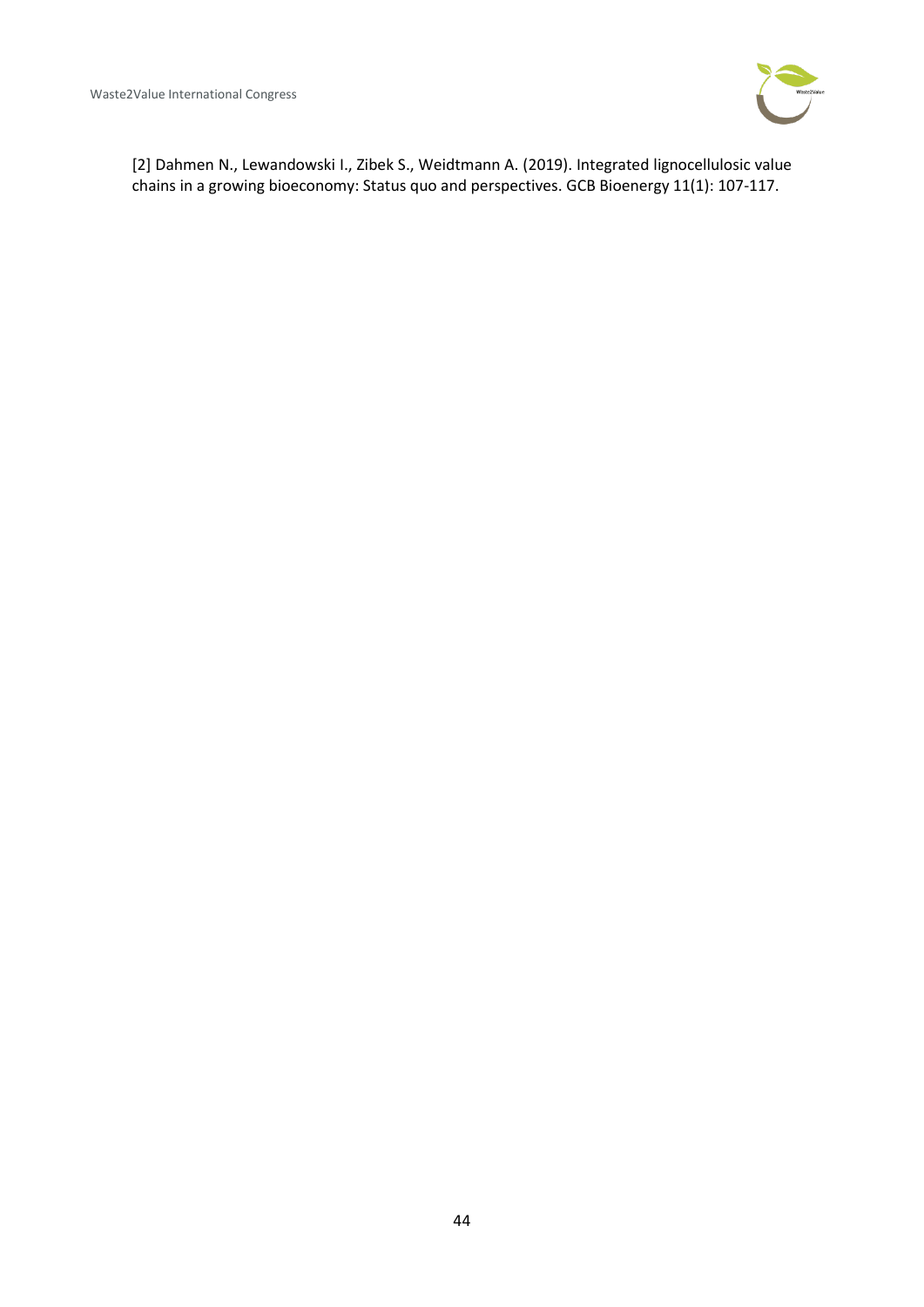[2] Dahmen N., Lewandowski I., Zibek S., Weidtmann A. (2019). Integrated lignocellulosic value chains in a growing bioeconomy: Status quo and perspectives. GCB Bioenergy 11(1): 107-117.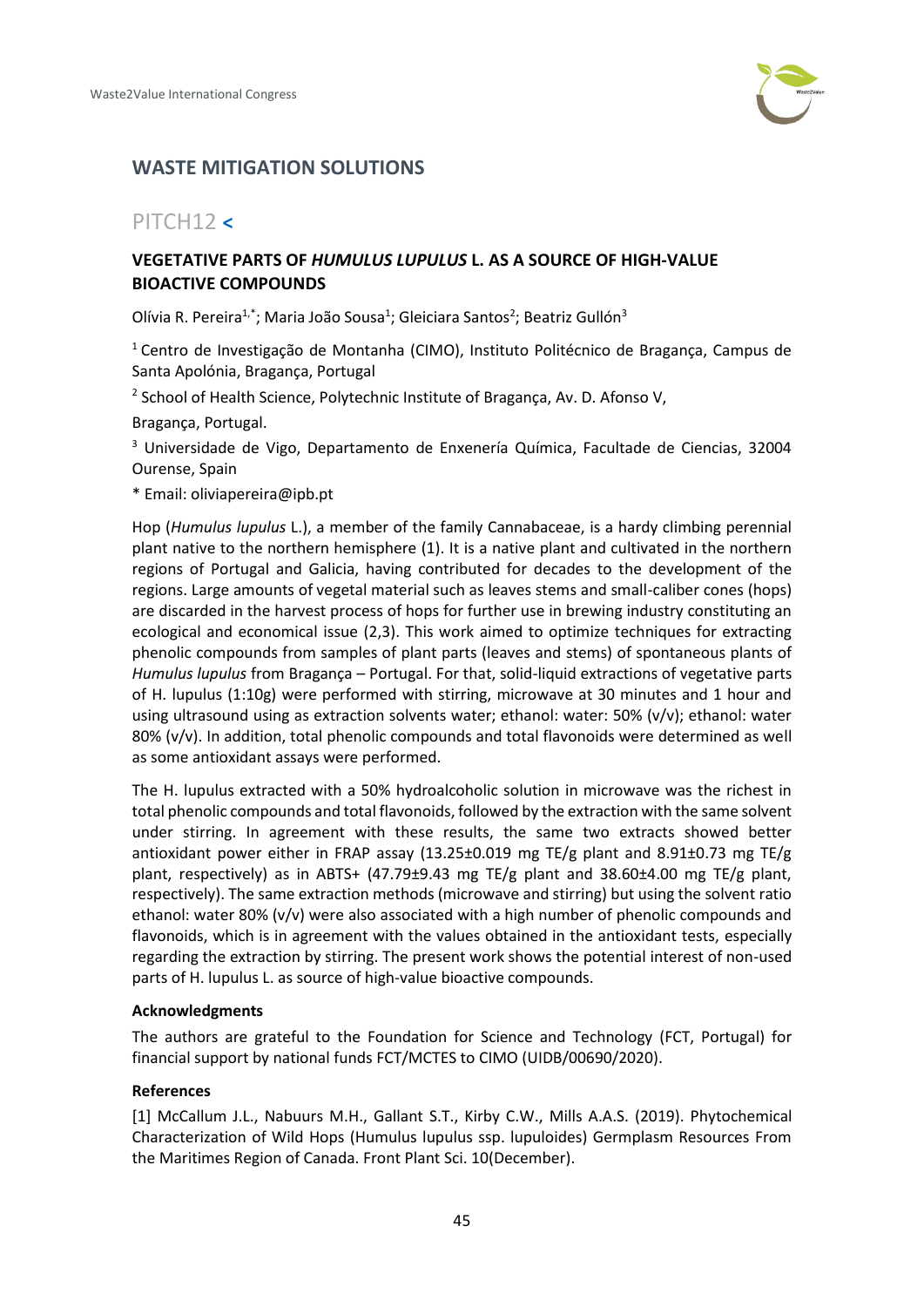## WASTE MITIGATION SOLUTIONS

# PITCH12 <

### VEGETATIVE PARTS OF *HUMULUS LUPULUS* L. AS A SOURCE OF HIGH-VALUE BIOACTIVE COMPOUNDS

Olívia R. Pereira[1,*]; Maria João Sousa[1]; Gleiciara Santos[2]; Beatriz Gullón[3]

[1] Centro de Investigação de Montanha (CIMO), Instituto Politécnico de Bragança, Campus de Santa Apolónia, Bragança, Portugal

[2] School of Health Science, Polytechnic Institute of Bragança, Av. D. Afonso V, Bragança, Portugal.

[3] Universidade de Vigo, Departamento de Enxenería Química, Facultade de Ciencias, 32004 Ourense, Spain

* Email: oliviapereira@ipb.pt

Hop (*Humulus lupulus* L.), a member of the family Cannabaceae, is a hardy climbing perennial plant native to the northern hemisphere (1). It is a native plant and cultivated in the northern regions of Portugal and Galicia, having contributed for decades to the development of the regions. Large amounts of vegetal material such as leaves stems and small-caliber cones (hops) are discarded in the harvest process of hops for further use in brewing industry constituting an ecological and economical issue (2,3). This work aimed to optimize techniques for extracting phenolic compounds from samples of plant parts (leaves and stems) of spontaneous plants of *Humulus lupulus* from Bragança – Portugal. For that, solid-liquid extractions of vegetative parts of H. lupulus (1:10g) were performed with stirring, microwave at 30 minutes and 1 hour and using ultrasound using as extraction solvents water; ethanol: water: 50% (v/v); ethanol: water 80% (v/v). In addition, total phenolic compounds and total flavonoids were determined as well as some antioxidant assays were performed.

The H. lupulus extracted with a 50% hydroalcoholic solution in microwave was the richest in total phenolic compounds and total flavonoids, followed by the extraction with the same solvent under stirring. In agreement with these results, the same two extracts showed better antioxidant power either in FRAP assay (13.25±0.019 mg TE/g plant and 8.91±0.73 mg TE/g plant, respectively) as in ABTS+ (47.79±9.43 mg TE/g plant and 38.60±4.00 mg TE/g plant, respectively). The same extraction methods (microwave and stirring) but using the solvent ratio ethanol: water 80% (v/v) were also associated with a high number of phenolic compounds and flavonoids, which is in agreement with the values obtained in the antioxidant tests, especially regarding the extraction by stirring. The present work shows the potential interest of non-used parts of H. lupulus L. as source of high-value bioactive compounds.

#### Acknowledgments

The authors are grateful to the Foundation for Science and Technology (FCT, Portugal) for financial support by national funds FCT/MCTES to CIMO (UIDB/00690/2020).

#### References

[1] McCallum J.L., Nabuurs M.H., Gallant S.T., Kirby C.W., Mills A.A.S. (2019). Phytochemical Characterization of Wild Hops (Humulus lupulus ssp. lupuloides) Germplasm Resources From the Maritimes Region of Canada. Front Plant Sci. 10(December).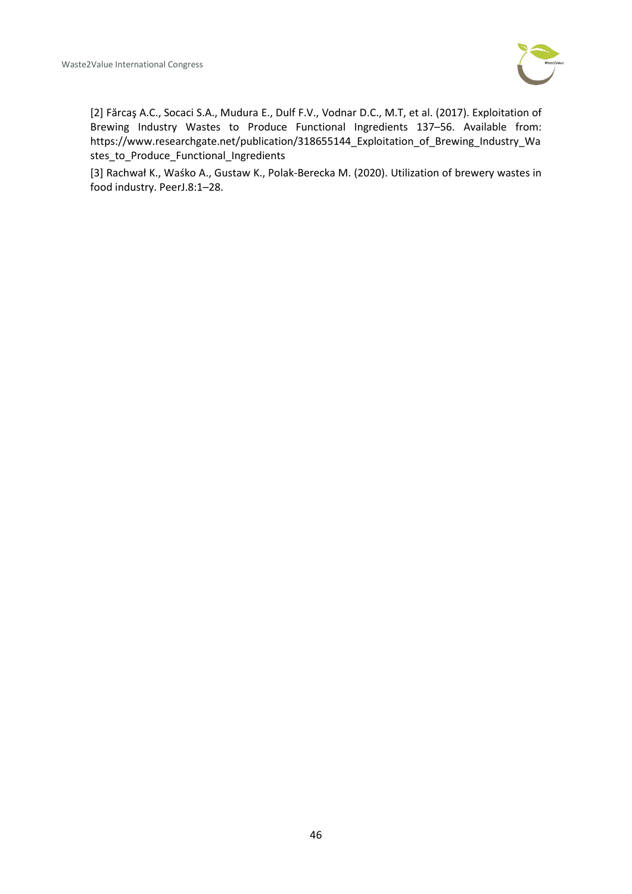[2] Fărcaş A.C., Socaci S.A., Mudura E., Dulf F.V., Vodnar D.C., M.T, et al. (2017). Exploitation of Brewing Industry Wastes to Produce Functional Ingredients 137–56. Available from: https://www.researchgate.net/publication/318655144_Exploitation_of_Brewing_Industry_Wastes_to_Produce_Functional_Ingredients

[3] Rachwał K., Waśko A., Gustaw K., Polak-Berecka M. (2020). Utilization of brewery wastes in food industry. PeerJ.8:1–28.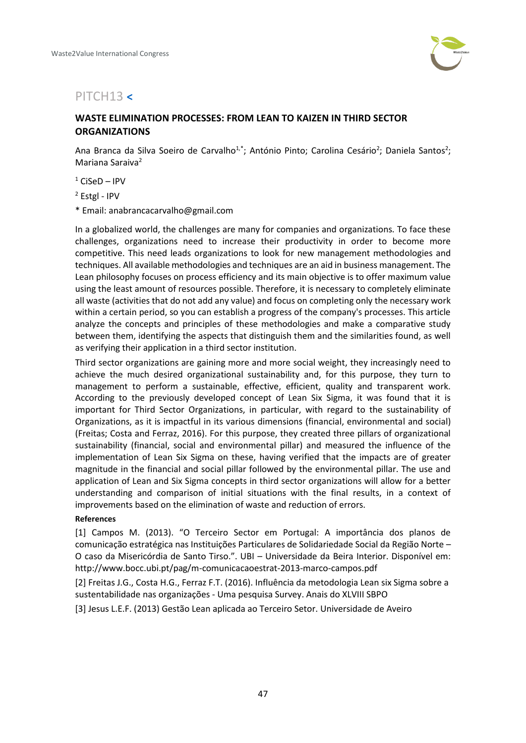## PITCH13 <

### WASTE ELIMINATION PROCESSES: FROM LEAN TO KAIZEN IN THIRD SECTOR ORGANIZATIONS

Ana Branca da Silva Soeiro de Carvalho[1,*]; António Pinto; Carolina Cesário[2]; Daniela Santos[2]; Mariana Saraiva[2]

[1] CiSeD – IPV

[2] Estgl - IPV

* Email: anabrancacarvalho@gmail.com

In a globalized world, the challenges are many for companies and organizations. To face these challenges, organizations need to increase their productivity in order to become more competitive. This need leads organizations to look for new management methodologies and techniques. All available methodologies and techniques are an aid in business management. The Lean philosophy focuses on process efficiency and its main objective is to offer maximum value using the least amount of resources possible. Therefore, it is necessary to completely eliminate all waste (activities that do not add any value) and focus on completing only the necessary work within a certain period, so you can establish a progress of the company's processes. This article analyze the concepts and principles of these methodologies and make a comparative study between them, identifying the aspects that distinguish them and the similarities found, as well as verifying their application in a third sector institution.

Third sector organizations are gaining more and more social weight, they increasingly need to achieve the much desired organizational sustainability and, for this purpose, they turn to management to perform a sustainable, effective, efficient, quality and transparent work. According to the previously developed concept of Lean Six Sigma, it was found that it is important for Third Sector Organizations, in particular, with regard to the sustainability of Organizations, as it is impactful in its various dimensions (financial, environmental and social) (Freitas; Costa and Ferraz, 2016). For this purpose, they created three pillars of organizational sustainability (financial, social and environmental pillar) and measured the influence of the implementation of Lean Six Sigma on these, having verified that the impacts are of greater magnitude in the financial and social pillar followed by the environmental pillar. The use and application of Lean and Six Sigma concepts in third sector organizations will allow for a better understanding and comparison of initial situations with the final results, in a context of improvements based on the elimination of waste and reduction of errors.

**References**

[1] Campos M. (2013). "O Terceiro Sector em Portugal: A importância dos planos de comunicação estratégica nas Instituições Particulares de Solidariedade Social da Região Norte – O caso da Misericórdia de Santo Tirso.". UBI – Universidade da Beira Interior. Disponível em: http://www.bocc.ubi.pt/pag/m-comunicacaoestrat-2013-marco-campos.pdf

[2] Freitas J.G., Costa H.G., Ferraz F.T. (2016). Influência da metodologia Lean six Sigma sobre a sustentabilidade nas organizações - Uma pesquisa Survey. Anais do XLVIII SBPO

[3] Jesus L.E.F. (2013) Gestão Lean aplicada ao Terceiro Setor. Universidade de Aveiro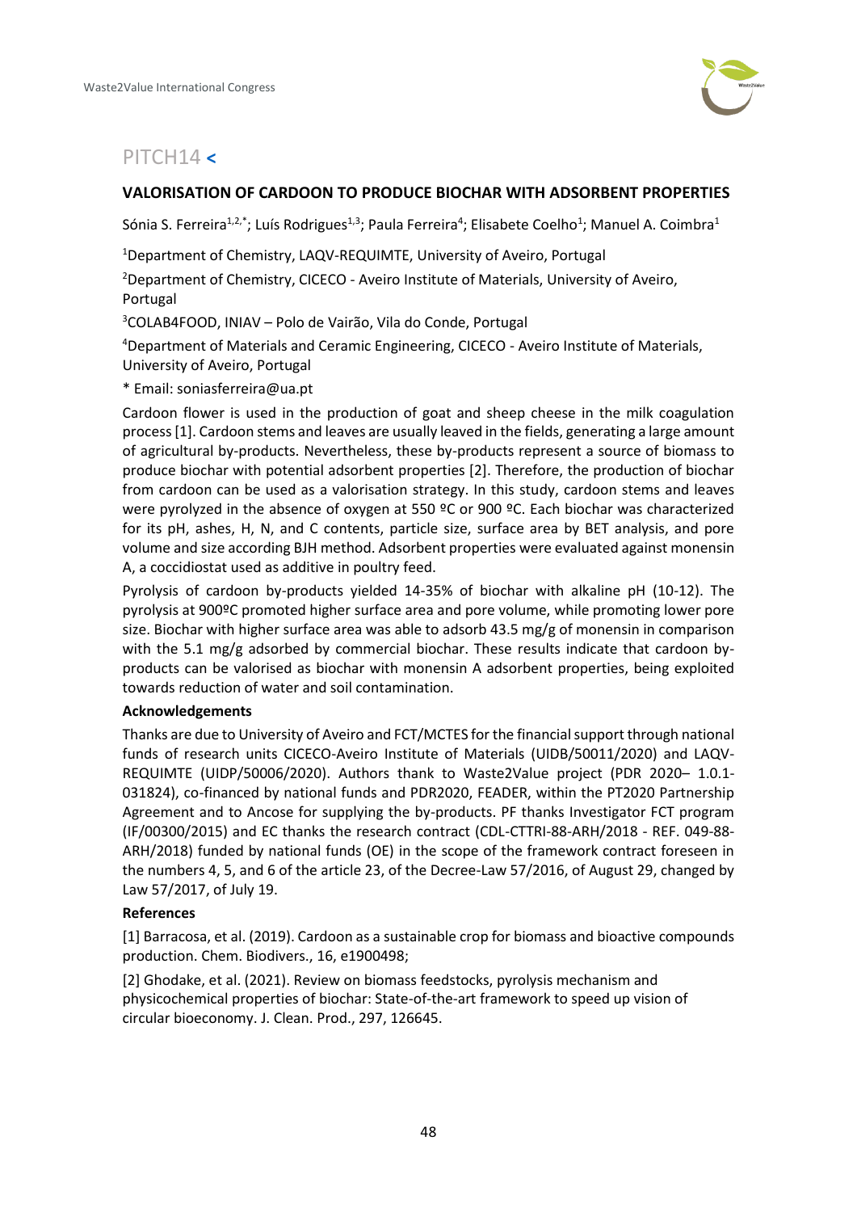## PITCH14 <

### VALORISATION OF CARDOON TO PRODUCE BIOCHAR WITH ADSORBENT PROPERTIES

Sónia S. Ferreira[1,2,*]; Luís Rodrigues[1,3]; Paula Ferreira[4]; Elisabete Coelho[1]; Manuel A. Coimbra[1]

[1]Department of Chemistry, LAQV-REQUIMTE, University of Aveiro, Portugal

[2]Department of Chemistry, CICECO - Aveiro Institute of Materials, University of Aveiro, Portugal

[3]COLAB4FOOD, INIAV – Polo de Vairão, Vila do Conde, Portugal

[4]Department of Materials and Ceramic Engineering, CICECO - Aveiro Institute of Materials, University of Aveiro, Portugal

* Email: soniasferreira@ua.pt

Cardoon flower is used in the production of goat and sheep cheese in the milk coagulation process [1]. Cardoon stems and leaves are usually leaved in the fields, generating a large amount of agricultural by-products. Nevertheless, these by-products represent a source of biomass to produce biochar with potential adsorbent properties [2]. Therefore, the production of biochar from cardoon can be used as a valorisation strategy. In this study, cardoon stems and leaves were pyrolyzed in the absence of oxygen at 550 ºC or 900 ºC. Each biochar was characterized for its pH, ashes, H, N, and C contents, particle size, surface area by BET analysis, and pore volume and size according BJH method. Adsorbent properties were evaluated against monensin A, a coccidiostat used as additive in poultry feed.

Pyrolysis of cardoon by-products yielded 14-35% of biochar with alkaline pH (10-12). The pyrolysis at 900ºC promoted higher surface area and pore volume, while promoting lower pore size. Biochar with higher surface area was able to adsorb 43.5 mg/g of monensin in comparison with the 5.1 mg/g adsorbed by commercial biochar. These results indicate that cardoon by-products can be valorised as biochar with monensin A adsorbent properties, being exploited towards reduction of water and soil contamination.

**Acknowledgements**

Thanks are due to University of Aveiro and FCT/MCTES for the financial support through national funds of research units CICECO-Aveiro Institute of Materials (UIDB/50011/2020) and LAQV-REQUIMTE (UIDP/50006/2020). Authors thank to Waste2Value project (PDR 2020– 1.0.1-031824), co-financed by national funds and PDR2020, FEADER, within the PT2020 Partnership Agreement and to Ancose for supplying the by-products. PF thanks Investigator FCT program (IF/00300/2015) and EC thanks the research contract (CDL-CTTRI-88-ARH/2018 - REF. 049-88-ARH/2018) funded by national funds (OE) in the scope of the framework contract foreseen in the numbers 4, 5, and 6 of the article 23, of the Decree-Law 57/2016, of August 29, changed by Law 57/2017, of July 19.

**References**

[1] Barracosa, et al. (2019). Cardoon as a sustainable crop for biomass and bioactive compounds production. Chem. Biodivers., 16, e1900498;

[2] Ghodake, et al. (2021). Review on biomass feedstocks, pyrolysis mechanism and physicochemical properties of biochar: State-of-the-art framework to speed up vision of circular bioeconomy. J. Clean. Prod., 297, 126645.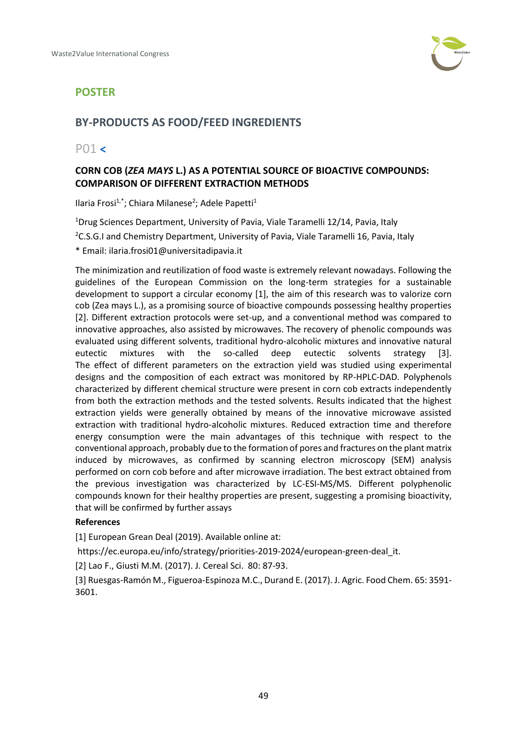## POSTER

## BY-PRODUCTS AS FOOD/FEED INGREDIENTS

### P01 <

### CORN COB (*ZEA MAYS* L.) AS A POTENTIAL SOURCE OF BIOACTIVE COMPOUNDS: COMPARISON OF DIFFERENT EXTRACTION METHODS

Ilaria Frosi[1,*]; Chiara Milanese[2]; Adele Papetti[1]

[1]Drug Sciences Department, University of Pavia, Viale Taramelli 12/14, Pavia, Italy

[2]C.S.G.I and Chemistry Department, University of Pavia, Viale Taramelli 16, Pavia, Italy

* Email: ilaria.frosi01@universitadipavia.it

The minimization and reutilization of food waste is extremely relevant nowadays. Following the guidelines of the European Commission on the long-term strategies for a sustainable development to support a circular economy [1], the aim of this research was to valorize corn cob (Zea mays L.), as a promising source of bioactive compounds possessing healthy properties [2]. Different extraction protocols were set-up, and a conventional method was compared to innovative approaches, also assisted by microwaves. The recovery of phenolic compounds was evaluated using different solvents, traditional hydro-alcoholic mixtures and innovative natural eutectic mixtures with the so-called deep eutectic solvents strategy [3]. The effect of different parameters on the extraction yield was studied using experimental designs and the composition of each extract was monitored by RP-HPLC-DAD. Polyphenols characterized by different chemical structure were present in corn cob extracts independently from both the extraction methods and the tested solvents. Results indicated that the highest extraction yields were generally obtained by means of the innovative microwave assisted extraction with traditional hydro-alcoholic mixtures. Reduced extraction time and therefore energy consumption were the main advantages of this technique with respect to the conventional approach, probably due to the formation of pores and fractures on the plant matrix induced by microwaves, as confirmed by scanning electron microscopy (SEM) analysis performed on corn cob before and after microwave irradiation. The best extract obtained from the previous investigation was characterized by LC-ESI-MS/MS. Different polyphenolic compounds known for their healthy properties are present, suggesting a promising bioactivity, that will be confirmed by further assays

**References**

[1] European Grean Deal (2019). Available online at:

https://ec.europa.eu/info/strategy/priorities-2019-2024/european-green-deal_it.

[2] Lao F., Giusti M.M. (2017). J. Cereal Sci. 80: 87-93.

[3] Ruesgas-Ramón M., Figueroa-Espinoza M.C., Durand E. (2017). J. Agric. Food Chem. 65: 3591-3601.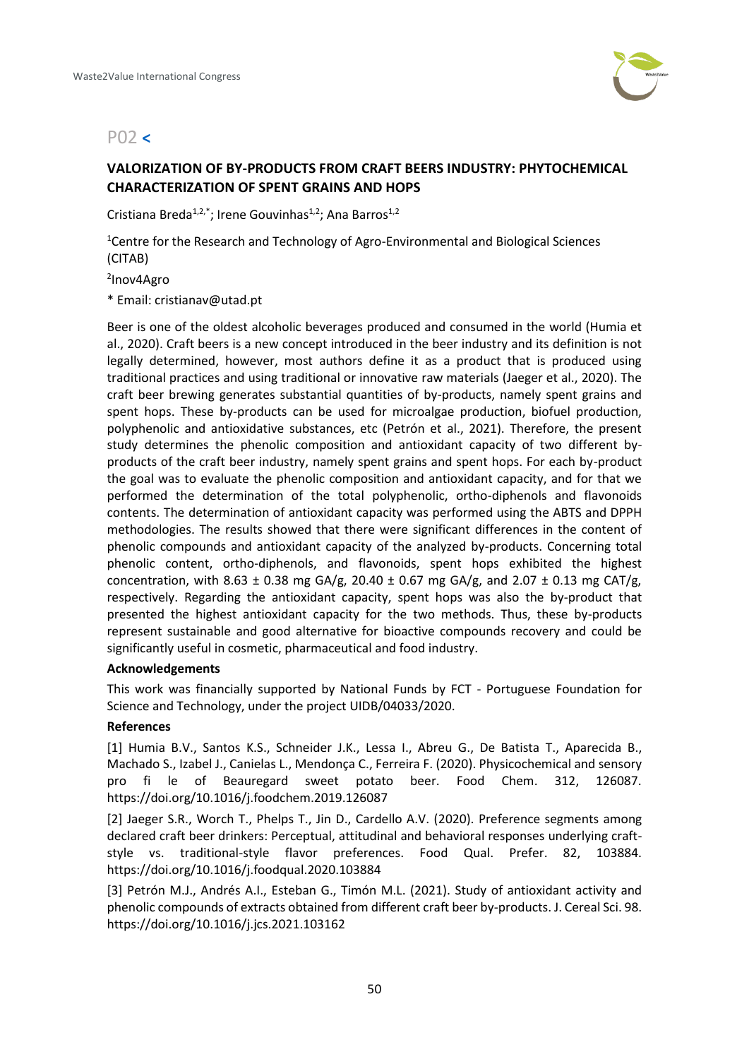## P02 <

### VALORIZATION OF BY-PRODUCTS FROM CRAFT BEERS INDUSTRY: PHYTOCHEMICAL CHARACTERIZATION OF SPENT GRAINS AND HOPS

Cristiana Breda[1,2,*]; Irene Gouvinhas[1,2]; Ana Barros[1,2]

[1]Centre for the Research and Technology of Agro-Environmental and Biological Sciences (CITAB)

[2]Inov4Agro

* Email: cristianav@utad.pt

Beer is one of the oldest alcoholic beverages produced and consumed in the world (Humia et al., 2020). Craft beers is a new concept introduced in the beer industry and its definition is not legally determined, however, most authors define it as a product that is produced using traditional practices and using traditional or innovative raw materials (Jaeger et al., 2020). The craft beer brewing generates substantial quantities of by-products, namely spent grains and spent hops. These by-products can be used for microalgae production, biofuel production, polyphenolic and antioxidative substances, etc (Petrón et al., 2021). Therefore, the present study determines the phenolic composition and antioxidant capacity of two different by-products of the craft beer industry, namely spent grains and spent hops. For each by-product the goal was to evaluate the phenolic composition and antioxidant capacity, and for that we performed the determination of the total polyphenolic, ortho-diphenols and flavonoids contents. The determination of antioxidant capacity was performed using the ABTS and DPPH methodologies. The results showed that there were significant differences in the content of phenolic compounds and antioxidant capacity of the analyzed by-products. Concerning total phenolic content, ortho-diphenols, and flavonoids, spent hops exhibited the highest concentration, with 8.63 ± 0.38 mg GA/g, 20.40 ± 0.67 mg GA/g, and 2.07 ± 0.13 mg CAT/g, respectively. Regarding the antioxidant capacity, spent hops was also the by-product that presented the highest antioxidant capacity for the two methods. Thus, these by-products represent sustainable and good alternative for bioactive compounds recovery and could be significantly useful in cosmetic, pharmaceutical and food industry.

**Acknowledgements**

This work was financially supported by National Funds by FCT - Portuguese Foundation for Science and Technology, under the project UIDB/04033/2020.

**References**

[1] Humia B.V., Santos K.S., Schneider J.K., Lessa I., Abreu G., De Batista T., Aparecida B., Machado S., Izabel J., Canielas L., Mendonça C., Ferreira F. (2020). Physicochemical and sensory pro fi le of Beauregard sweet potato beer. Food Chem. 312, 126087. https://doi.org/10.1016/j.foodchem.2019.126087

[2] Jaeger S.R., Worch T., Phelps T., Jin D., Cardello A.V. (2020). Preference segments among declared craft beer drinkers: Perceptual, attitudinal and behavioral responses underlying craft-style vs. traditional-style flavor preferences. Food Qual. Prefer. 82, 103884. https://doi.org/10.1016/j.foodqual.2020.103884

[3] Petrón M.J., Andrés A.I., Esteban G., Timón M.L. (2021). Study of antioxidant activity and phenolic compounds of extracts obtained from different craft beer by-products. J. Cereal Sci. 98. https://doi.org/10.1016/j.jcs.2021.103162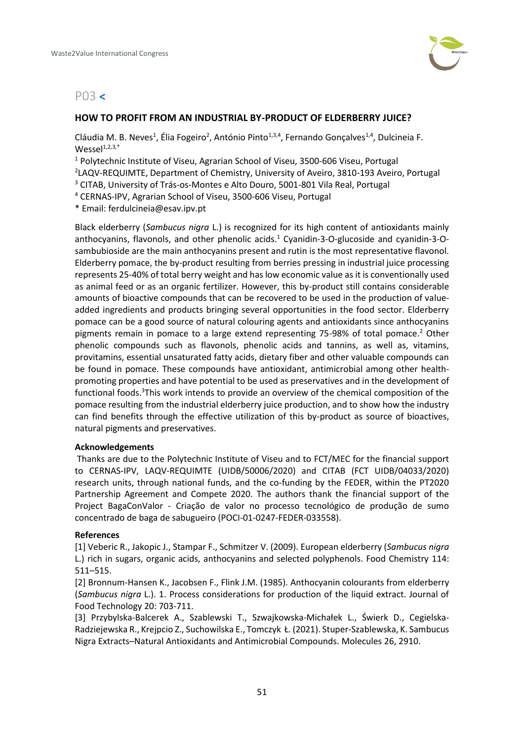## P03 <

### HOW TO PROFIT FROM AN INDUSTRIAL BY-PRODUCT OF ELDERBERRY JUICE?

Cláudia M. B. Neves[1], Élia Fogeiro[2], António Pinto[1,3,4], Fernando Gonçalves[1,4], Dulcineia F. Wessel[1,2,3,*]

[1] Polytechnic Institute of Viseu, Agrarian School of Viseu, 3500-606 Viseu, Portugal
[2]LAQV-REQUIMTE, Department of Chemistry, University of Aveiro, 3810-193 Aveiro, Portugal
[3] CITAB, University of Trás-os-Montes e Alto Douro, 5001-801 Vila Real, Portugal
[4] CERNAS-IPV, Agrarian School of Viseu, 3500-606 Viseu, Portugal
* Email: ferdulcineia@esav.ipv.pt

Black elderberry (*Sambucus nigra* L.) is recognized for its high content of antioxidants mainly anthocyanins, flavonols, and other phenolic acids.[1] Cyanidin-3-O-glucoside and cyanidin-3-O-sambubioside are the main anthocyanins present and rutin is the most representative flavonol. Elderberry pomace, the by-product resulting from berries pressing in industrial juice processing represents 25-40% of total berry weight and has low economic value as it is conventionally used as animal feed or as an organic fertilizer. However, this by-product still contains considerable amounts of bioactive compounds that can be recovered to be used in the production of value-added ingredients and products bringing several opportunities in the food sector. Elderberry pomace can be a good source of natural colouring agents and antioxidants since anthocyanins pigments remain in pomace to a large extend representing 75-98% of total pomace.[2] Other phenolic compounds such as flavonols, phenolic acids and tannins, as well as, vitamins, provitamins, essential unsaturated fatty acids, dietary fiber and other valuable compounds can be found in pomace. These compounds have antioxidant, antimicrobial among other health-promoting properties and have potential to be used as preservatives and in the development of functional foods.[3]This work intends to provide an overview of the chemical composition of the pomace resulting from the industrial elderberry juice production, and to show how the industry can find benefits through the effective utilization of this by-product as source of bioactives, natural pigments and preservatives.

**Acknowledgements**

Thanks are due to the Polytechnic Institute of Viseu and to FCT/MEC for the financial support to CERNAS-IPV, LAQV-REQUIMTE (UIDB/50006/2020) and CITAB (FCT UIDB/04033/2020) research units, through national funds, and the co-funding by the FEDER, within the PT2020 Partnership Agreement and Compete 2020. The authors thank the financial support of the Project BagaConValor - Criação de valor no processo tecnológico de produção de sumo concentrado de baga de sabugueiro (POCI-01-0247-FEDER-033558).

**References**

[1] Veberic R., Jakopic J., Stampar F., Schmitzer V. (2009). European elderberry (*Sambucus nigra* L.) rich in sugars, organic acids, anthocyanins and selected polyphenols. Food Chemistry 114: 511–515.

[2] Bronnum-Hansen K., Jacobsen F., Flink J.M. (1985). Anthocyanin colourants from elderberry (*Sambucus nigra* L.). 1. Process considerations for production of the liquid extract. Journal of Food Technology 20: 703-711.

[3] Przybylska-Balcerek A., Szablewski T., Szwajkowska-Michałek L., Świerk D., Cegielska-Radziejewska R., Krejpcio Z., Suchowilska E., Tomczyk Ł. (2021). Stuper-Szablewska, K. Sambucus Nigra Extracts–Natural Antioxidants and Antimicrobial Compounds. Molecules 26, 2910.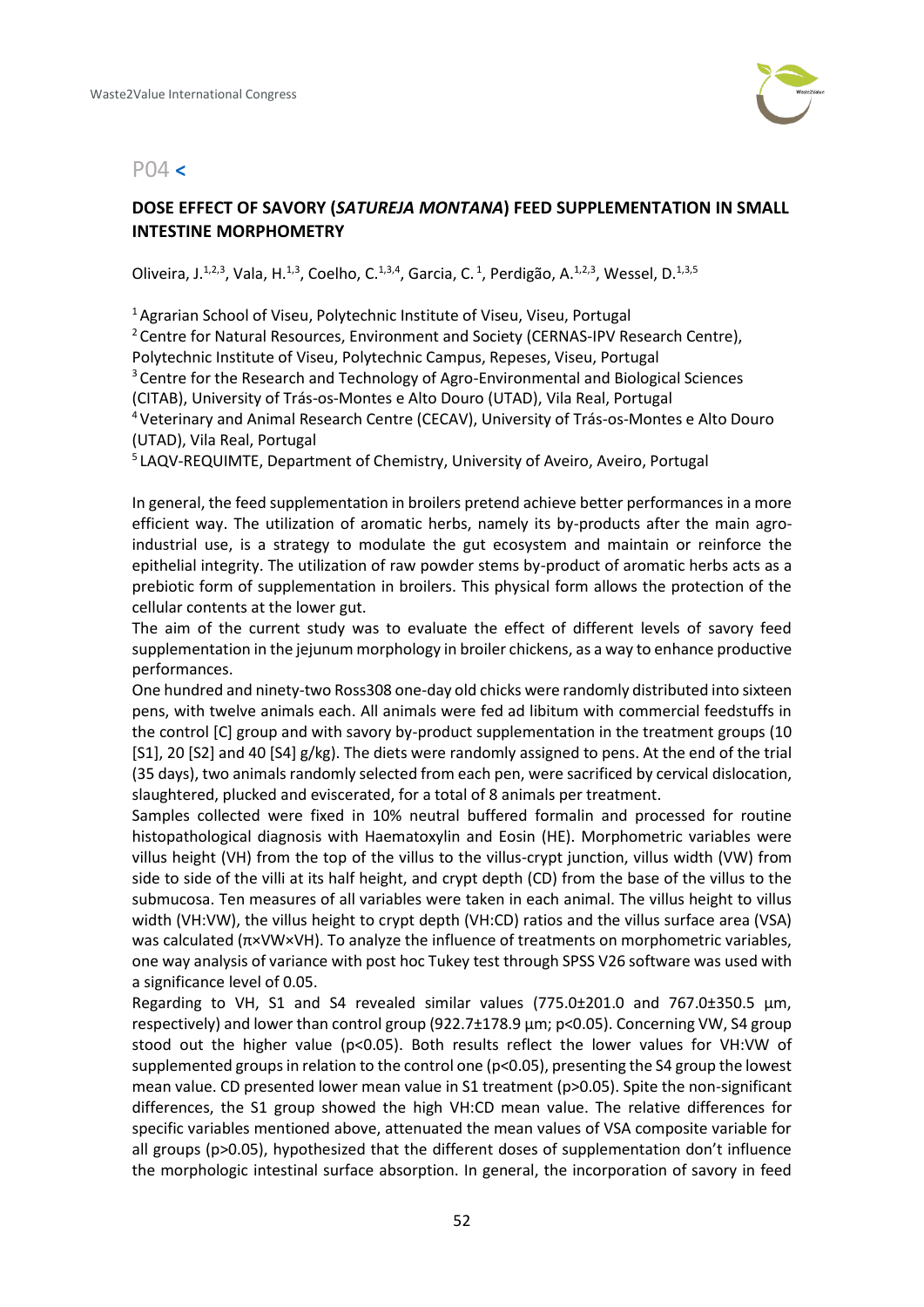## P04 <

### DOSE EFFECT OF SAVORY (*SATUREJA MONTANA*) FEED SUPPLEMENTATION IN SMALL INTESTINE MORPHOMETRY

Oliveira, J.[1,2,3], Vala, H.[1,3], Coelho, C.[1,3,4], Garcia, C.[1], Perdigão, A.[1,2,3], Wessel, D.[1,3,5]

[1] Agrarian School of Viseu, Polytechnic Institute of Viseu, Viseu, Portugal
[2] Centre for Natural Resources, Environment and Society (CERNAS-IPV Research Centre), Polytechnic Institute of Viseu, Polytechnic Campus, Repeses, Viseu, Portugal
[3] Centre for the Research and Technology of Agro-Environmental and Biological Sciences (CITAB), University of Trás-os-Montes e Alto Douro (UTAD), Vila Real, Portugal
[4] Veterinary and Animal Research Centre (CECAV), University of Trás-os-Montes e Alto Douro (UTAD), Vila Real, Portugal
[5] LAQV-REQUIMTE, Department of Chemistry, University of Aveiro, Aveiro, Portugal

In general, the feed supplementation in broilers pretend achieve better performances in a more efficient way. The utilization of aromatic herbs, namely its by-products after the main agro-industrial use, is a strategy to modulate the gut ecosystem and maintain or reinforce the epithelial integrity. The utilization of raw powder stems by-product of aromatic herbs acts as a prebiotic form of supplementation in broilers. This physical form allows the protection of the cellular contents at the lower gut.

The aim of the current study was to evaluate the effect of different levels of savory feed supplementation in the jejunum morphology in broiler chickens, as a way to enhance productive performances.

One hundred and ninety-two Ross308 one-day old chicks were randomly distributed into sixteen pens, with twelve animals each. All animals were fed ad libitum with commercial feedstuffs in the control [C] group and with savory by-product supplementation in the treatment groups (10 [S1], 20 [S2] and 40 [S4] g/kg). The diets were randomly assigned to pens. At the end of the trial (35 days), two animals randomly selected from each pen, were sacrificed by cervical dislocation, slaughtered, plucked and eviscerated, for a total of 8 animals per treatment.

Samples collected were fixed in 10% neutral buffered formalin and processed for routine histopathological diagnosis with Haematoxylin and Eosin (HE). Morphometric variables were villus height (VH) from the top of the villus to the villus-crypt junction, villus width (VW) from side to side of the villi at its half height, and crypt depth (CD) from the base of the villus to the submucosa. Ten measures of all variables were taken in each animal. The villus height to villus width (VH:VW), the villus height to crypt depth (VH:CD) ratios and the villus surface area (VSA) was calculated ($\pi \times VW \times VH$). To analyze the influence of treatments on morphometric variables, one way analysis of variance with post hoc Tukey test through SPSS V26 software was used with a significance level of 0.05.

Regarding to VH, S1 and S4 revealed similar values (775.0±201.0 and 767.0±350.5 µm, respectively) and lower than control group (922.7±178.9 µm; $p<0.05$). Concerning VW, S4 group stood out the higher value ($p<0.05$). Both results reflect the lower values for VH:VW of supplemented groups in relation to the control one ($p<0.05$), presenting the S4 group the lowest mean value. CD presented lower mean value in S1 treatment ($p>0.05$). Spite the non-significant differences, the S1 group showed the high VH:CD mean value. The relative differences for specific variables mentioned above, attenuated the mean values of VSA composite variable for all groups ($p>0.05$), hypothesized that the different doses of supplementation don't influence the morphologic intestinal surface absorption. In general, the incorporation of savory in feed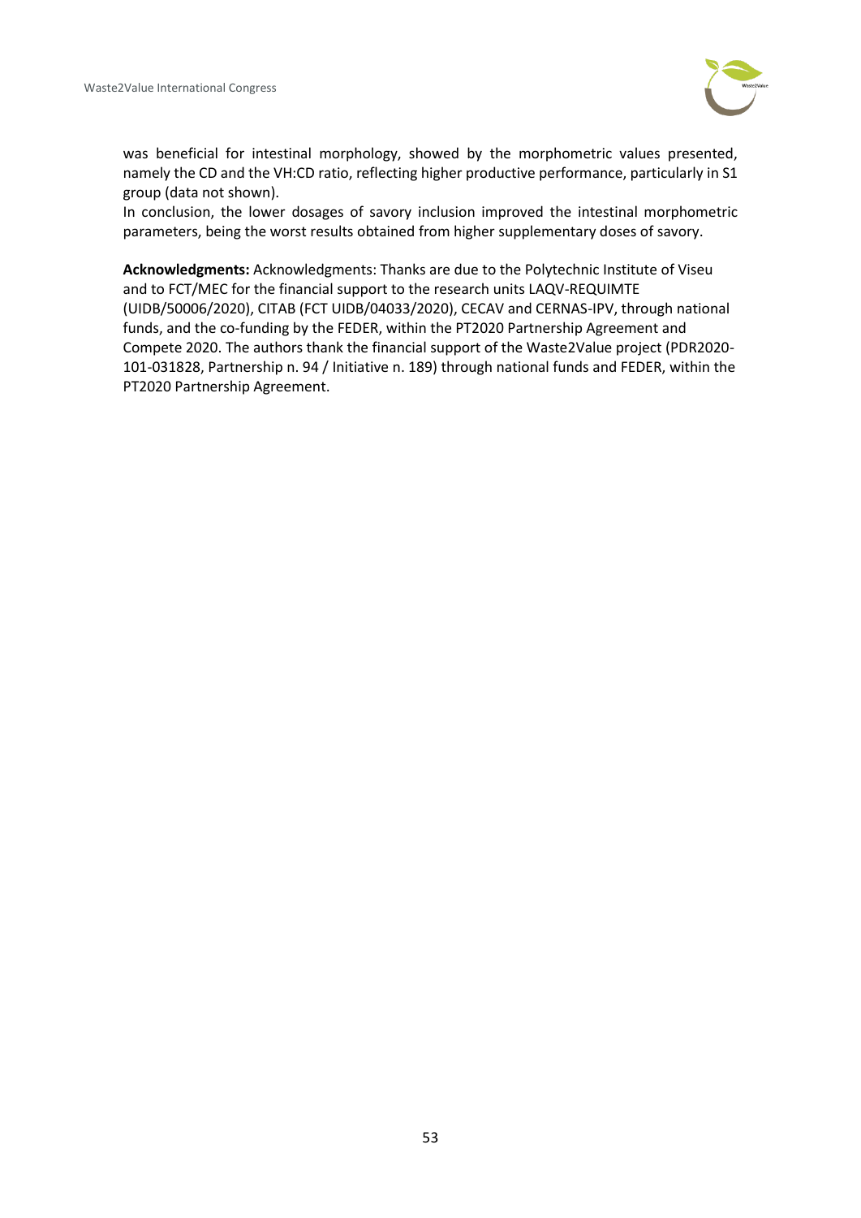was beneficial for intestinal morphology, showed by the morphometric values presented, namely the CD and the VH:CD ratio, reflecting higher productive performance, particularly in S1 group (data not shown).

In conclusion, the lower dosages of savory inclusion improved the intestinal morphometric parameters, being the worst results obtained from higher supplementary doses of savory.

**Acknowledgments:** Acknowledgments: Thanks are due to the Polytechnic Institute of Viseu and to FCT/MEC for the financial support to the research units LAQV-REQUIMTE (UIDB/50006/2020), CITAB (FCT UIDB/04033/2020), CECAV and CERNAS-IPV, through national funds, and the co-funding by the FEDER, within the PT2020 Partnership Agreement and Compete 2020. The authors thank the financial support of the Waste2Value project (PDR2020-101-031828, Partnership n. 94 / Initiative n. 189) through national funds and FEDER, within the PT2020 Partnership Agreement.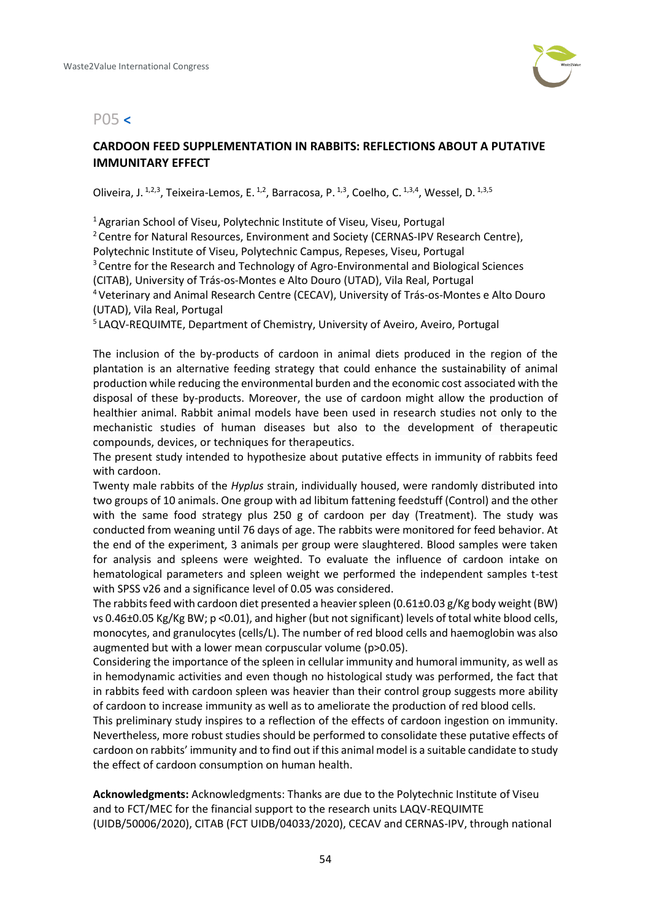## P05 <

### CARDOON FEED SUPPLEMENTATION IN RABBITS: REFLECTIONS ABOUT A PUTATIVE IMMUNITARY EFFECT

Oliveira, J. [1,2,3], Teixeira-Lemos, E. [1,2], Barracosa, P. [1,3], Coelho, C. [1,3,4], Wessel, D. [1,3,5]

[1] Agrarian School of Viseu, Polytechnic Institute of Viseu, Viseu, Portugal
[2] Centre for Natural Resources, Environment and Society (CERNAS-IPV Research Centre), Polytechnic Institute of Viseu, Polytechnic Campus, Repeses, Viseu, Portugal
[3] Centre for the Research and Technology of Agro-Environmental and Biological Sciences (CITAB), University of Trás-os-Montes e Alto Douro (UTAD), Vila Real, Portugal
[4] Veterinary and Animal Research Centre (CECAV), University of Trás-os-Montes e Alto Douro (UTAD), Vila Real, Portugal
[5] LAQV-REQUIMTE, Department of Chemistry, University of Aveiro, Aveiro, Portugal

The inclusion of the by-products of cardoon in animal diets produced in the region of the plantation is an alternative feeding strategy that could enhance the sustainability of animal production while reducing the environmental burden and the economic cost associated with the disposal of these by-products. Moreover, the use of cardoon might allow the production of healthier animal. Rabbit animal models have been used in research studies not only to the mechanistic studies of human diseases but also to the development of therapeutic compounds, devices, or techniques for therapeutics.

The present study intended to hypothesize about putative effects in immunity of rabbits feed with cardoon.

Twenty male rabbits of the *Hyplus* strain, individually housed, were randomly distributed into two groups of 10 animals. One group with ad libitum fattening feedstuff (Control) and the other with the same food strategy plus 250 g of cardoon per day (Treatment). The study was conducted from weaning until 76 days of age. The rabbits were monitored for feed behavior. At the end of the experiment, 3 animals per group were slaughtered. Blood samples were taken for analysis and spleens were weighted. To evaluate the influence of cardoon intake on hematological parameters and spleen weight we performed the independent samples t-test with SPSS v26 and a significance level of 0.05 was considered.

The rabbits feed with cardoon diet presented a heavier spleen (0.61±0.03 g/Kg body weight (BW) vs 0.46±0.05 Kg/Kg BW; $p < 0.01$), and higher (but not significant) levels of total white blood cells, monocytes, and granulocytes (cells/L). The number of red blood cells and haemoglobin was also augmented but with a lower mean corpuscular volume ($p > 0.05$).

Considering the importance of the spleen in cellular immunity and humoral immunity, as well as in hemodynamic activities and even though no histological study was performed, the fact that in rabbits feed with cardoon spleen was heavier than their control group suggests more ability of cardoon to increase immunity as well as to ameliorate the production of red blood cells.

This preliminary study inspires to a reflection of the effects of cardoon ingestion on immunity. Nevertheless, more robust studies should be performed to consolidate these putative effects of cardoon on rabbits' immunity and to find out if this animal model is a suitable candidate to study the effect of cardoon consumption on human health.

**Acknowledgments:** Acknowledgments: Thanks are due to the Polytechnic Institute of Viseu and to FCT/MEC for the financial support to the research units LAQV-REQUIMTE (UIDB/50006/2020), CITAB (FCT UIDB/04033/2020), CECAV and CERNAS-IPV, through national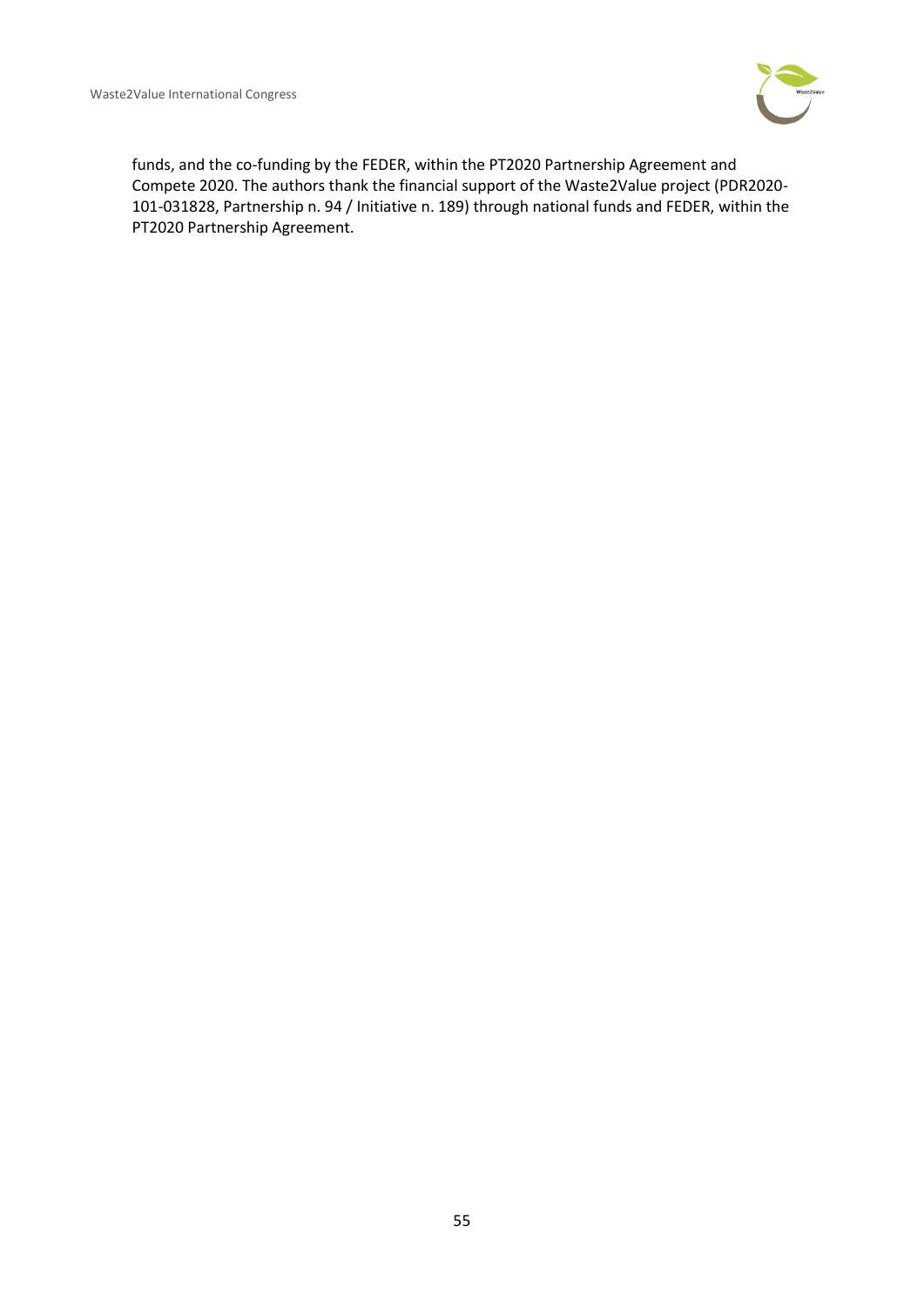funds, and the co-funding by the FEDER, within the PT2020 Partnership Agreement and Compete 2020. The authors thank the financial support of the Waste2Value project (PDR2020-101-031828, Partnership n. 94 / Initiative n. 189) through national funds and FEDER, within the PT2020 Partnership Agreement.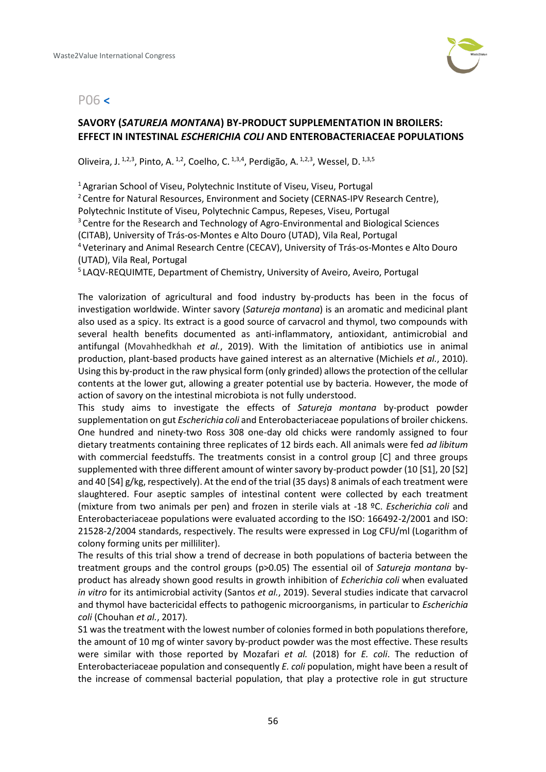## P06 <

### SAVORY (*SATUREJA MONTANA*) BY-PRODUCT SUPPLEMENTATION IN BROILERS: EFFECT IN INTESTINAL *ESCHERICHIA COLI* AND ENTEROBACTERIACEAE POPULATIONS

Oliveira, J. [1,2,3], Pinto, A. [1,2], Coelho, C. [1,3,4], Perdigão, A. [1,2,3], Wessel, D. [1,3,5]

[1] Agrarian School of Viseu, Polytechnic Institute of Viseu, Viseu, Portugal
[2] Centre for Natural Resources, Environment and Society (CERNAS-IPV Research Centre), Polytechnic Institute of Viseu, Polytechnic Campus, Repeses, Viseu, Portugal
[3] Centre for the Research and Technology of Agro-Environmental and Biological Sciences (CITAB), University of Trás-os-Montes e Alto Douro (UTAD), Vila Real, Portugal
[4] Veterinary and Animal Research Centre (CECAV), University of Trás-os-Montes e Alto Douro (UTAD), Vila Real, Portugal
[5] LAQV-REQUIMTE, Department of Chemistry, University of Aveiro, Aveiro, Portugal

The valorization of agricultural and food industry by-products has been in the focus of investigation worldwide. Winter savory (*Satureja montana*) is an aromatic and medicinal plant also used as a spicy. Its extract is a good source of carvacrol and thymol, two compounds with several health benefits documented as anti-inflammatory, antioxidant, antimicrobial and antifungal (Movahhedkhah *et al.*, 2019). With the limitation of antibiotics use in animal production, plant-based products have gained interest as an alternative (Michiels *et al.*, 2010). Using this by-product in the raw physical form (only grinded) allows the protection of the cellular contents at the lower gut, allowing a greater potential use by bacteria. However, the mode of action of savory on the intestinal microbiota is not fully understood.

This study aims to investigate the effects of *Satureja montana* by-product powder supplementation on gut *Escherichia coli* and Enterobacteriaceae populations of broiler chickens. One hundred and ninety-two Ross 308 one-day old chicks were randomly assigned to four dietary treatments containing three replicates of 12 birds each. All animals were fed *ad libitum* with commercial feedstuffs. The treatments consist in a control group [C] and three groups supplemented with three different amount of winter savory by-product powder (10 [S1], 20 [S2] and 40 [S4] g/kg, respectively). At the end of the trial (35 days) 8 animals of each treatment were slaughtered. Four aseptic samples of intestinal content were collected by each treatment (mixture from two animals per pen) and frozen in sterile vials at -18 ºC. *Escherichia coli* and Enterobacteriaceae populations were evaluated according to the ISO: 166492-2/2001 and ISO: 21528-2/2004 standards, respectively. The results were expressed in Log CFU/ml (Logarithm of colony forming units per milliliter).

The results of this trial show a trend of decrease in both populations of bacteria between the treatment groups and the control groups ($p > 0.05$) The essential oil of *Satureja montana* by-product has already shown good results in growth inhibition of *Echerichia coli* when evaluated *in vitro* for its antimicrobial activity (Santos *et al.*, 2019). Several studies indicate that carvacrol and thymol have bactericidal effects to pathogenic microorganisms, in particular to *Escherichia coli* (Chouhan *et al.*, 2017).

S1 was the treatment with the lowest number of colonies formed in both populations therefore, the amount of 10 mg of winter savory by-product powder was the most effective. These results were similar with those reported by Mozafari *et al.* (2018) for *E. coli*. The reduction of Enterobacteriaceae population and consequently *E. coli* population, might have been a result of the increase of commensal bacterial population, that play a protective role in gut structure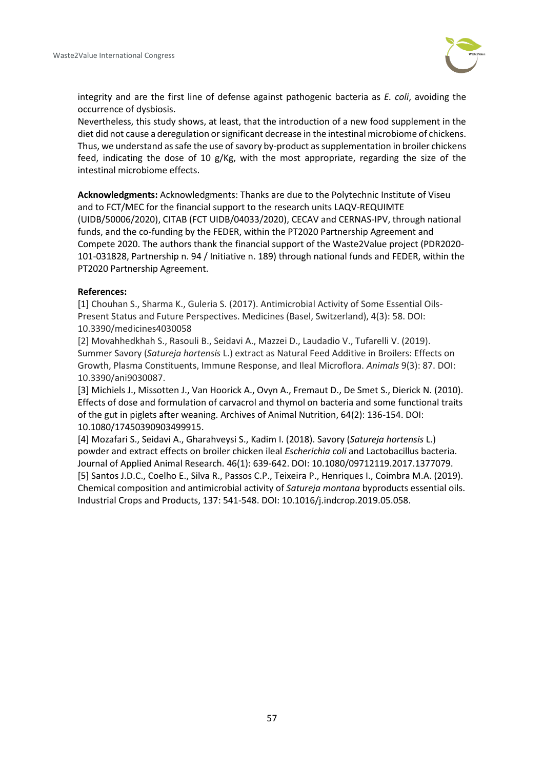integrity and are the first line of defense against pathogenic bacteria as *E. coli*, avoiding the occurrence of dysbiosis.

Nevertheless, this study shows, at least, that the introduction of a new food supplement in the diet did not cause a deregulation or significant decrease in the intestinal microbiome of chickens. Thus, we understand as safe the use of savory by-product as supplementation in broiler chickens feed, indicating the dose of 10 g/Kg, with the most appropriate, regarding the size of the intestinal microbiome effects.

**Acknowledgments:** Acknowledgments: Thanks are due to the Polytechnic Institute of Viseu and to FCT/MEC for the financial support to the research units LAQV-REQUIMTE (UIDB/50006/2020), CITAB (FCT UIDB/04033/2020), CECAV and CERNAS-IPV, through national funds, and the co-funding by the FEDER, within the PT2020 Partnership Agreement and Compete 2020. The authors thank the financial support of the Waste2Value project (PDR2020-101-031828, Partnership n. 94 / Initiative n. 189) through national funds and FEDER, within the PT2020 Partnership Agreement.

**References:**

[1] Chouhan S., Sharma K., Guleria S. (2017). Antimicrobial Activity of Some Essential Oils-Present Status and Future Perspectives. Medicines (Basel, Switzerland), 4(3): 58. DOI: 10.3390/medicines4030058

[2] Movahhedkhah S., Rasouli B., Seidavi A., Mazzei D., Laudadio V., Tufarelli V. (2019). Summer Savory (*Satureja hortensis* L.) extract as Natural Feed Additive in Broilers: Effects on Growth, Plasma Constituents, Immune Response, and Ileal Microflora. *Animals* 9(3): 87. DOI: 10.3390/ani9030087.

[3] Michiels J., Missotten J., Van Hoorick A., Ovyn A., Fremaut D., De Smet S., Dierick N. (2010). Effects of dose and formulation of carvacrol and thymol on bacteria and some functional traits of the gut in piglets after weaning. Archives of Animal Nutrition, 64(2): 136-154. DOI: 10.1080/17450390903499915.

[4] Mozafari S., Seidavi A., Gharahveysi S., Kadim I. (2018). Savory (*Satureja hortensis* L.) powder and extract effects on broiler chicken ileal *Escherichia coli* and Lactobacillus bacteria. Journal of Applied Animal Research. 46(1): 639-642. DOI: 10.1080/09712119.2017.1377079.

[5] Santos J.D.C., Coelho E., Silva R., Passos C.P., Teixeira P., Henriques I., Coimbra M.A. (2019). Chemical composition and antimicrobial activity of *Satureja montana* byproducts essential oils. Industrial Crops and Products, 137: 541-548. DOI: 10.1016/j.indcrop.2019.05.058.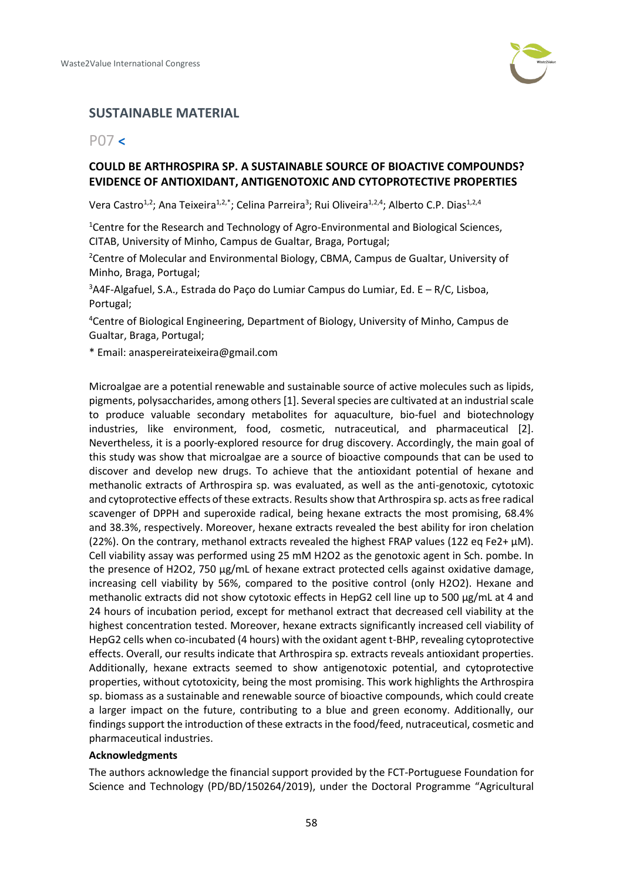## SUSTAINABLE MATERIAL

### P07 <

### COULD BE ARTHROSPIRA SP. A SUSTAINABLE SOURCE OF BIOACTIVE COMPOUNDS? EVIDENCE OF ANTIOXIDANT, ANTIGENOTOXIC AND CYTOPROTECTIVE PROPERTIES

Vera Castro[1,2]; Ana Teixeira[1,2,*]; Celina Parreira[3]; Rui Oliveira[1,2,4]; Alberto C.P. Dias[1,2,4]

[1]Centre for the Research and Technology of Agro-Environmental and Biological Sciences, CITAB, University of Minho, Campus de Gualtar, Braga, Portugal;

[2]Centre of Molecular and Environmental Biology, CBMA, Campus de Gualtar, University of Minho, Braga, Portugal;

[3]A4F-Algafuel, S.A., Estrada do Paço do Lumiar Campus do Lumiar, Ed. E – R/C, Lisboa, Portugal;

[4]Centre of Biological Engineering, Department of Biology, University of Minho, Campus de Gualtar, Braga, Portugal;

* Email: anaspereirateixeira@gmail.com

Microalgae are a potential renewable and sustainable source of active molecules such as lipids, pigments, polysaccharides, among others [1]. Several species are cultivated at an industrial scale to produce valuable secondary metabolites for aquaculture, bio-fuel and biotechnology industries, like environment, food, cosmetic, nutraceutical, and pharmaceutical [2]. Nevertheless, it is a poorly-explored resource for drug discovery. Accordingly, the main goal of this study was show that microalgae are a source of bioactive compounds that can be used to discover and develop new drugs. To achieve that the antioxidant potential of hexane and methanolic extracts of Arthrospira sp. was evaluated, as well as the anti-genotoxic, cytotoxic and cytoprotective effects of these extracts. Results show that Arthrospira sp. acts as free radical scavenger of DPPH and superoxide radical, being hexane extracts the most promising, 68.4% and 38.3%, respectively. Moreover, hexane extracts revealed the best ability for iron chelation (22%). On the contrary, methanol extracts revealed the highest FRAP values (122 eq $Fe^{2+}$ µM). Cell viability assay was performed using 25 mM $H_2O_2$ as the genotoxic agent in Sch. pombe. In the presence of $H_2O_2$, 750 µg/mL of hexane extract protected cells against oxidative damage, increasing cell viability by 56%, compared to the positive control (only $H_2O_2$). Hexane and methanolic extracts did not show cytotoxic effects in HepG2 cell line up to 500 µg/mL at 4 and 24 hours of incubation period, except for methanol extract that decreased cell viability at the highest concentration tested. Moreover, hexane extracts significantly increased cell viability of HepG2 cells when co-incubated (4 hours) with the oxidant agent t-BHP, revealing cytoprotective effects. Overall, our results indicate that Arthrospira sp. extracts reveals antioxidant properties. Additionally, hexane extracts seemed to show antigenotoxic potential, and cytoprotective properties, without cytotoxicity, being the most promising. This work highlights the Arthrospira sp. biomass as a sustainable and renewable source of bioactive compounds, which could create a larger impact on the future, contributing to a blue and green economy. Additionally, our findings support the introduction of these extracts in the food/feed, nutraceutical, cosmetic and pharmaceutical industries.

**Acknowledgments**

The authors acknowledge the financial support provided by the FCT-Portuguese Foundation for Science and Technology (PD/BD/150264/2019), under the Doctoral Programme "Agricultural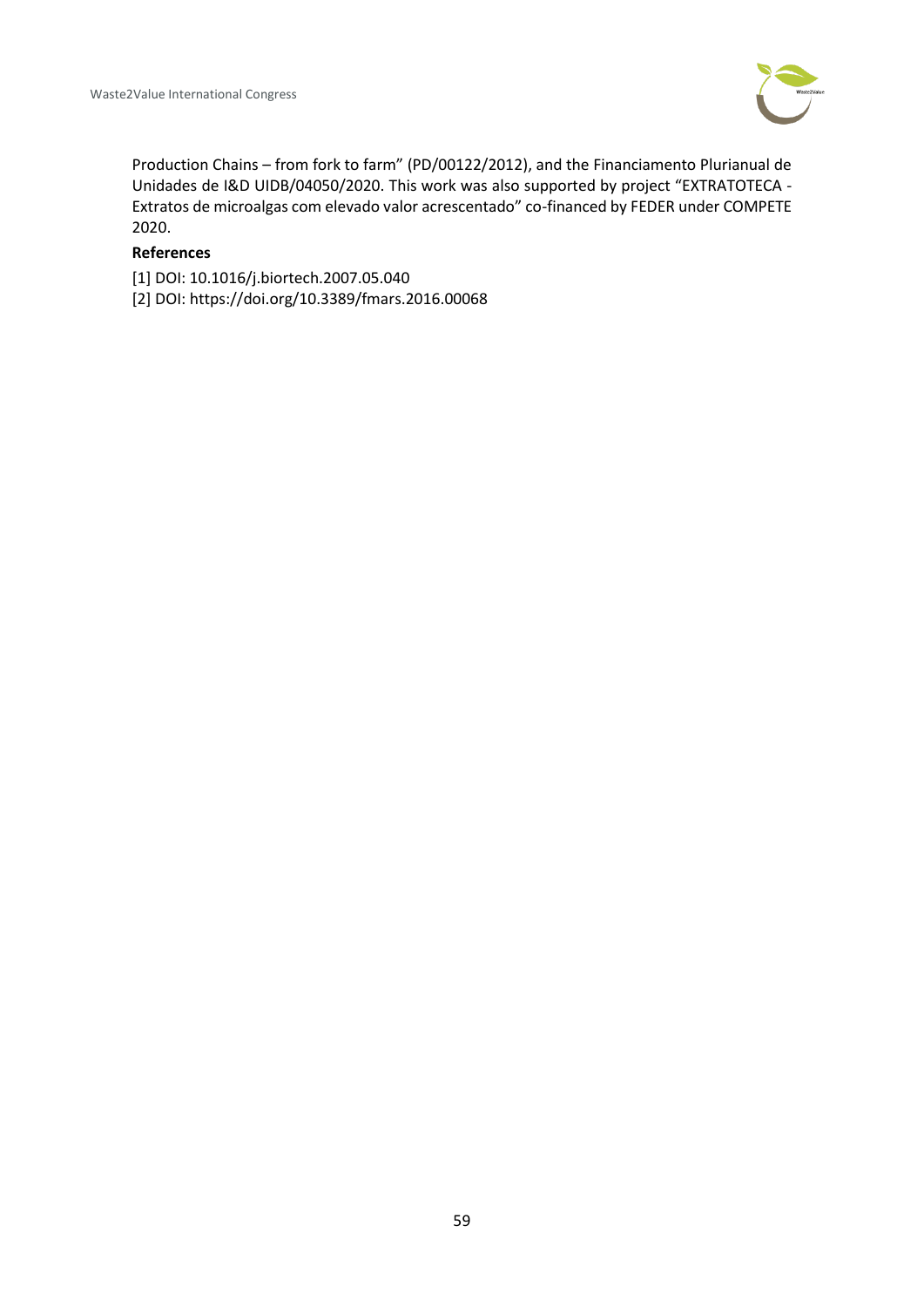Production Chains – from fork to farm" (PD/00122/2012), and the Financiamento Plurianual de Unidades de I&D UIDB/04050/2020. This work was also supported by project "EXTRATOTECA - Extratos de microalgas com elevado valor acrescentado" co-financed by FEDER under COMPETE 2020.

**References**

[1] DOI: 10.1016/j.biortech.2007.05.040

[2] DOI: https://doi.org/10.3389/fmars.2016.00068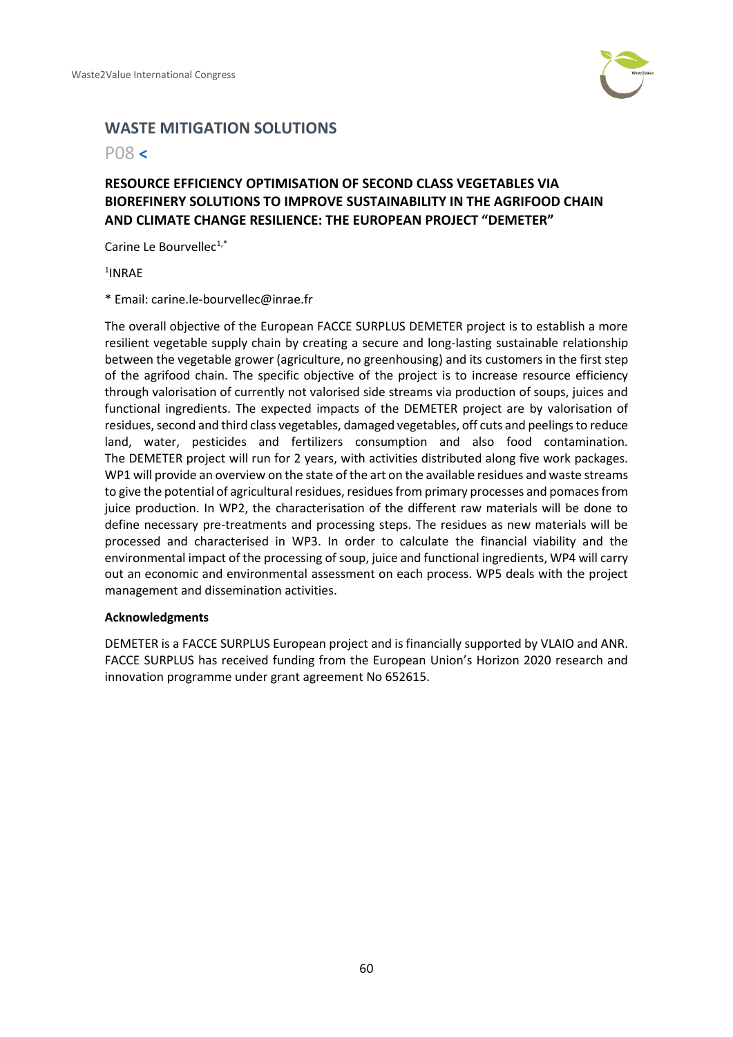## WASTE MITIGATION SOLUTIONS

P08 <

### RESOURCE EFFICIENCY OPTIMISATION OF SECOND CLASS VEGETABLES VIA BIOREFINERY SOLUTIONS TO IMPROVE SUSTAINABILITY IN THE AGRIFOOD CHAIN AND CLIMATE CHANGE RESILIENCE: THE EUROPEAN PROJECT "DEMETER"

Carine Le Bourvellec[1,*]

[1]INRAE

* Email: carine.le-bourvellec@inrae.fr

The overall objective of the European FACCE SURPLUS DEMETER project is to establish a more resilient vegetable supply chain by creating a secure and long-lasting sustainable relationship between the vegetable grower (agriculture, no greenhousing) and its customers in the first step of the agrifood chain. The specific objective of the project is to increase resource efficiency through valorisation of currently not valorised side streams via production of soups, juices and functional ingredients. The expected impacts of the DEMETER project are by valorisation of residues, second and third class vegetables, damaged vegetables, off cuts and peelings to reduce land, water, pesticides and fertilizers consumption and also food contamination. The DEMETER project will run for 2 years, with activities distributed along five work packages. WP1 will provide an overview on the state of the art on the available residues and waste streams to give the potential of agricultural residues, residues from primary processes and pomaces from juice production. In WP2, the characterisation of the different raw materials will be done to define necessary pre-treatments and processing steps. The residues as new materials will be processed and characterised in WP3. In order to calculate the financial viability and the environmental impact of the processing of soup, juice and functional ingredients, WP4 will carry out an economic and environmental assessment on each process. WP5 deals with the project management and dissemination activities.

**Acknowledgments**

DEMETER is a FACCE SURPLUS European project and is financially supported by VLAIO and ANR. FACCE SURPLUS has received funding from the European Union's Horizon 2020 research and innovation programme under grant agreement No 652615.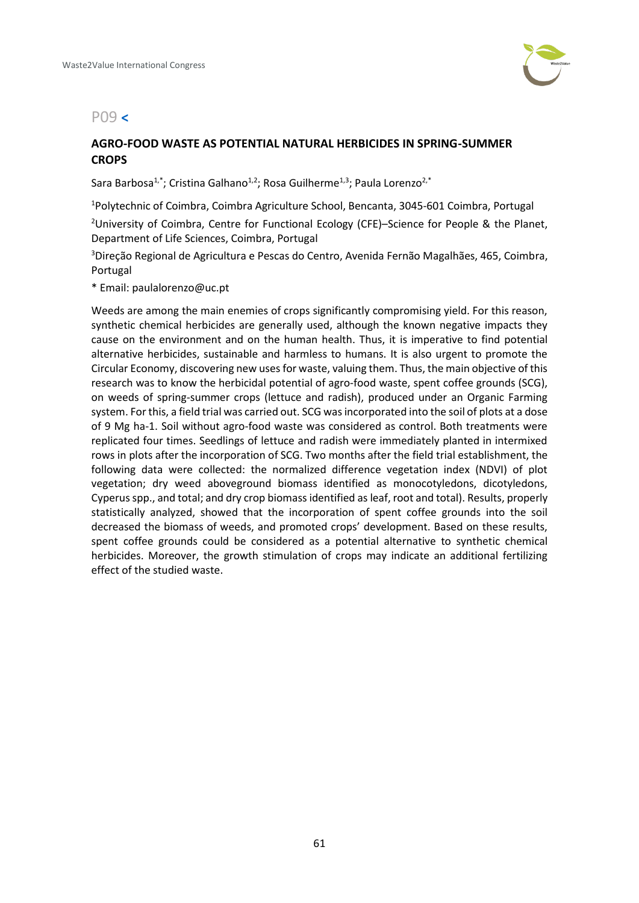## P09 <

### AGRO-FOOD WASTE AS POTENTIAL NATURAL HERBICIDES IN SPRING-SUMMER CROPS

Sara Barbosa[1,*]; Cristina Galhano[1,2]; Rosa Guilherme[1,3]; Paula Lorenzo[2,*]

[1]Polytechnic of Coimbra, Coimbra Agriculture School, Bencanta, 3045-601 Coimbra, Portugal

[2]University of Coimbra, Centre for Functional Ecology (CFE)–Science for People & the Planet, Department of Life Sciences, Coimbra, Portugal

[3]Direção Regional de Agricultura e Pescas do Centro, Avenida Fernão Magalhães, 465, Coimbra, Portugal

* Email: paulalorenzo@uc.pt

Weeds are among the main enemies of crops significantly compromising yield. For this reason, synthetic chemical herbicides are generally used, although the known negative impacts they cause on the environment and on the human health. Thus, it is imperative to find potential alternative herbicides, sustainable and harmless to humans. It is also urgent to promote the Circular Economy, discovering new uses for waste, valuing them. Thus, the main objective of this research was to know the herbicidal potential of agro-food waste, spent coffee grounds (SCG), on weeds of spring-summer crops (lettuce and radish), produced under an Organic Farming system. For this, a field trial was carried out. SCG was incorporated into the soil of plots at a dose of 9 Mg ha-1. Soil without agro-food waste was considered as control. Both treatments were replicated four times. Seedlings of lettuce and radish were immediately planted in intermixed rows in plots after the incorporation of SCG. Two months after the field trial establishment, the following data were collected: the normalized difference vegetation index (NDVI) of plot vegetation; dry weed aboveground biomass identified as monocotyledons, dicotyledons, Cyperus spp., and total; and dry crop biomass identified as leaf, root and total). Results, properly statistically analyzed, showed that the incorporation of spent coffee grounds into the soil decreased the biomass of weeds, and promoted crops' development. Based on these results, spent coffee grounds could be considered as a potential alternative to synthetic chemical herbicides. Moreover, the growth stimulation of crops may indicate an additional fertilizing effect of the studied waste.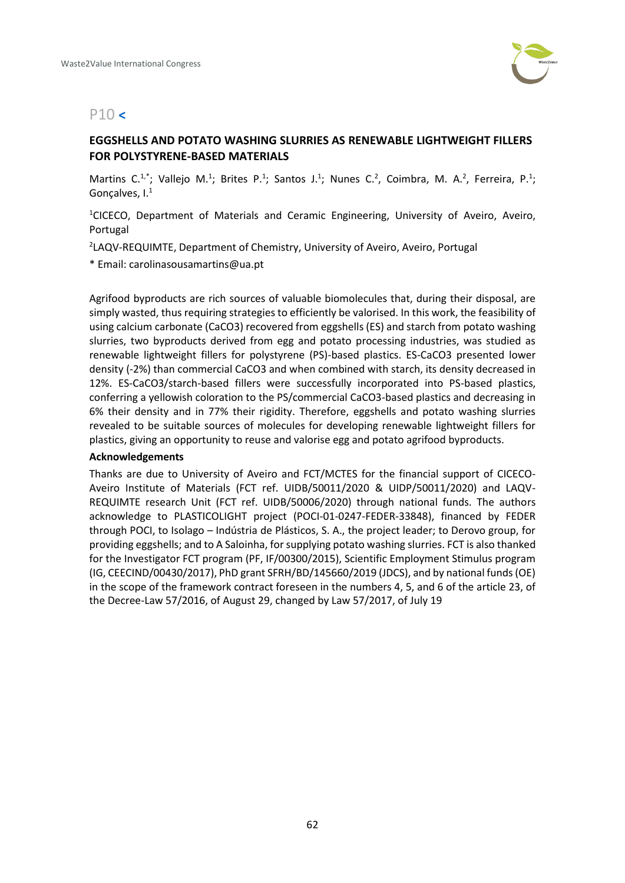## P10 <

### EGGSHELLS AND POTATO WASHING SLURRIES AS RENEWABLE LIGHTWEIGHT FILLERS FOR POLYSTYRENE-BASED MATERIALS

Martins C.[1,*]; Vallejo M.[1]; Brites P.[1]; Santos J.[1]; Nunes C.[2], Coimbra, M. A.[2], Ferreira, P.[1]; Gonçalves, I.[1]

[1]CICECO, Department of Materials and Ceramic Engineering, University of Aveiro, Aveiro, Portugal

[2]LAQV-REQUIMTE, Department of Chemistry, University of Aveiro, Aveiro, Portugal

* Email: carolinasousamartins@ua.pt

Agrifood byproducts are rich sources of valuable biomolecules that, during their disposal, are simply wasted, thus requiring strategies to efficiently be valorised. In this work, the feasibility of using calcium carbonate ($CaCO_3$) recovered from eggshells (ES) and starch from potato washing slurries, two byproducts derived from egg and potato processing industries, was studied as renewable lightweight fillers for polystyrene (PS)-based plastics. ES-$CaCO_3$ presented lower density (-2%) than commercial $CaCO_3$ and when combined with starch, its density decreased in 12%. ES-$CaCO_3$/starch-based fillers were successfully incorporated into PS-based plastics, conferring a yellowish coloration to the PS/commercial $CaCO_3$-based plastics and decreasing in 6% their density and in 77% their rigidity. Therefore, eggshells and potato washing slurries revealed to be suitable sources of molecules for developing renewable lightweight fillers for plastics, giving an opportunity to reuse and valorise egg and potato agrifood byproducts.

**Acknowledgements**

Thanks are due to University of Aveiro and FCT/MCTES for the financial support of CICECO-Aveiro Institute of Materials (FCT ref. UIDB/50011/2020 & UIDP/50011/2020) and LAQV-REQUIMTE research Unit (FCT ref. UIDB/50006/2020) through national funds. The authors acknowledge to PLASTICOLIGHT project (POCI-01-0247-FEDER-33848), financed by FEDER through POCI, to Isolago – Indústria de Plásticos, S. A., the project leader; to Derovo group, for providing eggshells; and to A Saloinha, for supplying potato washing slurries. FCT is also thanked for the Investigator FCT program (PF, IF/00300/2015), Scientific Employment Stimulus program (IG, CEECIND/00430/2017), PhD grant SFRH/BD/145660/2019 (JDCS), and by national funds (OE) in the scope of the framework contract foreseen in the numbers 4, 5, and 6 of the article 23, of the Decree-Law 57/2016, of August 29, changed by Law 57/2017, of July 19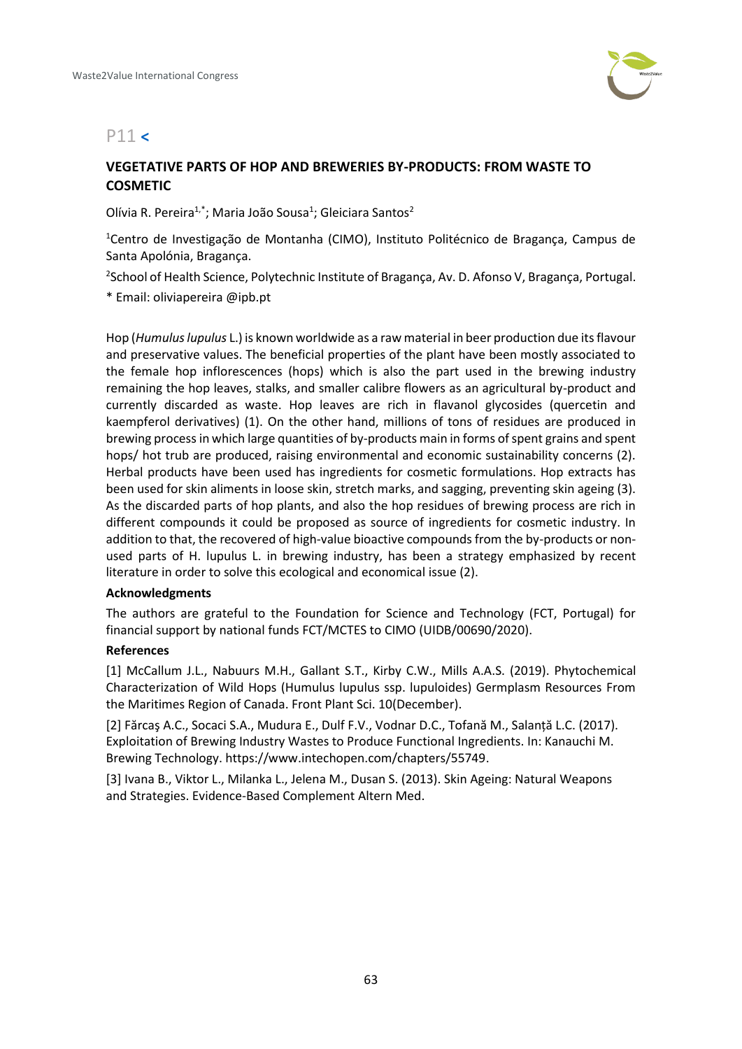## P11 <

### VEGETATIVE PARTS OF HOP AND BREWERIES BY-PRODUCTS: FROM WASTE TO COSMETIC

Olívia R. Pereira[1,*]; Maria João Sousa[1]; Gleiciara Santos[2]

[1]Centro de Investigação de Montanha (CIMO), Instituto Politécnico de Bragança, Campus de Santa Apolónia, Bragança.

[2]School of Health Science, Polytechnic Institute of Bragança, Av. D. Afonso V, Bragança, Portugal.

* Email: oliviapereira @ipb.pt

Hop (*Humulus lupulus* L.) is known worldwide as a raw material in beer production due its flavour and preservative values. The beneficial properties of the plant have been mostly associated to the female hop inflorescences (hops) which is also the part used in the brewing industry remaining the hop leaves, stalks, and smaller calibre flowers as an agricultural by-product and currently discarded as waste. Hop leaves are rich in flavanol glycosides (quercetin and kaempferol derivatives) (1). On the other hand, millions of tons of residues are produced in brewing process in which large quantities of by-products main in forms of spent grains and spent hops/ hot trub are produced, raising environmental and economic sustainability concerns (2). Herbal products have been used has ingredients for cosmetic formulations. Hop extracts has been used for skin aliments in loose skin, stretch marks, and sagging, preventing skin ageing (3). As the discarded parts of hop plants, and also the hop residues of brewing process are rich in different compounds it could be proposed as source of ingredients for cosmetic industry. In addition to that, the recovered of high-value bioactive compounds from the by-products or non-used parts of H. lupulus L. in brewing industry, has been a strategy emphasized by recent literature in order to solve this ecological and economical issue (2).

**Acknowledgments**

The authors are grateful to the Foundation for Science and Technology (FCT, Portugal) for financial support by national funds FCT/MCTES to CIMO (UIDB/00690/2020).

**References**

[1] McCallum J.L., Nabuurs M.H., Gallant S.T., Kirby C.W., Mills A.A.S. (2019). Phytochemical Characterization of Wild Hops (Humulus lupulus ssp. lupuloides) Germplasm Resources From the Maritimes Region of Canada. Front Plant Sci. 10(December).

[2] Fărcaş A.C., Socaci S.A., Mudura E., Dulf F.V., Vodnar D.C., Tofană M., Salanță L.C. (2017). Exploitation of Brewing Industry Wastes to Produce Functional Ingredients. In: Kanauchi M. Brewing Technology. https://www.intechopen.com/chapters/55749.

[3] Ivana B., Viktor L., Milanka L., Jelena M., Dusan S. (2013). Skin Ageing: Natural Weapons and Strategies. Evidence-Based Complement Altern Med.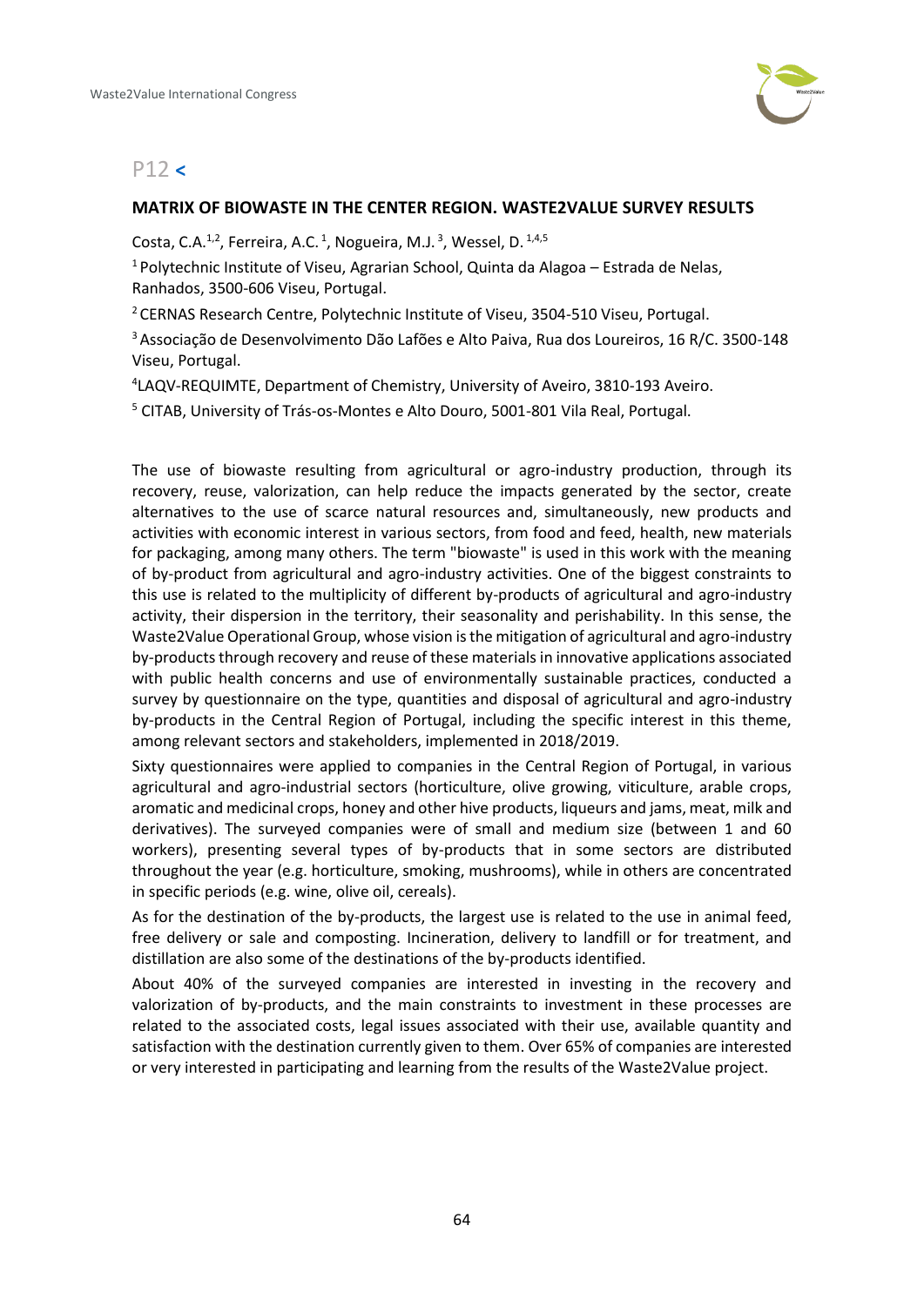## P12 <

### MATRIX OF BIOWASTE IN THE CENTER REGION. WASTE2VALUE SURVEY RESULTS

Costa, C.A.[1,2], Ferreira, A.C.[1], Nogueira, M.J.[3], Wessel, D.[1,4,5]

[1] Polytechnic Institute of Viseu, Agrarian School, Quinta da Alagoa – Estrada de Nelas, Ranhados, 3500-606 Viseu, Portugal.

[2] CERNAS Research Centre, Polytechnic Institute of Viseu, 3504-510 Viseu, Portugal.

[3] Associação de Desenvolvimento Dão Lafões e Alto Paiva, Rua dos Loureiros, 16 R/C. 3500-148 Viseu, Portugal.

[4] LAQV-REQUIMTE, Department of Chemistry, University of Aveiro, 3810-193 Aveiro.

[5] CITAB, University of Trás-os-Montes e Alto Douro, 5001-801 Vila Real, Portugal.

The use of biowaste resulting from agricultural or agro-industry production, through its recovery, reuse, valorization, can help reduce the impacts generated by the sector, create alternatives to the use of scarce natural resources and, simultaneously, new products and activities with economic interest in various sectors, from food and feed, health, new materials for packaging, among many others. The term "biowaste" is used in this work with the meaning of by-product from agricultural and agro-industry activities. One of the biggest constraints to this use is related to the multiplicity of different by-products of agricultural and agro-industry activity, their dispersion in the territory, their seasonality and perishability. In this sense, the Waste2Value Operational Group, whose vision is the mitigation of agricultural and agro-industry by-products through recovery and reuse of these materials in innovative applications associated with public health concerns and use of environmentally sustainable practices, conducted a survey by questionnaire on the type, quantities and disposal of agricultural and agro-industry by-products in the Central Region of Portugal, including the specific interest in this theme, among relevant sectors and stakeholders, implemented in 2018/2019.

Sixty questionnaires were applied to companies in the Central Region of Portugal, in various agricultural and agro-industrial sectors (horticulture, olive growing, viticulture, arable crops, aromatic and medicinal crops, honey and other hive products, liqueurs and jams, meat, milk and derivatives). The surveyed companies were of small and medium size (between 1 and 60 workers), presenting several types of by-products that in some sectors are distributed throughout the year (e.g. horticulture, smoking, mushrooms), while in others are concentrated in specific periods (e.g. wine, olive oil, cereals).

As for the destination of the by-products, the largest use is related to the use in animal feed, free delivery or sale and composting. Incineration, delivery to landfill or for treatment, and distillation are also some of the destinations of the by-products identified.

About 40% of the surveyed companies are interested in investing in the recovery and valorization of by-products, and the main constraints to investment in these processes are related to the associated costs, legal issues associated with their use, available quantity and satisfaction with the destination currently given to them. Over 65% of companies are interested or very interested in participating and learning from the results of the Waste2Value project.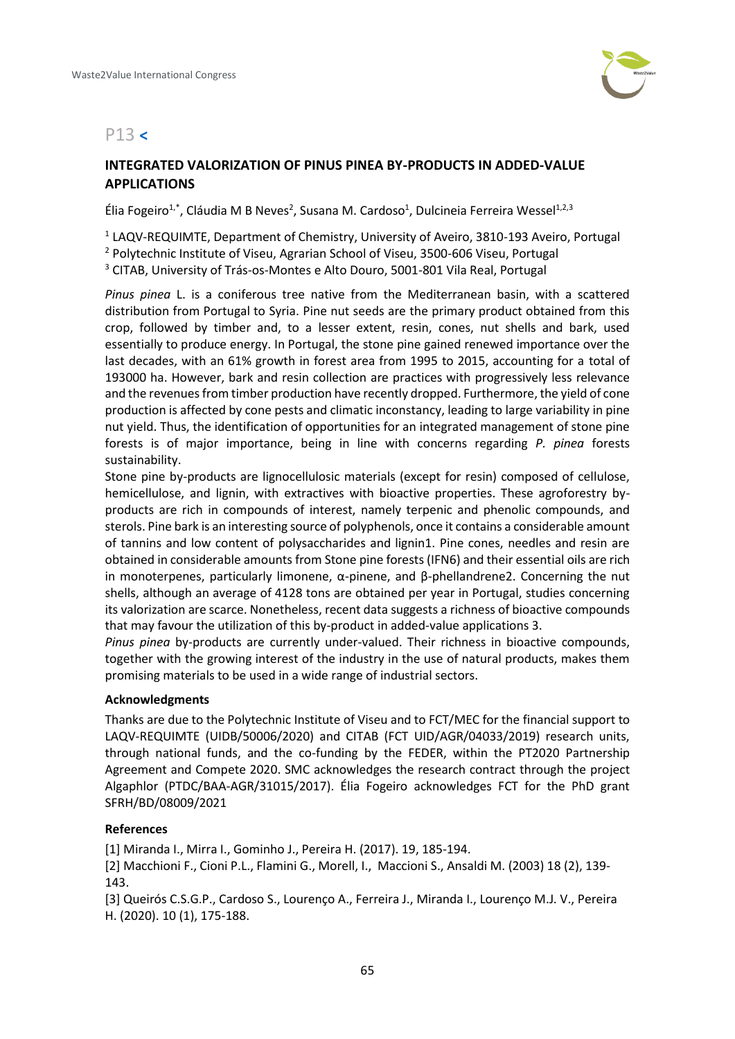## P13 <

### INTEGRATED VALORIZATION OF PINUS PINEA BY-PRODUCTS IN ADDED-VALUE APPLICATIONS

Élia Fogeiro[1,*], Cláudia M B Neves[2], Susana M. Cardoso[1], Dulcineia Ferreira Wessel[1,2,3]

[1] LAQV-REQUIMTE, Department of Chemistry, University of Aveiro, 3810-193 Aveiro, Portugal
[2] Polytechnic Institute of Viseu, Agrarian School of Viseu, 3500-606 Viseu, Portugal
[3] CITAB, University of Trás-os-Montes e Alto Douro, 5001-801 Vila Real, Portugal

*Pinus pinea* L. is a coniferous tree native from the Mediterranean basin, with a scattered distribution from Portugal to Syria. Pine nut seeds are the primary product obtained from this crop, followed by timber and, to a lesser extent, resin, cones, nut shells and bark, used essentially to produce energy. In Portugal, the stone pine gained renewed importance over the last decades, with an 61% growth in forest area from 1995 to 2015, accounting for a total of 193000 ha. However, bark and resin collection are practices with progressively less relevance and the revenues from timber production have recently dropped. Furthermore, the yield of cone production is affected by cone pests and climatic inconstancy, leading to large variability in pine nut yield. Thus, the identification of opportunities for an integrated management of stone pine forests is of major importance, being in line with concerns regarding *P. pinea* forests sustainability.

Stone pine by-products are lignocellulosic materials (except for resin) composed of cellulose, hemicellulose, and lignin, with extractives with bioactive properties. These agroforestry by-products are rich in compounds of interest, namely terpenic and phenolic compounds, and sterols. Pine bark is an interesting source of polyphenols, once it contains a considerable amount of tannins and low content of polysaccharides and lignin1. Pine cones, needles and resin are obtained in considerable amounts from Stone pine forests (IFN6) and their essential oils are rich in monoterpenes, particularly limonene, α-pinene, and β-phellandrene2. Concerning the nut shells, although an average of 4128 tons are obtained per year in Portugal, studies concerning its valorization are scarce. Nonetheless, recent data suggests a richness of bioactive compounds that may favour the utilization of this by-product in added-value applications 3.

*Pinus pinea* by-products are currently under-valued. Their richness in bioactive compounds, together with the growing interest of the industry in the use of natural products, makes them promising materials to be used in a wide range of industrial sectors.

#### Acknowledgments

Thanks are due to the Polytechnic Institute of Viseu and to FCT/MEC for the financial support to LAQV-REQUIMTE (UIDB/50006/2020) and CITAB (FCT UID/AGR/04033/2019) research units, through national funds, and the co-funding by the FEDER, within the PT2020 Partnership Agreement and Compete 2020. SMC acknowledges the research contract through the project Algaphlor (PTDC/BAA-AGR/31015/2017). Élia Fogeiro acknowledges FCT for the PhD grant SFRH/BD/08009/2021

#### References

[1] Miranda I., Mirra I., Gominho J., Pereira H. (2017). 19, 185-194.
[2] Macchioni F., Cioni P.L., Flamini G., Morell, I., Maccioni S., Ansaldi M. (2003) 18 (2), 139-143.
[3] Queirós C.S.G.P., Cardoso S., Lourenço A., Ferreira J., Miranda I., Lourenço M.J. V., Pereira H. (2020). 10 (1), 175-188.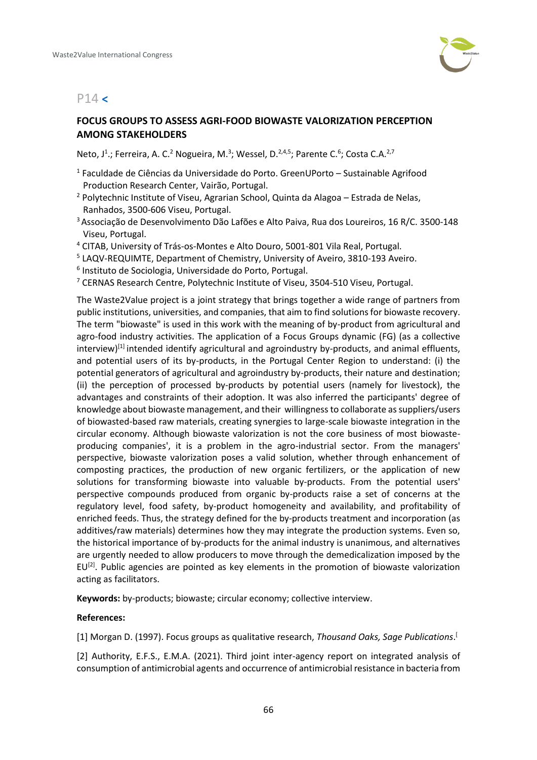## P14 <

### FOCUS GROUPS TO ASSESS AGRI-FOOD BIOWASTE VALORIZATION PERCEPTION AMONG STAKEHOLDERS

Neto, J[1].; Ferreira, A. C.[2] Nogueira, M.[3]; Wessel, D.[2,4,5]; Parente C.[6]; Costa C.A.[2,7]

[1] Faculdade de Ciências da Universidade do Porto. GreenUPorto – Sustainable Agrifood Production Research Center, Vairão, Portugal.

[2] Polytechnic Institute of Viseu, Agrarian School, Quinta da Alagoa – Estrada de Nelas, Ranhados, 3500-606 Viseu, Portugal.

[3] Associação de Desenvolvimento Dão Lafões e Alto Paiva, Rua dos Loureiros, 16 R/C. 3500-148 Viseu, Portugal.

[4] CITAB, University of Trás-os-Montes e Alto Douro, 5001-801 Vila Real, Portugal.

[5] LAQV-REQUIMTE, Department of Chemistry, University of Aveiro, 3810-193 Aveiro.

[6] Instituto de Sociologia, Universidade do Porto, Portugal.

[7] CERNAS Research Centre, Polytechnic Institute of Viseu, 3504-510 Viseu, Portugal.

The Waste2Value project is a joint strategy that brings together a wide range of partners from public institutions, universities, and companies, that aim to find solutions for biowaste recovery. The term "biowaste" is used in this work with the meaning of by-product from agricultural and agro-food industry activities. The application of a Focus Groups dynamic (FG) (as a collective interview)[1] intended identify agricultural and agroindustry by-products, and animal effluents, and potential users of its by-products, in the Portugal Center Region to understand: (i) the potential generators of agricultural and agroindustry by-products, their nature and destination; (ii) the perception of processed by-products by potential users (namely for livestock), the advantages and constraints of their adoption. It was also inferred the participants' degree of knowledge about biowaste management, and their willingness to collaborate as suppliers/users of biowasted-based raw materials, creating synergies to large-scale biowaste integration in the circular economy. Although biowaste valorization is not the core business of most biowaste-producing companies', it is a problem in the agro-industrial sector. From the managers' perspective, biowaste valorization poses a valid solution, whether through enhancement of composting practices, the production of new organic fertilizers, or the application of new solutions for transforming biowaste into valuable by-products. From the potential users' perspective compounds produced from organic by-products raise a set of concerns at the regulatory level, food safety, by-product homogeneity and availability, and profitability of enriched feeds. Thus, the strategy defined for the by-products treatment and incorporation (as additives/raw materials) determines how they may integrate the production systems. Even so, the historical importance of by-products for the animal industry is unanimous, and alternatives are urgently needed to allow producers to move through the demedicalization imposed by the EU[2]. Public agencies are pointed as key elements in the promotion of biowaste valorization acting as facilitators.

**Keywords:** by-products; biowaste; circular economy; collective interview.

**References:**

[1] Morgan D. (1997). Focus groups as qualitative research, *Thousand Oaks, Sage Publications*.[

[2] Authority, E.F.S., E.M.A. (2021). Third joint inter-agency report on integrated analysis of consumption of antimicrobial agents and occurrence of antimicrobial resistance in bacteria from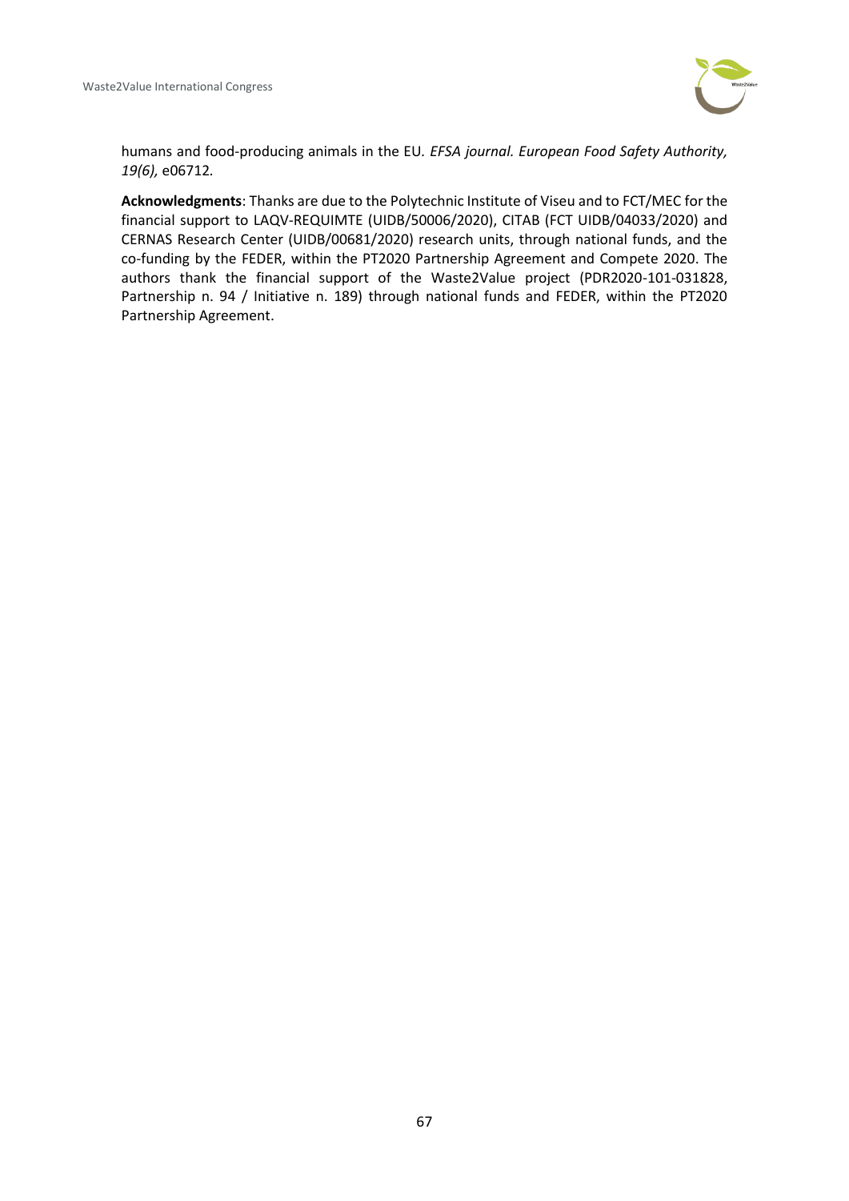humans and food-producing animals in the EU. *EFSA journal. European Food Safety Authority, 19(6),* e06712.

**Acknowledgments**: Thanks are due to the Polytechnic Institute of Viseu and to FCT/MEC for the financial support to LAQV-REQUIMTE (UIDB/50006/2020), CITAB (FCT UIDB/04033/2020) and CERNAS Research Center (UIDB/00681/2020) research units, through national funds, and the co-funding by the FEDER, within the PT2020 Partnership Agreement and Compete 2020. The authors thank the financial support of the Waste2Value project (PDR2020-101-031828, Partnership n. 94 / Initiative n. 189) through national funds and FEDER, within the PT2020 Partnership Agreement.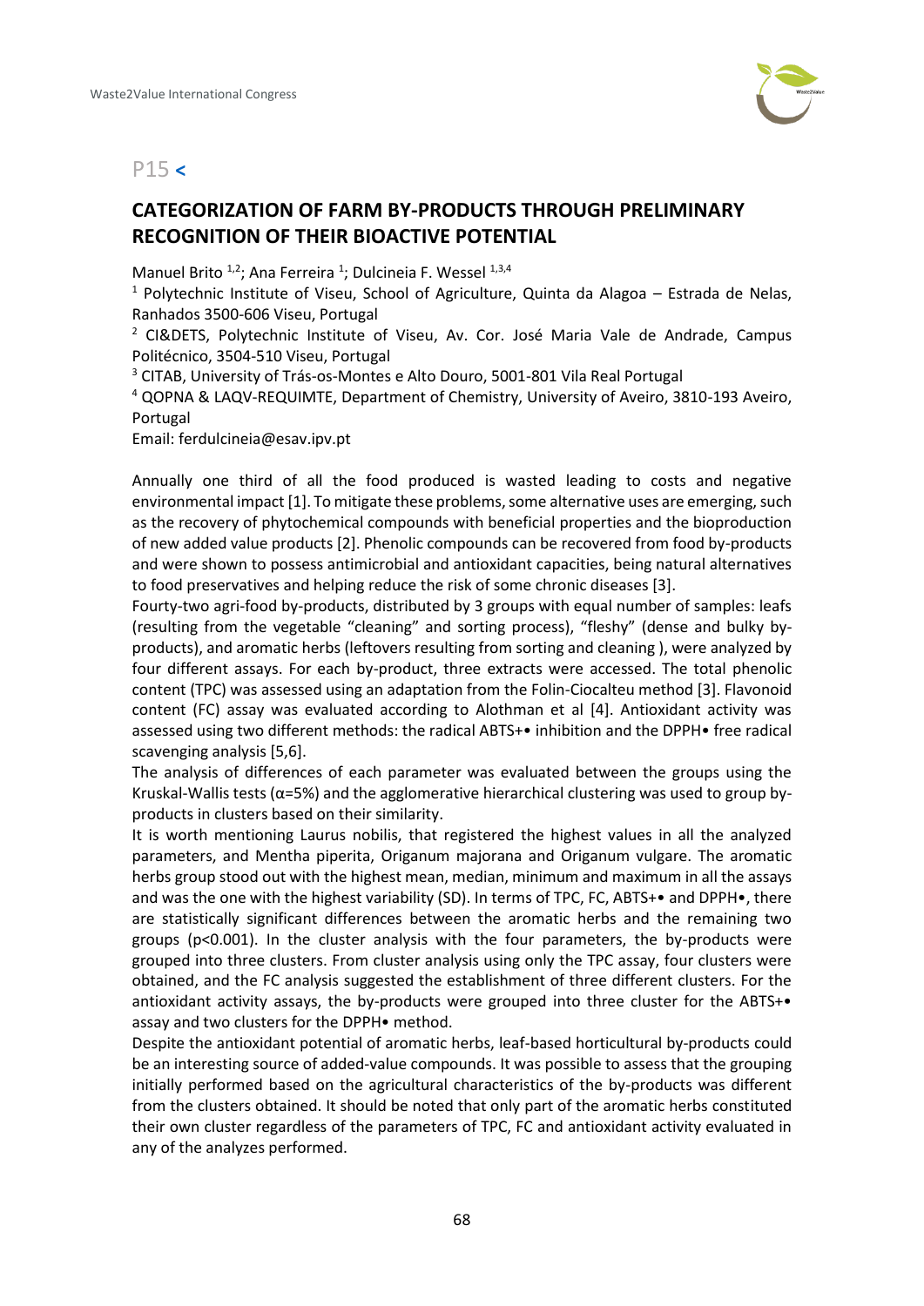P15 <

## CATEGORIZATION OF FARM BY-PRODUCTS THROUGH PRELIMINARY RECOGNITION OF THEIR BIOACTIVE POTENTIAL

Manuel Brito [1,2]; Ana Ferreira [1]; Dulcineia F. Wessel [1,3,4]

[1] Polytechnic Institute of Viseu, School of Agriculture, Quinta da Alagoa – Estrada de Nelas, Ranhados 3500-606 Viseu, Portugal

[2] CI&DETS, Polytechnic Institute of Viseu, Av. Cor. José Maria Vale de Andrade, Campus Politécnico, 3504-510 Viseu, Portugal

[3] CITAB, University of Trás-os-Montes e Alto Douro, 5001-801 Vila Real Portugal

[4] QOPNA & LAQV-REQUIMTE, Department of Chemistry, University of Aveiro, 3810-193 Aveiro, Portugal

Email: ferdulcineia@esav.ipv.pt

Annually one third of all the food produced is wasted leading to costs and negative environmental impact [1]. To mitigate these problems, some alternative uses are emerging, such as the recovery of phytochemical compounds with beneficial properties and the bioproduction of new added value products [2]. Phenolic compounds can be recovered from food by-products and were shown to possess antimicrobial and antioxidant capacities, being natural alternatives to food preservatives and helping reduce the risk of some chronic diseases [3].

Fourty-two agri-food by-products, distributed by 3 groups with equal number of samples: leafs (resulting from the vegetable "cleaning" and sorting process), "fleshy" (dense and bulky by-products), and aromatic herbs (leftovers resulting from sorting and cleaning ), were analyzed by four different assays. For each by-product, three extracts were accessed. The total phenolic content (TPC) was assessed using an adaptation from the Folin-Ciocalteu method [3]. Flavonoid content (FC) assay was evaluated according to Alothman et al [4]. Antioxidant activity was assessed using two different methods: the radical ABTS+• inhibition and the DPPH• free radical scavenging analysis [5,6].

The analysis of differences of each parameter was evaluated between the groups using the Kruskal-Wallis tests (α=5%) and the agglomerative hierarchical clustering was used to group by-products in clusters based on their similarity.

It is worth mentioning Laurus nobilis, that registered the highest values in all the analyzed parameters, and Mentha piperita, Origanum majorana and Origanum vulgare. The aromatic herbs group stood out with the highest mean, median, minimum and maximum in all the assays and was the one with the highest variability (SD). In terms of TPC, FC, ABTS+• and DPPH•, there are statistically significant differences between the aromatic herbs and the remaining two groups ($p<0.001$). In the cluster analysis with the four parameters, the by-products were grouped into three clusters. From cluster analysis using only the TPC assay, four clusters were obtained, and the FC analysis suggested the establishment of three different clusters. For the antioxidant activity assays, the by-products were grouped into three cluster for the ABTS+• assay and two clusters for the DPPH• method.

Despite the antioxidant potential of aromatic herbs, leaf-based horticultural by-products could be an interesting source of added-value compounds. It was possible to assess that the grouping initially performed based on the agricultural characteristics of the by-products was different from the clusters obtained. It should be noted that only part of the aromatic herbs constituted their own cluster regardless of the parameters of TPC, FC and antioxidant activity evaluated in any of the analyzes performed.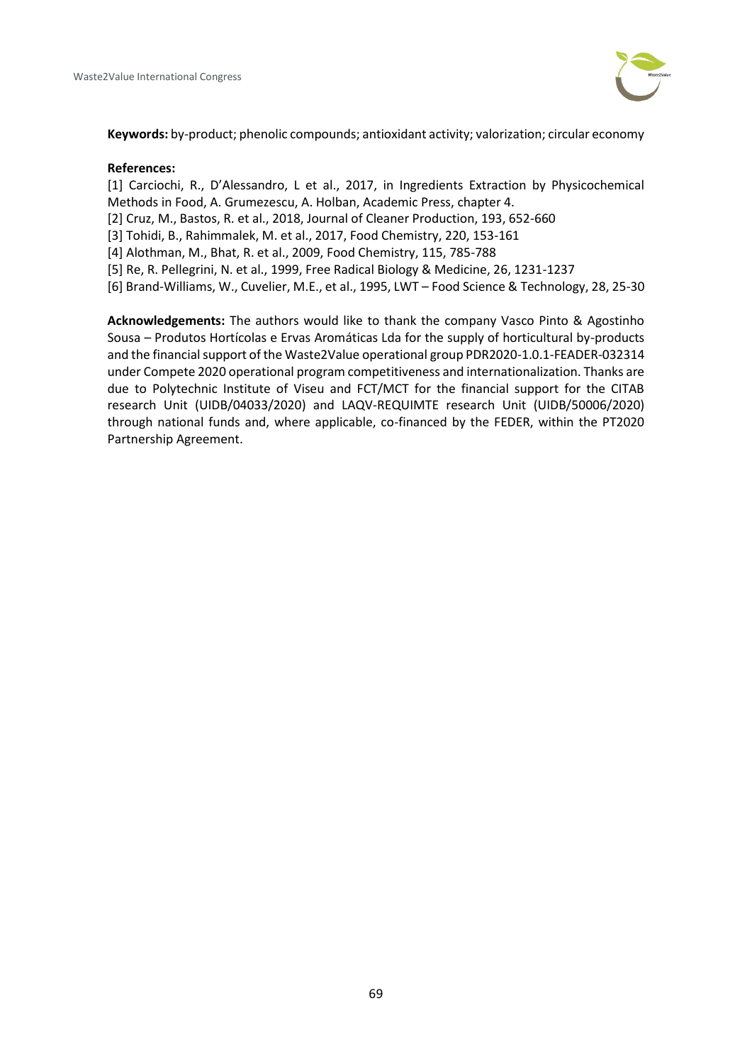**Keywords:** by-product; phenolic compounds; antioxidant activity; valorization; circular economy

**References:**

[1] Carciochi, R., D'Alessandro, L et al., 2017, in Ingredients Extraction by Physicochemical Methods in Food, A. Grumezescu, A. Holban, Academic Press, chapter 4.
[2] Cruz, M., Bastos, R. et al., 2018, Journal of Cleaner Production, 193, 652-660
[3] Tohidi, B., Rahimmalek, M. et al., 2017, Food Chemistry, 220, 153-161
[4] Alothman, M., Bhat, R. et al., 2009, Food Chemistry, 115, 785-788
[5] Re, R. Pellegrini, N. et al., 1999, Free Radical Biology & Medicine, 26, 1231-1237
[6] Brand-Williams, W., Cuvelier, M.E., et al., 1995, LWT – Food Science & Technology, 28, 25-30

**Acknowledgements:** The authors would like to thank the company Vasco Pinto & Agostinho Sousa – Produtos Hortícolas e Ervas Aromáticas Lda for the supply of horticultural by-products and the financial support of the Waste2Value operational group PDR2020-1.0.1-FEADER-032314 under Compete 2020 operational program competitiveness and internationalization. Thanks are due to Polytechnic Institute of Viseu and FCT/MCT for the financial support for the CITAB research Unit (UIDB/04033/2020) and LAQV-REQUIMTE research Unit (UIDB/50006/2020) through national funds and, where applicable, co-financed by the FEDER, within the PT2020 Partnership Agreement.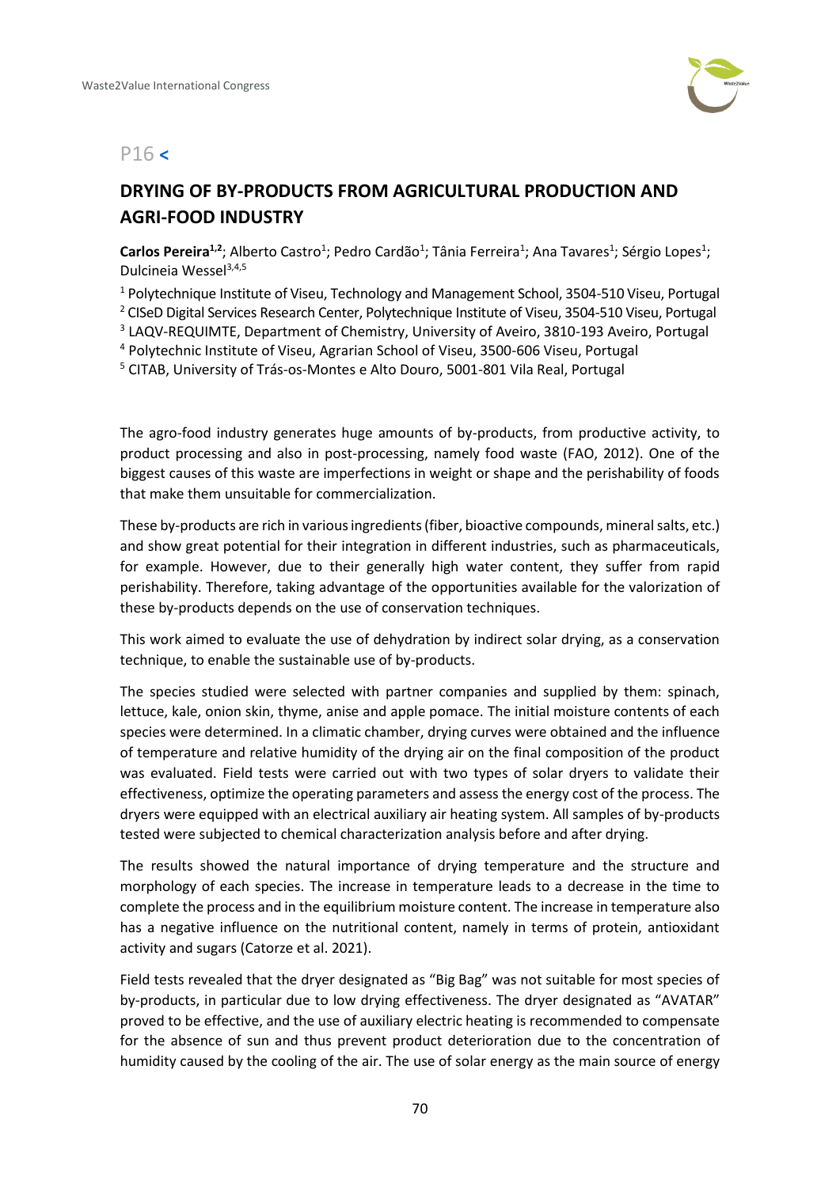## P16 <

# DRYING OF BY-PRODUCTS FROM AGRICULTURAL PRODUCTION AND AGRI-FOOD INDUSTRY

**Carlos Pereira[1,2]**; Alberto Castro[1]; Pedro Cardão[1]; Tânia Ferreira[1]; Ana Tavares[1]; Sérgio Lopes[1]; Dulcineia Wessel[3,4,5]

[1] Polytechnique Institute of Viseu, Technology and Management School, 3504-510 Viseu, Portugal
[2] CISeD Digital Services Research Center, Polytechnique Institute of Viseu, 3504-510 Viseu, Portugal
[3] LAQV-REQUIMTE, Department of Chemistry, University of Aveiro, 3810-193 Aveiro, Portugal
[4] Polytechnic Institute of Viseu, Agrarian School of Viseu, 3500-606 Viseu, Portugal
[5] CITAB, University of Trás-os-Montes e Alto Douro, 5001-801 Vila Real, Portugal

The agro-food industry generates huge amounts of by-products, from productive activity, to product processing and also in post-processing, namely food waste (FAO, 2012). One of the biggest causes of this waste are imperfections in weight or shape and the perishability of foods that make them unsuitable for commercialization.

These by-products are rich in various ingredients (fiber, bioactive compounds, mineral salts, etc.) and show great potential for their integration in different industries, such as pharmaceuticals, for example. However, due to their generally high water content, they suffer from rapid perishability. Therefore, taking advantage of the opportunities available for the valorization of these by-products depends on the use of conservation techniques.

This work aimed to evaluate the use of dehydration by indirect solar drying, as a conservation technique, to enable the sustainable use of by-products.

The species studied were selected with partner companies and supplied by them: spinach, lettuce, kale, onion skin, thyme, anise and apple pomace. The initial moisture contents of each species were determined. In a climatic chamber, drying curves were obtained and the influence of temperature and relative humidity of the drying air on the final composition of the product was evaluated. Field tests were carried out with two types of solar dryers to validate their effectiveness, optimize the operating parameters and assess the energy cost of the process. The dryers were equipped with an electrical auxiliary air heating system. All samples of by-products tested were subjected to chemical characterization analysis before and after drying.

The results showed the natural importance of drying temperature and the structure and morphology of each species. The increase in temperature leads to a decrease in the time to complete the process and in the equilibrium moisture content. The increase in temperature also has a negative influence on the nutritional content, namely in terms of protein, antioxidant activity and sugars (Catorze et al. 2021).

Field tests revealed that the dryer designated as "Big Bag" was not suitable for most species of by-products, in particular due to low drying effectiveness. The dryer designated as "AVATAR" proved to be effective, and the use of auxiliary electric heating is recommended to compensate for the absence of sun and thus prevent product deterioration due to the concentration of humidity caused by the cooling of the air. The use of solar energy as the main source of energy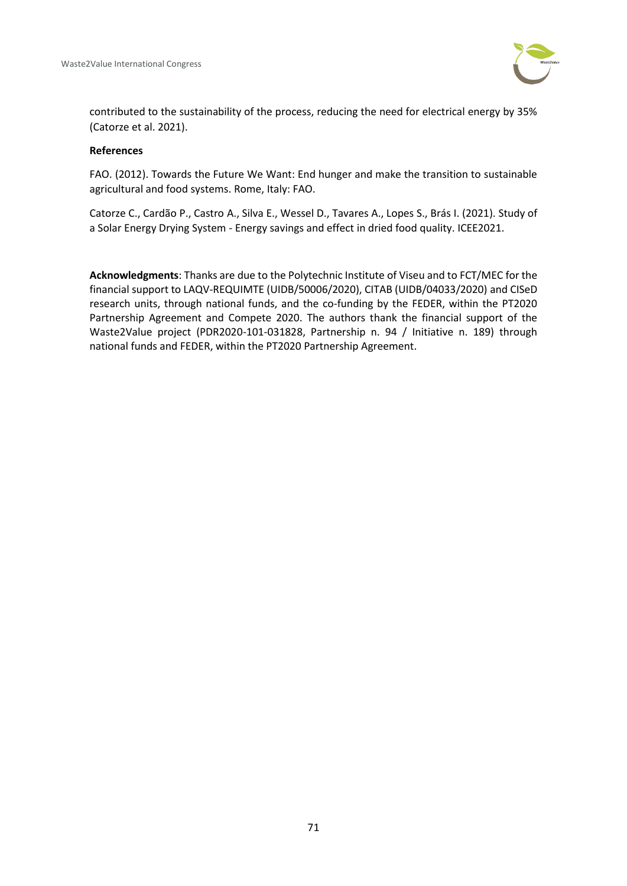contributed to the sustainability of the process, reducing the need for electrical energy by 35% (Catorze et al. 2021).

**References**

FAO. (2012). Towards the Future We Want: End hunger and make the transition to sustainable agricultural and food systems. Rome, Italy: FAO.

Catorze C., Cardão P., Castro A., Silva E., Wessel D., Tavares A., Lopes S., Brás I. (2021). Study of a Solar Energy Drying System - Energy savings and effect in dried food quality. ICEE2021.

**Acknowledgments**: Thanks are due to the Polytechnic Institute of Viseu and to FCT/MEC for the financial support to LAQV-REQUIMTE (UIDB/50006/2020), CITAB (UIDB/04033/2020) and CISeD research units, through national funds, and the co-funding by the FEDER, within the PT2020 Partnership Agreement and Compete 2020. The authors thank the financial support of the Waste2Value project (PDR2020-101-031828, Partnership n. 94 / Initiative n. 189) through national funds and FEDER, within the PT2020 Partnership Agreement.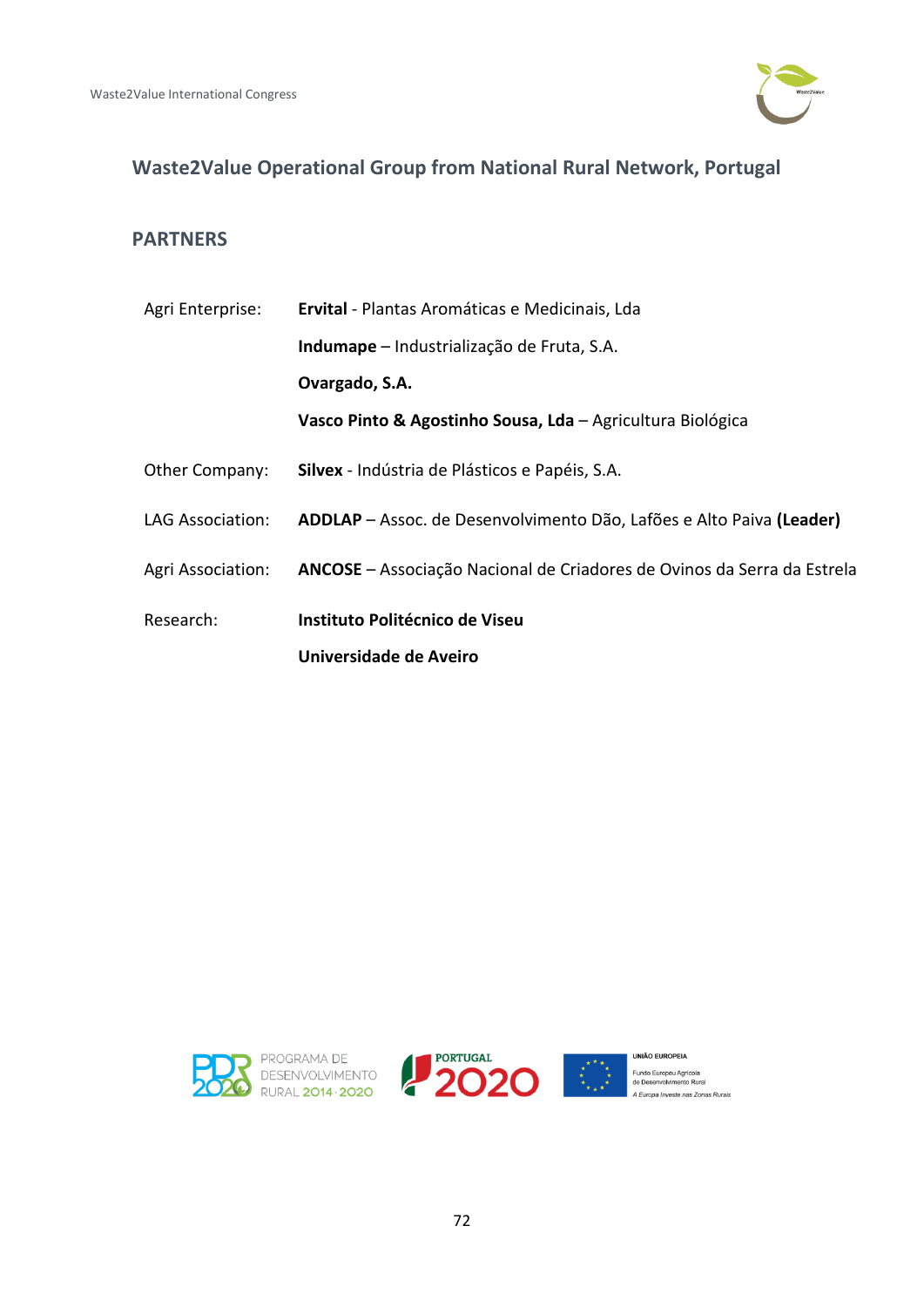## Waste2Value Operational Group from National Rural Network, Portugal

### PARTNERS

| | |
|---|---|
| Agri Enterprise: | **Ervital** - Plantas Aromáticas e Medicinais, Lda |
| | **Indumape** – Industrialização de Fruta, S.A. |
| | **Ovargado, S.A.** |
| | **Vasco Pinto & Agostinho Sousa, Lda** – Agricultura Biológica |
| Other Company: | **Silvex** - Indústria de Plásticos e Papéis, S.A. |
| LAG Association: | **ADDLAP** – Assoc. de Desenvolvimento Dão, Lafões e Alto Paiva **(Leader)** |
| Agri Association: | **ANCOSE** – Associação Nacional de Criadores de Ovinos da Serra da Estrela |
| Research: | **Instituto Politécnico de Viseu** |
| | **Universidade de Aveiro** |

PROGRAMA DE DESENVOLVIMENTO RURAL 2014 · 2020

PORTUGAL 2020

UNIÃO EUROPEIA
Fundo Europeu Agrícola de Desenvolvimento Rural
*A Europa Investe nas Zonas Rurais*